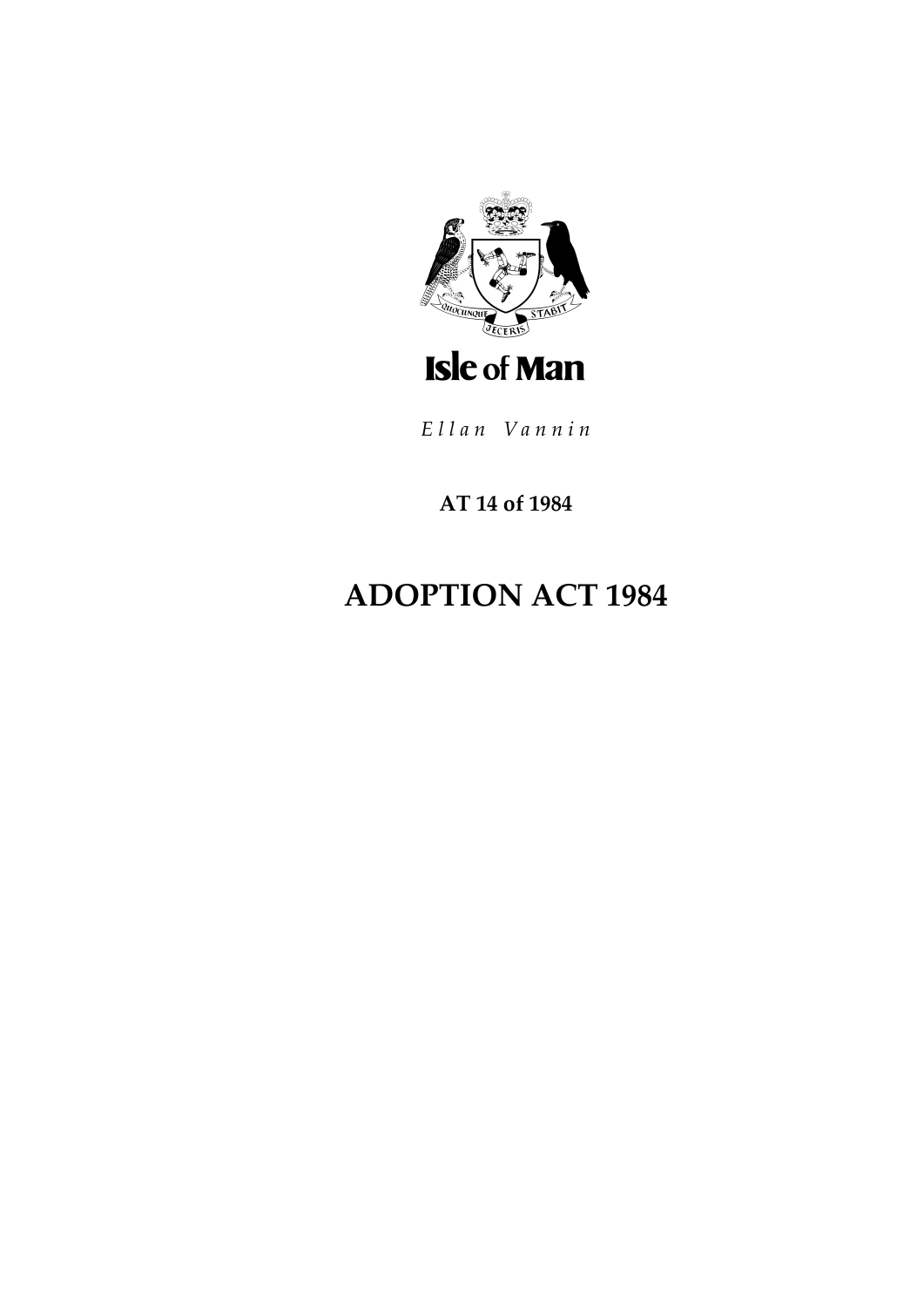Isle of Man

*Ellan Vannin*

**AT 14 of 1984**

# ADOPTION ACT 1984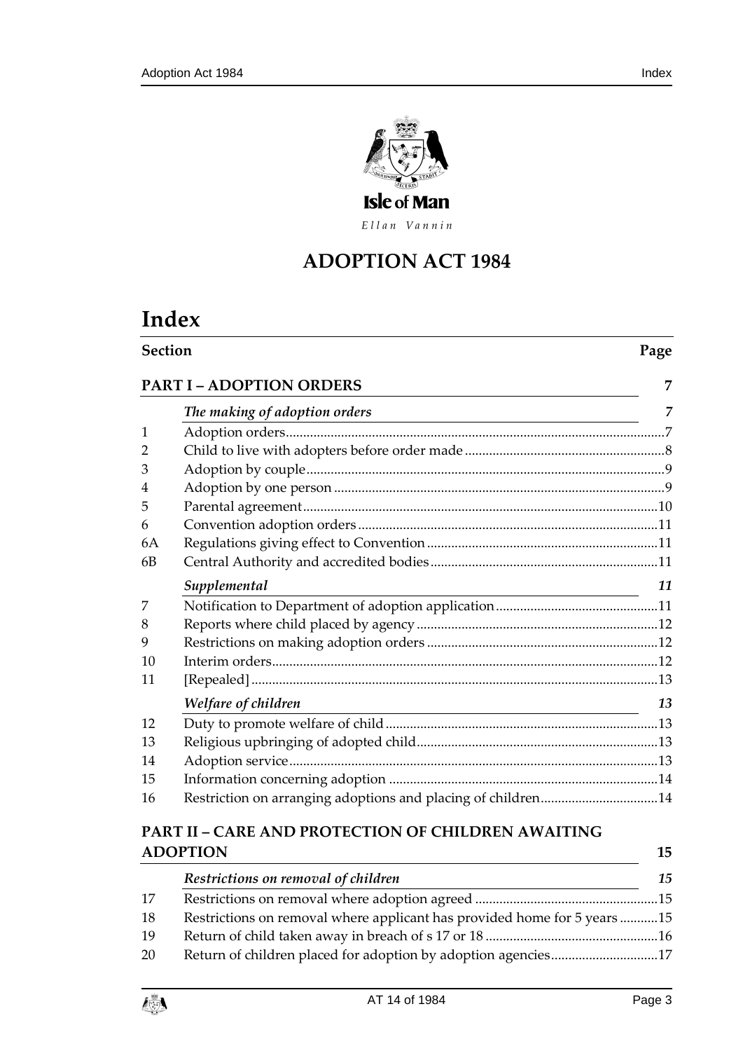Isle of Man

*Ellan Vannin*

# ADOPTION ACT 1984

# Index

| Section | | Page |
|---|---|---|
| **PART I – ADOPTION ORDERS** | | **7** |
| | ***The making of adoption orders*** | ***7*** |
| 1 | Adoption orders | 7 |
| 2 | Child to live with adopters before order made | 8 |
| 3 | Adoption by couple | 9 |
| 4 | Adoption by one person | 9 |
| 5 | Parental agreement | 10 |
| 6 | Convention adoption orders | 11 |
| 6A | Regulations giving effect to Convention | 11 |
| 6B | Central Authority and accredited bodies | 11 |
| | ***Supplemental*** | ***11*** |
| 7 | Notification to Department of adoption application | 11 |
| 8 | Reports where child placed by agency | 12 |
| 9 | Restrictions on making adoption orders | 12 |
| 10 | Interim orders | 12 |
| 11 | [Repealed] | 13 |
| | ***Welfare of children*** | ***13*** |
| 12 | Duty to promote welfare of child | 13 |
| 13 | Religious upbringing of adopted child | 13 |
| 14 | Adoption service | 13 |
| 15 | Information concerning adoption | 14 |
| 16 | Restriction on arranging adoptions and placing of children | 14 |
| **PART II – CARE AND PROTECTION OF CHILDREN AWAITING ADOPTION** | | **15** |
| | ***Restrictions on removal of children*** | ***15*** |
| 17 | Restrictions on removal where adoption agreed | 15 |
| 18 | Restrictions on removal where applicant has provided home for 5 years | 15 |
| 19 | Return of child taken away in breach of s 17 or 18 | 16 |
| 20 | Return of children placed for adoption by adoption agencies | 17 |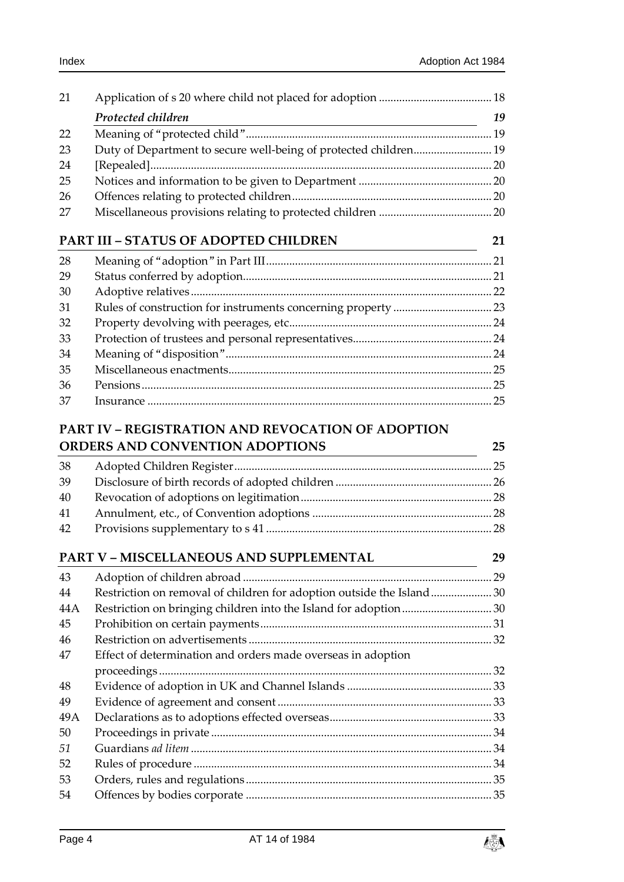| | | |
|---|---|---|
| 21 | Application of s 20 where child not placed for adoption | 18 |
| | ***Protected children*** | ***19*** |
| 22 | Meaning of "protected child" | 19 |
| 23 | Duty of Department to secure well-being of protected children | 19 |
| 24 | [Repealed] | 20 |
| 25 | Notices and information to be given to Department | 20 |
| 26 | Offences relating to protected children | 20 |
| 27 | Miscellaneous provisions relating to protected children | 20 |
| | **PART III – STATUS OF ADOPTED CHILDREN** | **21** |
| 28 | Meaning of "adoption" in Part III | 21 |
| 29 | Status conferred by adoption | 21 |
| 30 | Adoptive relatives | 22 |
| 31 | Rules of construction for instruments concerning property | 23 |
| 32 | Property devolving with peerages, etc | 24 |
| 33 | Protection of trustees and personal representatives | 24 |
| 34 | Meaning of "disposition" | 24 |
| 35 | Miscellaneous enactments | 25 |
| 36 | Pensions | 25 |
| 37 | Insurance | 25 |
| | **PART IV – REGISTRATION AND REVOCATION OF ADOPTION ORDERS AND CONVENTION ADOPTIONS** | **25** |
| 38 | Adopted Children Register | 25 |
| 39 | Disclosure of birth records of adopted children | 26 |
| 40 | Revocation of adoptions on legitimation | 28 |
| 41 | Annulment, etc., of Convention adoptions | 28 |
| 42 | Provisions supplementary to s 41 | 28 |
| | **PART V – MISCELLANEOUS AND SUPPLEMENTAL** | **29** |
| 43 | Adoption of children abroad | 29 |
| 44 | Restriction on removal of children for adoption outside the Island | 30 |
| 44A | Restriction on bringing children into the Island for adoption | 30 |
| 45 | Prohibition on certain payments | 31 |
| 46 | Restriction on advertisements | 32 |
| 47 | Effect of determination and orders made overseas in adoption proceedings | 32 |
| 48 | Evidence of adoption in UK and Channel Islands | 33 |
| 49 | Evidence of agreement and consent | 33 |
| 49A | Declarations as to adoptions effected overseas | 33 |
| 50 | Proceedings in private | 34 |
| *51* | Guardians *ad litem* | 34 |
| 52 | Rules of procedure | 34 |
| 53 | Orders, rules and regulations | 35 |
| 54 | Offences by bodies corporate | 35 |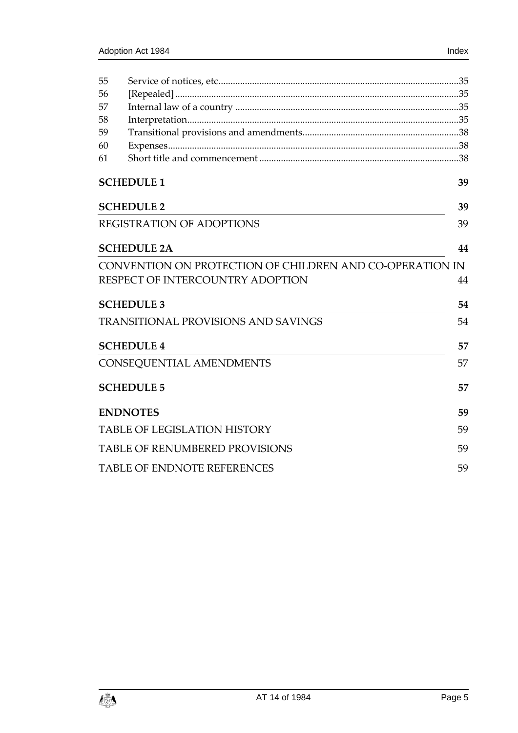| | | |
|---|---|---|
| 55 | Service of notices, etc | 35 |
| 56 | [Repealed] | 35 |
| 57 | Internal law of a country | 35 |
| 58 | Interpretation | 35 |
| 59 | Transitional provisions and amendments | 38 |
| 60 | Expenses | 38 |
| 61 | Short title and commencement | 38 |

**SCHEDULE 1** 39

**SCHEDULE 2** 39

REGISTRATION OF ADOPTIONS 39

**SCHEDULE 2A** 44

CONVENTION ON PROTECTION OF CHILDREN AND CO-OPERATION IN RESPECT OF INTERCOUNTRY ADOPTION 44

**SCHEDULE 3** 54

TRANSITIONAL PROVISIONS AND SAVINGS 54

**SCHEDULE 4** 57

CONSEQUENTIAL AMENDMENTS 57

**SCHEDULE 5** 57

**ENDNOTES** 59

TABLE OF LEGISLATION HISTORY 59

TABLE OF RENUMBERED PROVISIONS 59

TABLE OF ENDNOTE REFERENCES 59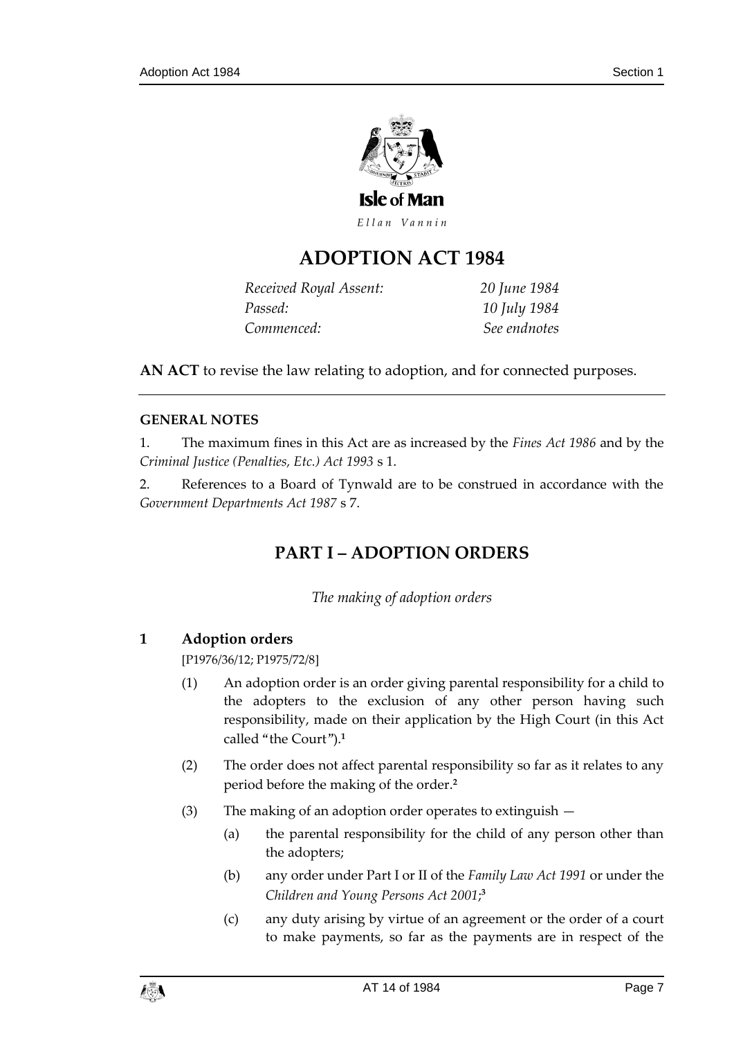Isle of Man

*Ellan Vannin*

# ADOPTION ACT 1984

| | |
|---|---|
| *Received Royal Assent:* | *20 June 1984* |
| *Passed:* | *10 July 1984* |
| *Commenced:* | *See endnotes* |

**AN ACT** to revise the law relating to adoption, and for connected purposes.

---

**GENERAL NOTES**

1. The maximum fines in this Act are as increased by the *Fines Act 1986* and by the *Criminal Justice (Penalties, Etc.) Act 1993* s 1.

2. References to a Board of Tynwald are to be construed in accordance with the *Government Departments Act 1987* s 7.

## PART I – ADOPTION ORDERS

*The making of adoption orders*

### 1 Adoption orders

[P1976/36/12; P1975/72/8]

(1) An adoption order is an order giving parental responsibility for a child to the adopters to the exclusion of any other person having such responsibility, made on their application by the High Court (in this Act called "the Court").[1]

(2) The order does not affect parental responsibility so far as it relates to any period before the making of the order.[2]

(3) The making of an adoption order operates to extinguish —

(a) the parental responsibility for the child of any person other than the adopters;

(b) any order under Part I or II of the *Family Law Act 1991* or under the *Children and Young Persons Act 2001*;[3]

(c) any duty arising by virtue of an agreement or the order of a court to make payments, so far as the payments are in respect of the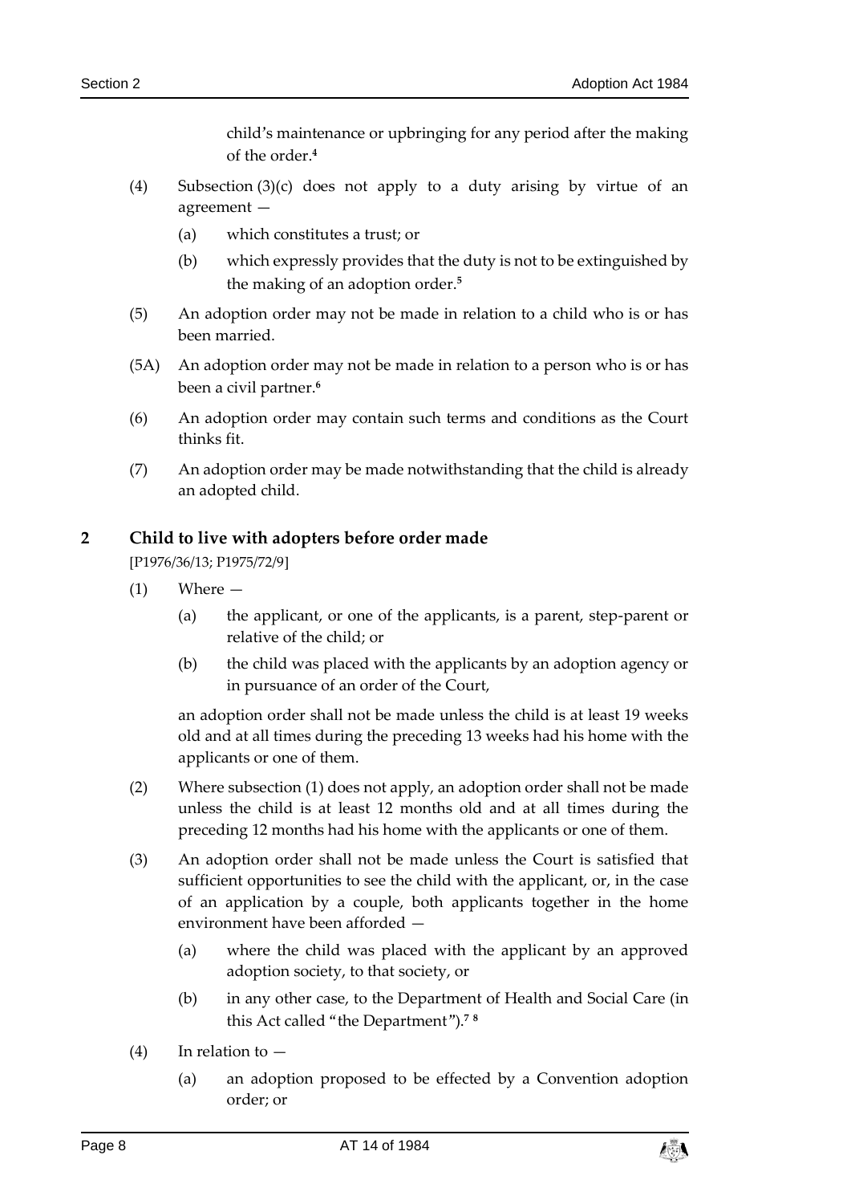child's maintenance or upbringing for any period after the making of the order.[4]

(4) Subsection (3)(c) does not apply to a duty arising by virtue of an agreement —

(a) which constitutes a trust; or

(b) which expressly provides that the duty is not to be extinguished by the making of an adoption order.[5]

(5) An adoption order may not be made in relation to a child who is or has been married.

(5A) An adoption order may not be made in relation to a person who is or has been a civil partner.[6]

(6) An adoption order may contain such terms and conditions as the Court thinks fit.

(7) An adoption order may be made notwithstanding that the child is already an adopted child.

## 2 Child to live with adopters before order made

[P1976/36/13; P1975/72/9]

(1) Where —

(a) the applicant, or one of the applicants, is a parent, step-parent or relative of the child; or

(b) the child was placed with the applicants by an adoption agency or in pursuance of an order of the Court,

an adoption order shall not be made unless the child is at least 19 weeks old and at all times during the preceding 13 weeks had his home with the applicants or one of them.

(2) Where subsection (1) does not apply, an adoption order shall not be made unless the child is at least 12 months old and at all times during the preceding 12 months had his home with the applicants or one of them.

(3) An adoption order shall not be made unless the Court is satisfied that sufficient opportunities to see the child with the applicant, or, in the case of an application by a couple, both applicants together in the home environment have been afforded —

(a) where the child was placed with the applicant by an approved adoption society, to that society, or

(b) in any other case, to the Department of Health and Social Care (in this Act called "the Department").[7] [8]

(4) In relation to —

(a) an adoption proposed to be effected by a Convention adoption order; or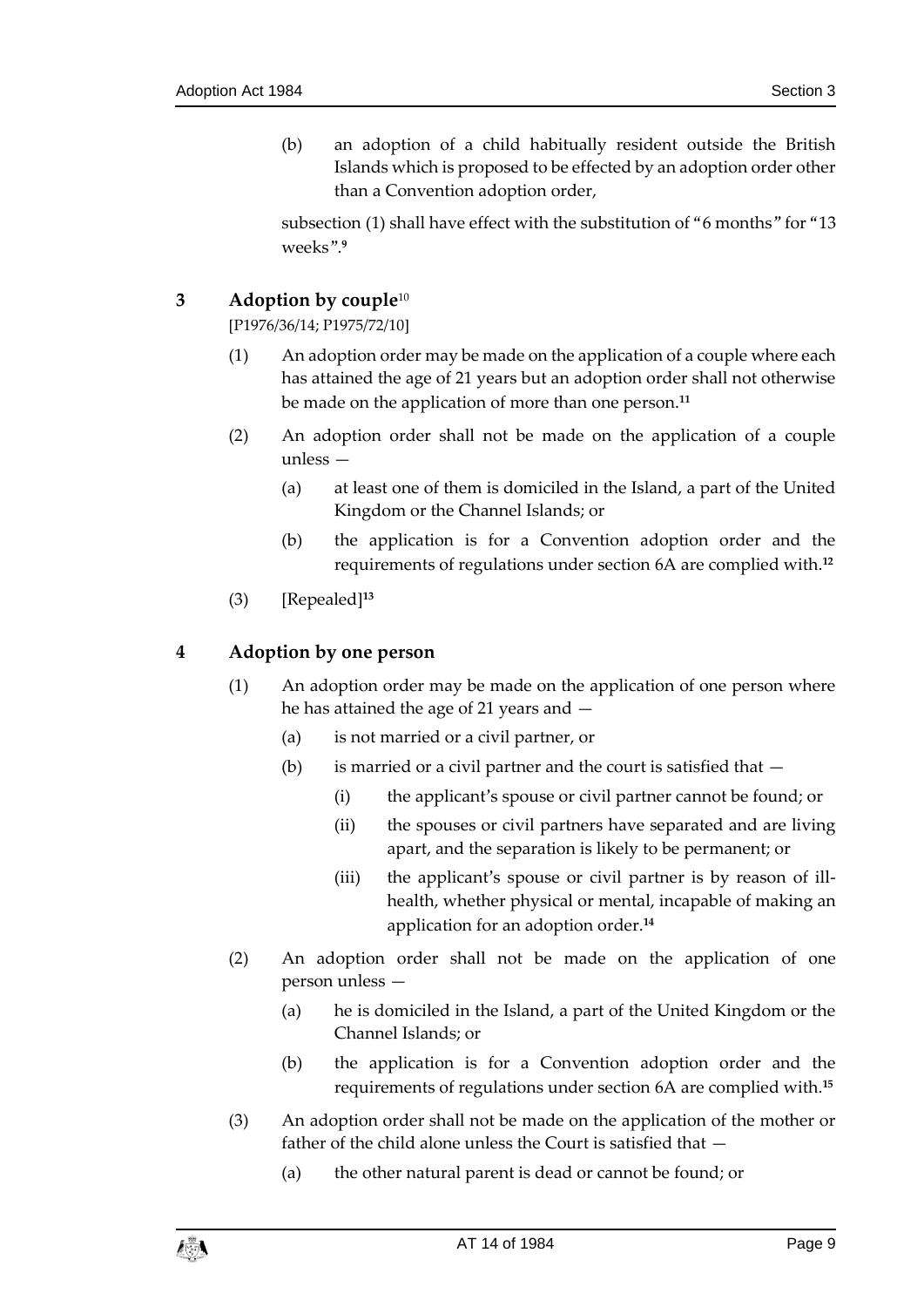(b) an adoption of a child habitually resident outside the British Islands which is proposed to be effected by an adoption order other than a Convention adoption order,

subsection (1) shall have effect with the substitution of "6 months" for "13 weeks".[9]

## 3 Adoption by couple[10]

[P1976/36/14; P1975/72/10]

(1) An adoption order may be made on the application of a couple where each has attained the age of 21 years but an adoption order shall not otherwise be made on the application of more than one person.[11]

(2) An adoption order shall not be made on the application of a couple unless —

(a) at least one of them is domiciled in the Island, a part of the United Kingdom or the Channel Islands; or

(b) the application is for a Convention adoption order and the requirements of regulations under section 6A are complied with.[12]

(3) [Repealed][13]

## 4 Adoption by one person

(1) An adoption order may be made on the application of one person where he has attained the age of 21 years and —

(a) is not married or a civil partner, or

(b) is married or a civil partner and the court is satisfied that —

(i) the applicant's spouse or civil partner cannot be found; or

(ii) the spouses or civil partners have separated and are living apart, and the separation is likely to be permanent; or

(iii) the applicant's spouse or civil partner is by reason of ill-health, whether physical or mental, incapable of making an application for an adoption order.[14]

(2) An adoption order shall not be made on the application of one person unless —

(a) he is domiciled in the Island, a part of the United Kingdom or the Channel Islands; or

(b) the application is for a Convention adoption order and the requirements of regulations under section 6A are complied with.[15]

(3) An adoption order shall not be made on the application of the mother or father of the child alone unless the Court is satisfied that —

(a) the other natural parent is dead or cannot be found; or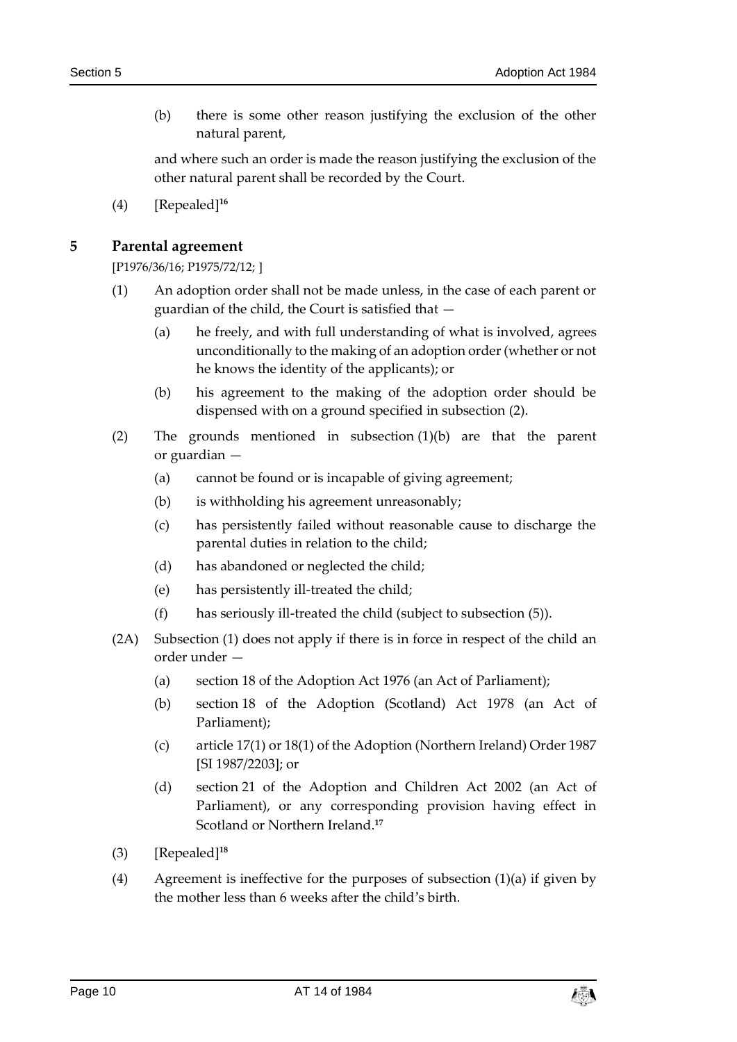(b) there is some other reason justifying the exclusion of the other natural parent,

and where such an order is made the reason justifying the exclusion of the other natural parent shall be recorded by the Court.

(4) [Repealed][16]

## 5 Parental agreement

[P1976/36/16; P1975/72/12; ]

(1) An adoption order shall not be made unless, in the case of each parent or guardian of the child, the Court is satisfied that —

(a) he freely, and with full understanding of what is involved, agrees unconditionally to the making of an adoption order (whether or not he knows the identity of the applicants); or

(b) his agreement to the making of the adoption order should be dispensed with on a ground specified in subsection (2).

(2) The grounds mentioned in subsection (1)(b) are that the parent or guardian —

(a) cannot be found or is incapable of giving agreement;

(b) is withholding his agreement unreasonably;

(c) has persistently failed without reasonable cause to discharge the parental duties in relation to the child;

(d) has abandoned or neglected the child;

(e) has persistently ill-treated the child;

(f) has seriously ill-treated the child (subject to subsection (5)).

(2A) Subsection (1) does not apply if there is in force in respect of the child an order under —

(a) section 18 of the Adoption Act 1976 (an Act of Parliament);

(b) section 18 of the Adoption (Scotland) Act 1978 (an Act of Parliament);

(c) article 17(1) or 18(1) of the Adoption (Northern Ireland) Order 1987 [SI 1987/2203]; or

(d) section 21 of the Adoption and Children Act 2002 (an Act of Parliament), or any corresponding provision having effect in Scotland or Northern Ireland.[17]

(3) [Repealed][18]

(4) Agreement is ineffective for the purposes of subsection (1)(a) if given by the mother less than 6 weeks after the child's birth.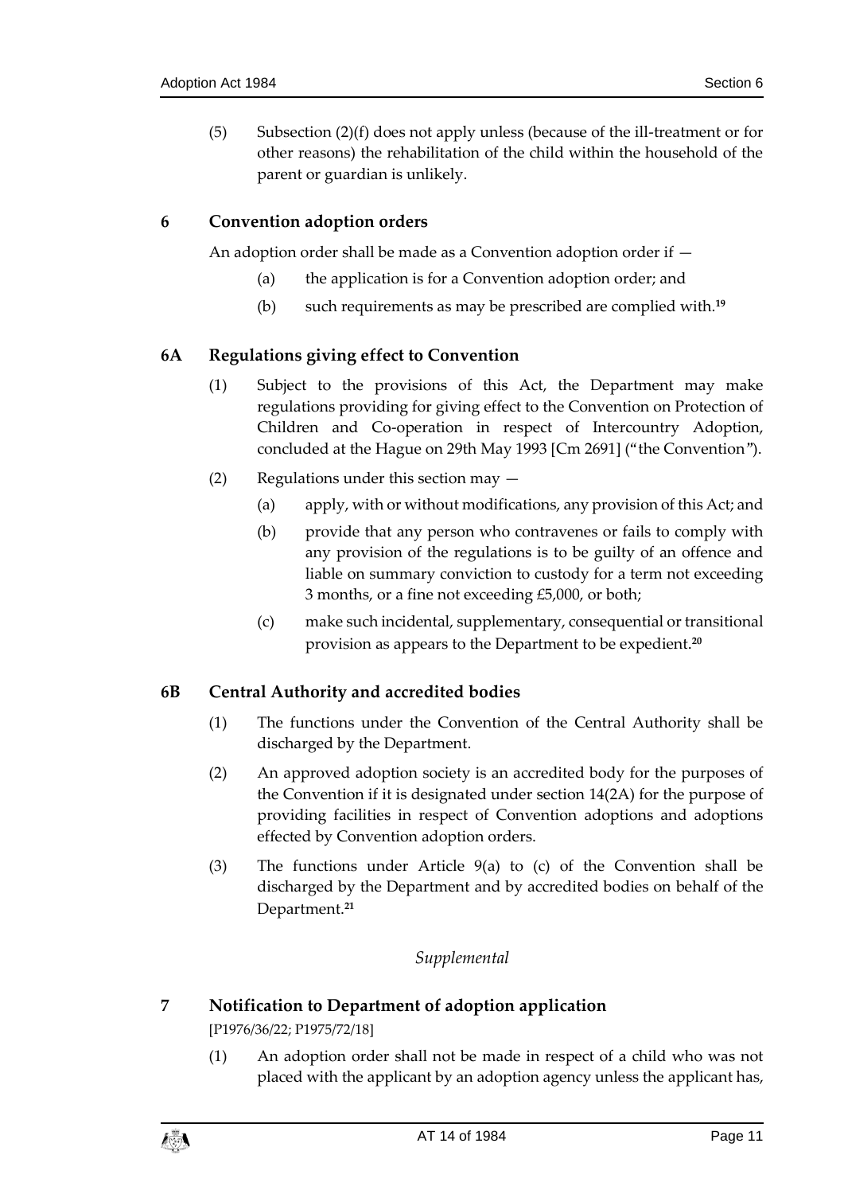(5) Subsection (2)(f) does not apply unless (because of the ill-treatment or for other reasons) the rehabilitation of the child within the household of the parent or guardian is unlikely.

## 6 Convention adoption orders

An adoption order shall be made as a Convention adoption order if —

(a) the application is for a Convention adoption order; and

(b) such requirements as may be prescribed are complied with.[19]

## 6A Regulations giving effect to Convention

(1) Subject to the provisions of this Act, the Department may make regulations providing for giving effect to the Convention on Protection of Children and Co-operation in respect of Intercountry Adoption, concluded at the Hague on 29th May 1993 [Cm 2691] ("the Convention").

(2) Regulations under this section may —

(a) apply, with or without modifications, any provision of this Act; and

(b) provide that any person who contravenes or fails to comply with any provision of the regulations is to be guilty of an offence and liable on summary conviction to custody for a term not exceeding 3 months, or a fine not exceeding £5,000, or both;

(c) make such incidental, supplementary, consequential or transitional provision as appears to the Department to be expedient.[20]

## 6B Central Authority and accredited bodies

(1) The functions under the Convention of the Central Authority shall be discharged by the Department.

(2) An approved adoption society is an accredited body for the purposes of the Convention if it is designated under section 14(2A) for the purpose of providing facilities in respect of Convention adoptions and adoptions effected by Convention adoption orders.

(3) The functions under Article 9(a) to (c) of the Convention shall be discharged by the Department and by accredited bodies on behalf of the Department.[21]

*Supplemental*

## 7 Notification to Department of adoption application

[P1976/36/22; P1975/72/18]

(1) An adoption order shall not be made in respect of a child who was not placed with the applicant by an adoption agency unless the applicant has,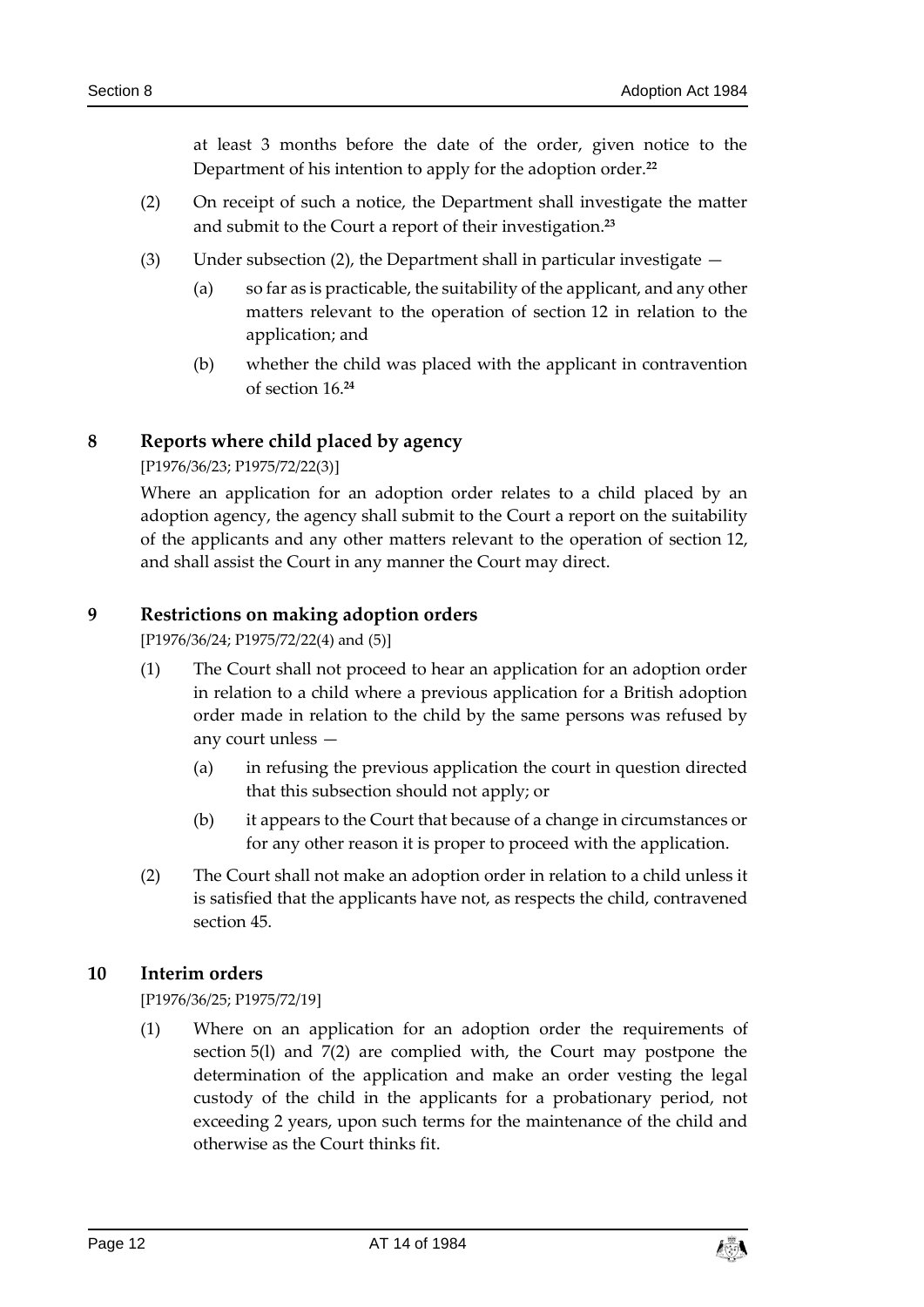at least 3 months before the date of the order, given notice to the Department of his intention to apply for the adoption order.[22]

(2) On receipt of such a notice, the Department shall investigate the matter and submit to the Court a report of their investigation.[23]

(3) Under subsection (2), the Department shall in particular investigate —

(a) so far as is practicable, the suitability of the applicant, and any other matters relevant to the operation of section 12 in relation to the application; and

(b) whether the child was placed with the applicant in contravention of section 16.[24]

## 8 Reports where child placed by agency

[P1976/36/23; P1975/72/22(3)]

Where an application for an adoption order relates to a child placed by an adoption agency, the agency shall submit to the Court a report on the suitability of the applicants and any other matters relevant to the operation of section 12, and shall assist the Court in any manner the Court may direct.

## 9 Restrictions on making adoption orders

[P1976/36/24; P1975/72/22(4) and (5)]

(1) The Court shall not proceed to hear an application for an adoption order in relation to a child where a previous application for a British adoption order made in relation to the child by the same persons was refused by any court unless —

(a) in refusing the previous application the court in question directed that this subsection should not apply; or

(b) it appears to the Court that because of a change in circumstances or for any other reason it is proper to proceed with the application.

(2) The Court shall not make an adoption order in relation to a child unless it is satisfied that the applicants have not, as respects the child, contravened section 45.

## 10 Interim orders

[P1976/36/25; P1975/72/19]

(1) Where on an application for an adoption order the requirements of section 5(l) and 7(2) are complied with, the Court may postpone the determination of the application and make an order vesting the legal custody of the child in the applicants for a probationary period, not exceeding 2 years, upon such terms for the maintenance of the child and otherwise as the Court thinks fit.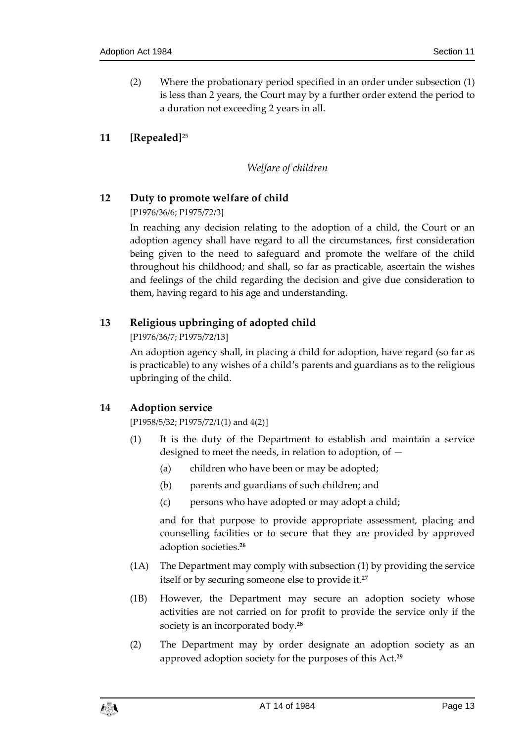(2) Where the probationary period specified in an order under subsection (1) is less than 2 years, the Court may by a further order extend the period to a duration not exceeding 2 years in all.

## 11 [Repealed][25]

*Welfare of children*

## 12 Duty to promote welfare of child

[P1976/36/6; P1975/72/3]

In reaching any decision relating to the adoption of a child, the Court or an adoption agency shall have regard to all the circumstances, first consideration being given to the need to safeguard and promote the welfare of the child throughout his childhood; and shall, so far as practicable, ascertain the wishes and feelings of the child regarding the decision and give due consideration to them, having regard to his age and understanding.

## 13 Religious upbringing of adopted child

[P1976/36/7; P1975/72/13]

An adoption agency shall, in placing a child for adoption, have regard (so far as is practicable) to any wishes of a child's parents and guardians as to the religious upbringing of the child.

## 14 Adoption service

[P1958/5/32; P1975/72/1(1) and 4(2)]

(1) It is the duty of the Department to establish and maintain a service designed to meet the needs, in relation to adoption, of —

- (a) children who have been or may be adopted;
- (b) parents and guardians of such children; and
- (c) persons who have adopted or may adopt a child;

and for that purpose to provide appropriate assessment, placing and counselling facilities or to secure that they are provided by approved adoption societies.[26]

(1A) The Department may comply with subsection (1) by providing the service itself or by securing someone else to provide it.[27]

(1B) However, the Department may secure an adoption society whose activities are not carried on for profit to provide the service only if the society is an incorporated body.[28]

(2) The Department may by order designate an adoption society as an approved adoption society for the purposes of this Act.[29]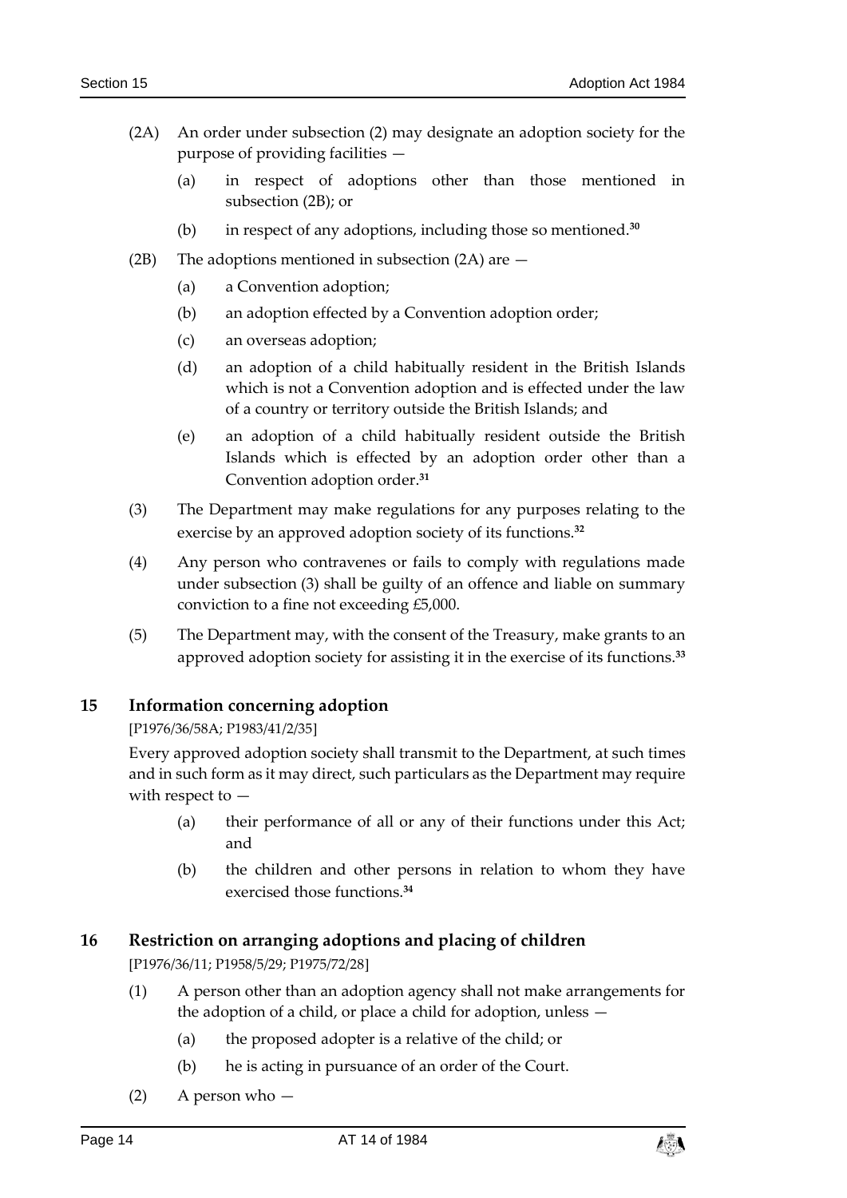(2A) An order under subsection (2) may designate an adoption society for the purpose of providing facilities —

(a) in respect of adoptions other than those mentioned in subsection (2B); or

(b) in respect of any adoptions, including those so mentioned.[30]

(2B) The adoptions mentioned in subsection (2A) are —

(a) a Convention adoption;

(b) an adoption effected by a Convention adoption order;

(c) an overseas adoption;

(d) an adoption of a child habitually resident in the British Islands which is not a Convention adoption and is effected under the law of a country or territory outside the British Islands; and

(e) an adoption of a child habitually resident outside the British Islands which is effected by an adoption order other than a Convention adoption order.[31]

(3) The Department may make regulations for any purposes relating to the exercise by an approved adoption society of its functions.[32]

(4) Any person who contravenes or fails to comply with regulations made under subsection (3) shall be guilty of an offence and liable on summary conviction to a fine not exceeding £5,000.

(5) The Department may, with the consent of the Treasury, make grants to an approved adoption society for assisting it in the exercise of its functions.[33]

## 15 Information concerning adoption

[P1976/36/58A; P1983/41/2/35]

Every approved adoption society shall transmit to the Department, at such times and in such form as it may direct, such particulars as the Department may require with respect to —

(a) their performance of all or any of their functions under this Act; and

(b) the children and other persons in relation to whom they have exercised those functions.[34]

## 16 Restriction on arranging adoptions and placing of children

[P1976/36/11; P1958/5/29; P1975/72/28]

(1) A person other than an adoption agency shall not make arrangements for the adoption of a child, or place a child for adoption, unless —

(a) the proposed adopter is a relative of the child; or

(b) he is acting in pursuance of an order of the Court.

(2) A person who —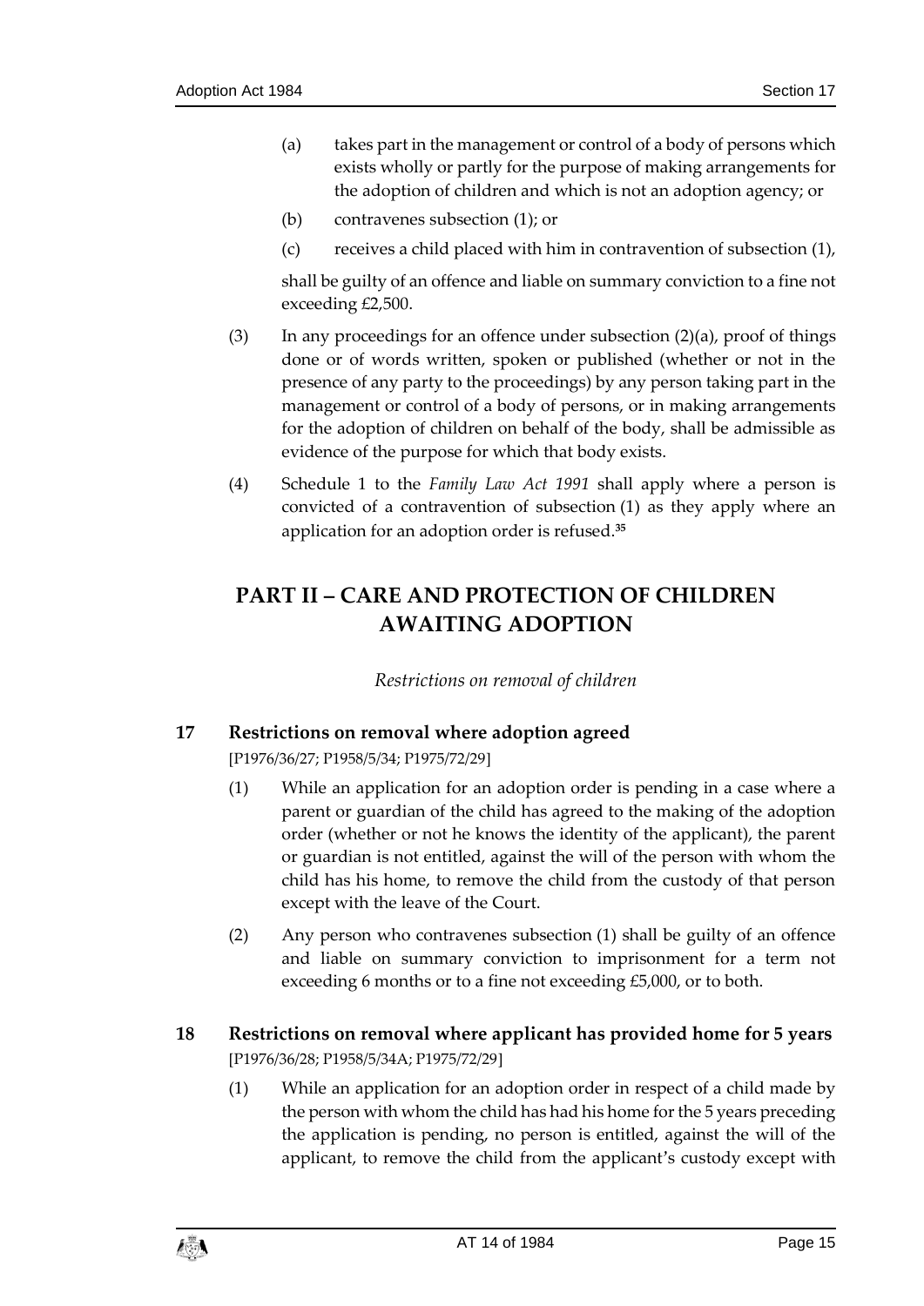(a) takes part in the management or control of a body of persons which exists wholly or partly for the purpose of making arrangements for the adoption of children and which is not an adoption agency; or

(b) contravenes subsection (1); or

(c) receives a child placed with him in contravention of subsection (1),

shall be guilty of an offence and liable on summary conviction to a fine not exceeding £2,500.

(3) In any proceedings for an offence under subsection (2)(a), proof of things done or of words written, spoken or published (whether or not in the presence of any party to the proceedings) by any person taking part in the management or control of a body of persons, or in making arrangements for the adoption of children on behalf of the body, shall be admissible as evidence of the purpose for which that body exists.

(4) Schedule 1 to the *Family Law Act 1991* shall apply where a person is convicted of a contravention of subsection (1) as they apply where an application for an adoption order is refused.[35]

## PART II – CARE AND PROTECTION OF CHILDREN AWAITING ADOPTION

*Restrictions on removal of children*

### 17 Restrictions on removal where adoption agreed

[P1976/36/27; P1958/5/34; P1975/72/29]

(1) While an application for an adoption order is pending in a case where a parent or guardian of the child has agreed to the making of the adoption order (whether or not he knows the identity of the applicant), the parent or guardian is not entitled, against the will of the person with whom the child has his home, to remove the child from the custody of that person except with the leave of the Court.

(2) Any person who contravenes subsection (1) shall be guilty of an offence and liable on summary conviction to imprisonment for a term not exceeding 6 months or to a fine not exceeding £5,000, or to both.

### 18 Restrictions on removal where applicant has provided home for 5 years

[P1976/36/28; P1958/5/34A; P1975/72/29]

(1) While an application for an adoption order in respect of a child made by the person with whom the child has had his home for the 5 years preceding the application is pending, no person is entitled, against the will of the applicant, to remove the child from the applicant's custody except with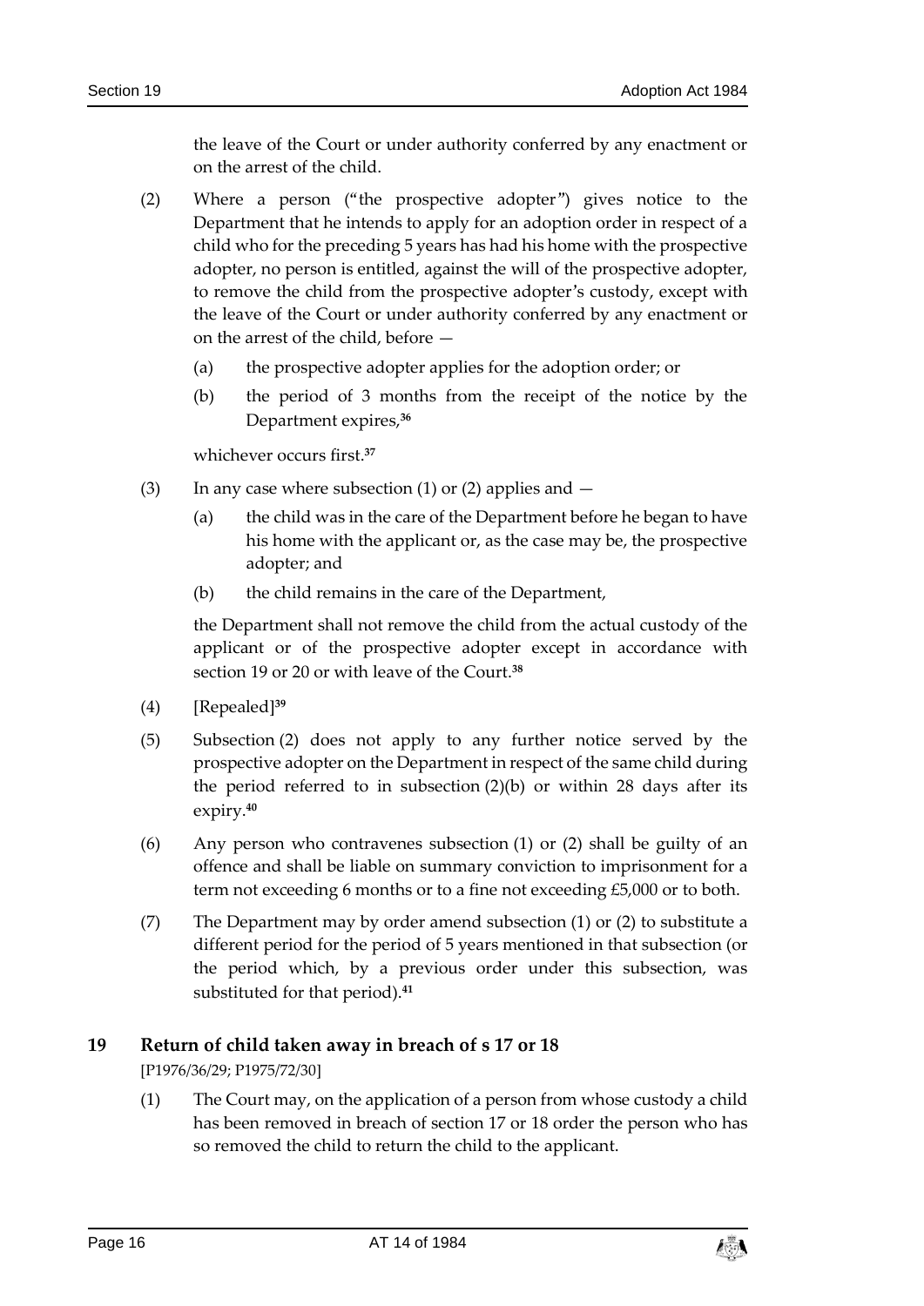the leave of the Court or under authority conferred by any enactment or on the arrest of the child.

(2) Where a person ("the prospective adopter") gives notice to the Department that he intends to apply for an adoption order in respect of a child who for the preceding 5 years has had his home with the prospective adopter, no person is entitled, against the will of the prospective adopter, to remove the child from the prospective adopter's custody, except with the leave of the Court or under authority conferred by any enactment or on the arrest of the child, before —

(a) the prospective adopter applies for the adoption order; or

(b) the period of 3 months from the receipt of the notice by the Department expires,[36]

whichever occurs first.[37]

(3) In any case where subsection (1) or (2) applies and —

(a) the child was in the care of the Department before he began to have his home with the applicant or, as the case may be, the prospective adopter; and

(b) the child remains in the care of the Department,

the Department shall not remove the child from the actual custody of the applicant or of the prospective adopter except in accordance with section 19 or 20 or with leave of the Court.[38]

(4) [Repealed][39]

(5) Subsection (2) does not apply to any further notice served by the prospective adopter on the Department in respect of the same child during the period referred to in subsection (2)(b) or within 28 days after its expiry.[40]

(6) Any person who contravenes subsection (1) or (2) shall be guilty of an offence and shall be liable on summary conviction to imprisonment for a term not exceeding 6 months or to a fine not exceeding £5,000 or to both.

(7) The Department may by order amend subsection (1) or (2) to substitute a different period for the period of 5 years mentioned in that subsection (or the period which, by a previous order under this subsection, was substituted for that period).[41]

## 19 Return of child taken away in breach of s 17 or 18

[P1976/36/29; P1975/72/30]

(1) The Court may, on the application of a person from whose custody a child has been removed in breach of section 17 or 18 order the person who has so removed the child to return the child to the applicant.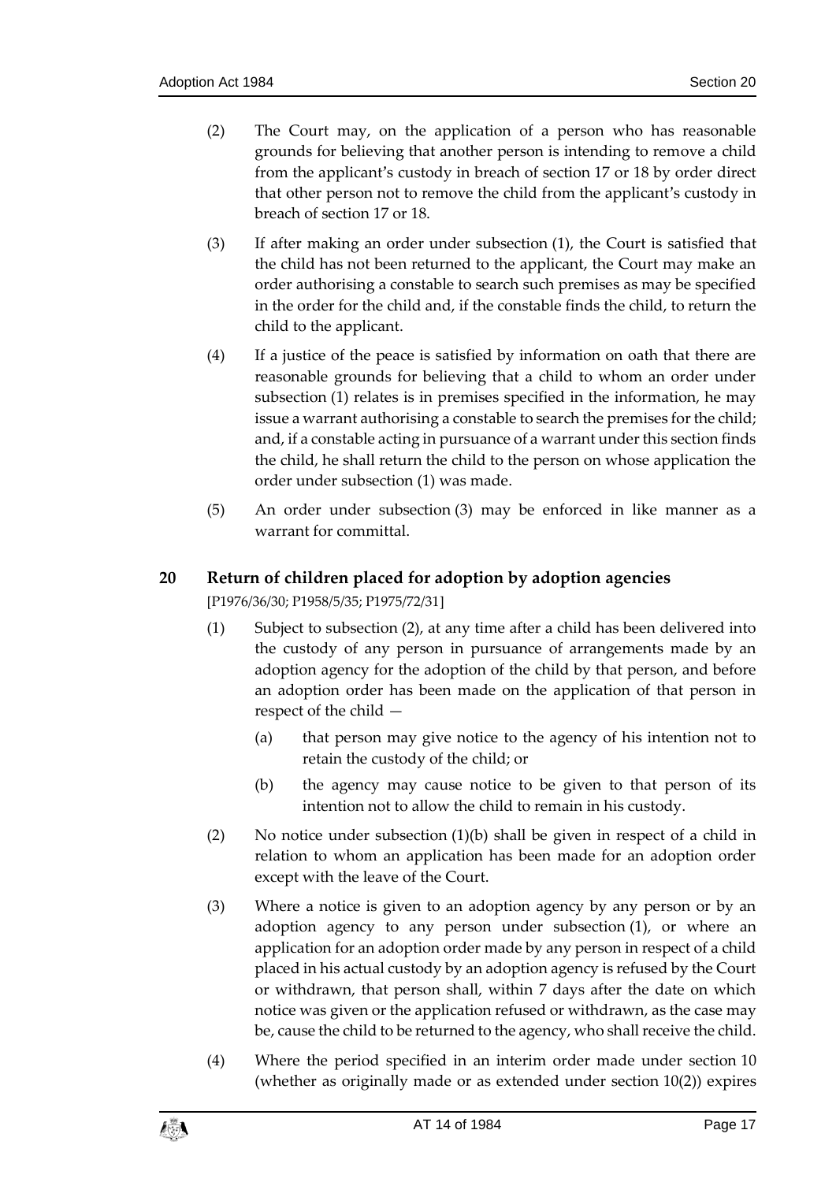(2) The Court may, on the application of a person who has reasonable grounds for believing that another person is intending to remove a child from the applicant's custody in breach of section 17 or 18 by order direct that other person not to remove the child from the applicant's custody in breach of section 17 or 18.

(3) If after making an order under subsection (1), the Court is satisfied that the child has not been returned to the applicant, the Court may make an order authorising a constable to search such premises as may be specified in the order for the child and, if the constable finds the child, to return the child to the applicant.

(4) If a justice of the peace is satisfied by information on oath that there are reasonable grounds for believing that a child to whom an order under subsection (1) relates is in premises specified in the information, he may issue a warrant authorising a constable to search the premises for the child; and, if a constable acting in pursuance of a warrant under this section finds the child, he shall return the child to the person on whose application the order under subsection (1) was made.

(5) An order under subsection (3) may be enforced in like manner as a warrant for committal.

## 20 Return of children placed for adoption by adoption agencies

[P1976/36/30; P1958/5/35; P1975/72/31]

(1) Subject to subsection (2), at any time after a child has been delivered into the custody of any person in pursuance of arrangements made by an adoption agency for the adoption of the child by that person, and before an adoption order has been made on the application of that person in respect of the child —

(a) that person may give notice to the agency of his intention not to retain the custody of the child; or

(b) the agency may cause notice to be given to that person of its intention not to allow the child to remain in his custody.

(2) No notice under subsection (1)(b) shall be given in respect of a child in relation to whom an application has been made for an adoption order except with the leave of the Court.

(3) Where a notice is given to an adoption agency by any person or by an adoption agency to any person under subsection (1), or where an application for an adoption order made by any person in respect of a child placed in his actual custody by an adoption agency is refused by the Court or withdrawn, that person shall, within 7 days after the date on which notice was given or the application refused or withdrawn, as the case may be, cause the child to be returned to the agency, who shall receive the child.

(4) Where the period specified in an interim order made under section 10 (whether as originally made or as extended under section 10(2)) expires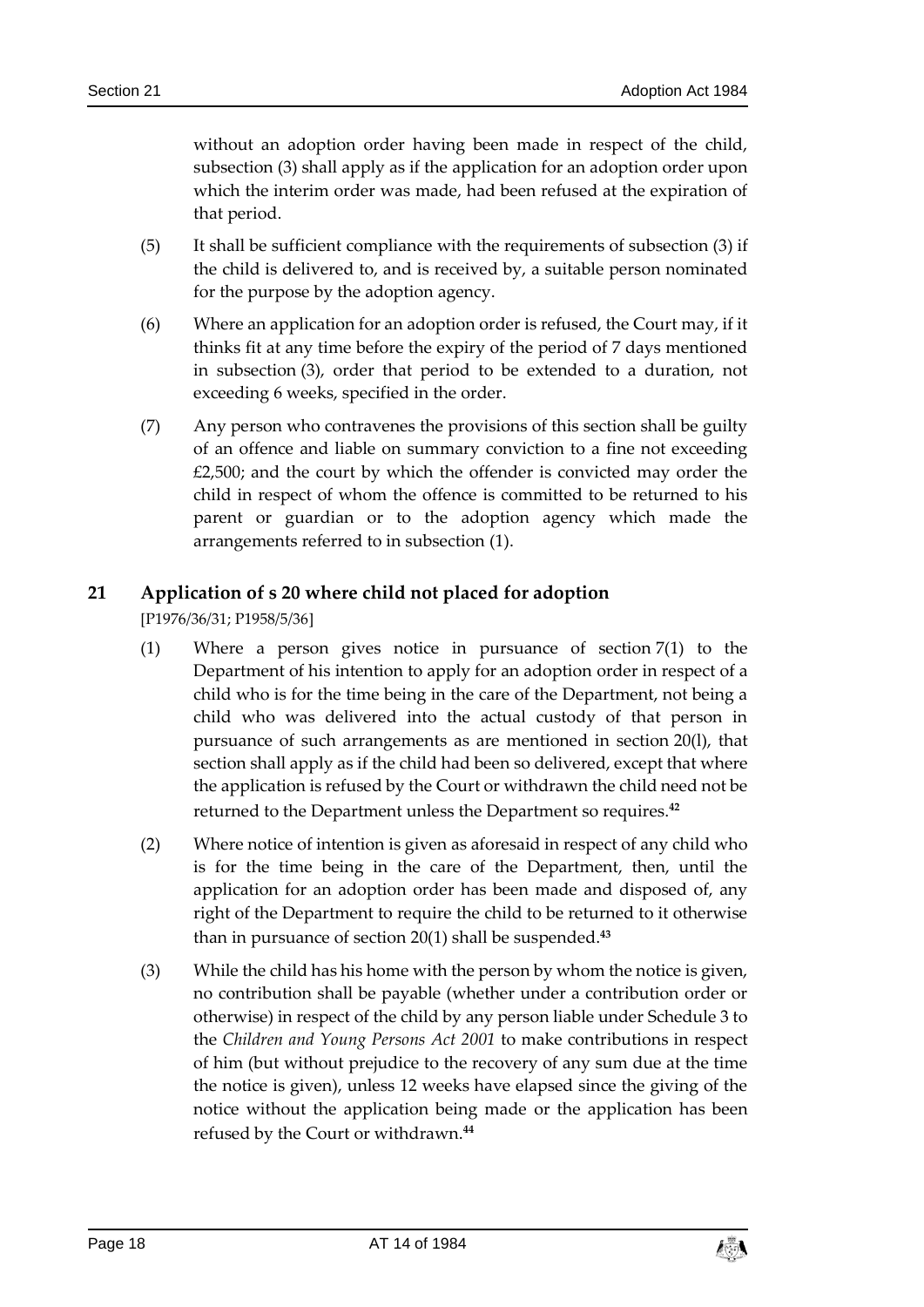without an adoption order having been made in respect of the child, subsection (3) shall apply as if the application for an adoption order upon which the interim order was made, had been refused at the expiration of that period.

(5) It shall be sufficient compliance with the requirements of subsection (3) if the child is delivered to, and is received by, a suitable person nominated for the purpose by the adoption agency.

(6) Where an application for an adoption order is refused, the Court may, if it thinks fit at any time before the expiry of the period of 7 days mentioned in subsection (3), order that period to be extended to a duration, not exceeding 6 weeks, specified in the order.

(7) Any person who contravenes the provisions of this section shall be guilty of an offence and liable on summary conviction to a fine not exceeding £2,500; and the court by which the offender is convicted may order the child in respect of whom the offence is committed to be returned to his parent or guardian or to the adoption agency which made the arrangements referred to in subsection (1).

## 21 Application of s 20 where child not placed for adoption

[P1976/36/31; P1958/5/36]

(1) Where a person gives notice in pursuance of section 7(1) to the Department of his intention to apply for an adoption order in respect of a child who is for the time being in the care of the Department, not being a child who was delivered into the actual custody of that person in pursuance of such arrangements as are mentioned in section 20(l), that section shall apply as if the child had been so delivered, except that where the application is refused by the Court or withdrawn the child need not be returned to the Department unless the Department so requires.[42]

(2) Where notice of intention is given as aforesaid in respect of any child who is for the time being in the care of the Department, then, until the application for an adoption order has been made and disposed of, any right of the Department to require the child to be returned to it otherwise than in pursuance of section 20(1) shall be suspended.[43]

(3) While the child has his home with the person by whom the notice is given, no contribution shall be payable (whether under a contribution order or otherwise) in respect of the child by any person liable under Schedule 3 to the *Children and Young Persons Act 2001* to make contributions in respect of him (but without prejudice to the recovery of any sum due at the time the notice is given), unless 12 weeks have elapsed since the giving of the notice without the application being made or the application has been refused by the Court or withdrawn.[44]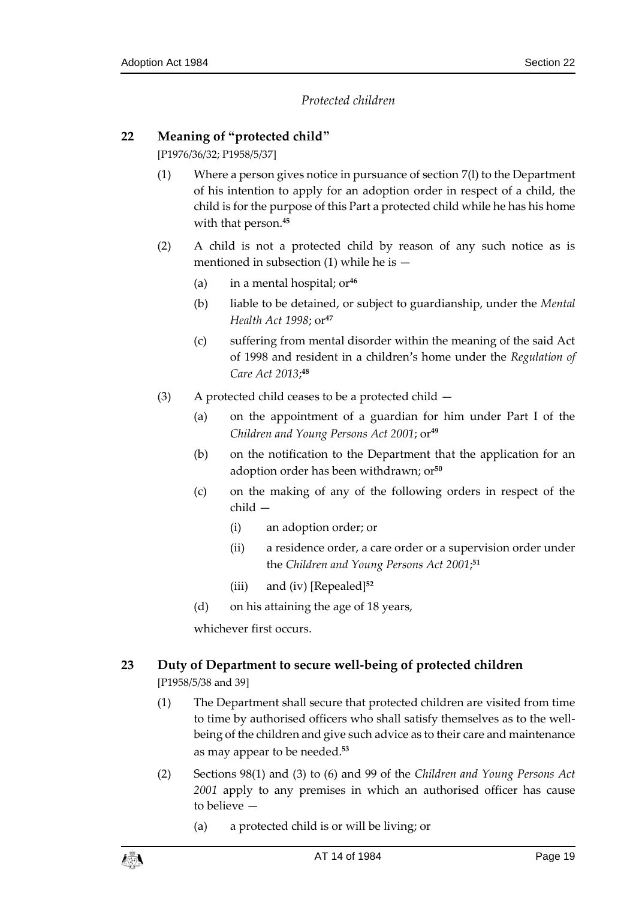*Protected children*

## 22 Meaning of "protected child"

[P1976/36/32; P1958/5/37]

(1) Where a person gives notice in pursuance of section 7(l) to the Department of his intention to apply for an adoption order in respect of a child, the child is for the purpose of this Part a protected child while he has his home with that person.[45]

(2) A child is not a protected child by reason of any such notice as is mentioned in subsection (1) while he is —

- (a) in a mental hospital; or[46]
- (b) liable to be detained, or subject to guardianship, under the *Mental Health Act 1998*; or[47]
- (c) suffering from mental disorder within the meaning of the said Act of 1998 and resident in a children's home under the *Regulation of Care Act 2013*;[48]

(3) A protected child ceases to be a protected child —

- (a) on the appointment of a guardian for him under Part I of the *Children and Young Persons Act 2001*; or[49]
- (b) on the notification to the Department that the application for an adoption order has been withdrawn; or[50]
- (c) on the making of any of the following orders in respect of the child —
  - (i) an adoption order; or
  - (ii) a residence order, a care order or a supervision order under the *Children and Young Persons Act 2001*;[51]
  - (iii) and (iv) [Repealed][52]
- (d) on his attaining the age of 18 years,

whichever first occurs.

## 23 Duty of Department to secure well-being of protected children

[P1958/5/38 and 39]

(1) The Department shall secure that protected children are visited from time to time by authorised officers who shall satisfy themselves as to the well-being of the children and give such advice as to their care and maintenance as may appear to be needed.[53]

(2) Sections 98(1) and (3) to (6) and 99 of the *Children and Young Persons Act 2001* apply to any premises in which an authorised officer has cause to believe —

- (a) a protected child is or will be living; or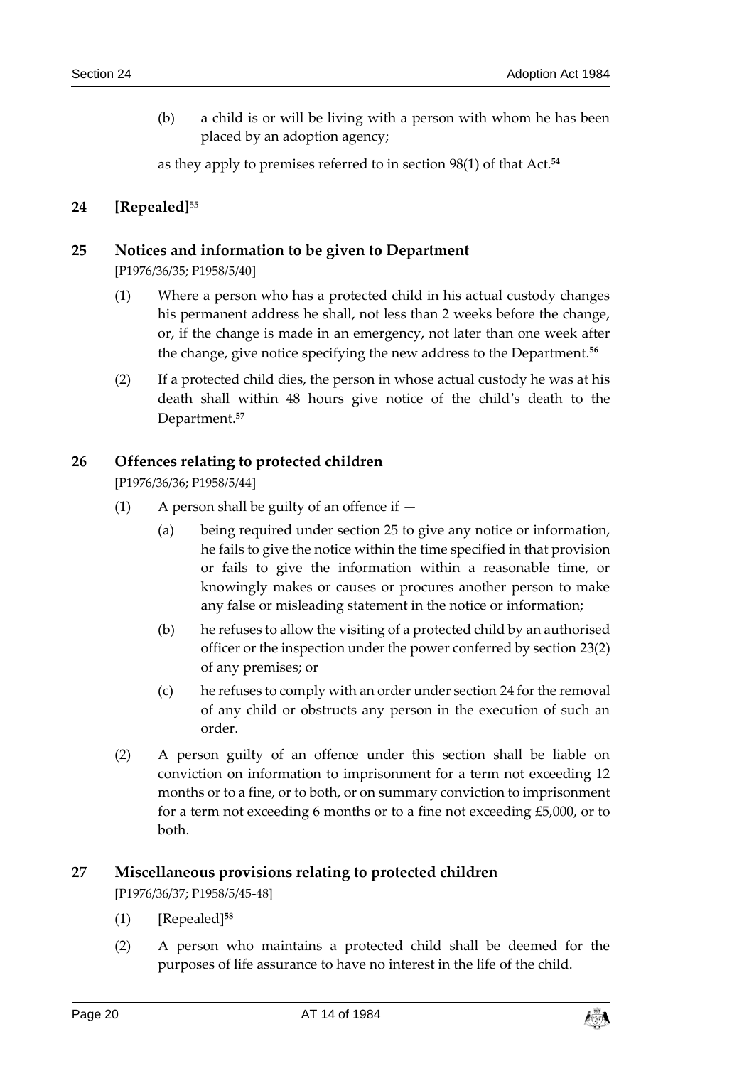(b) a child is or will be living with a person with whom he has been placed by an adoption agency;

as they apply to premises referred to in section 98(1) of that Act.[54]

## 24 [Repealed][55]

## 25 Notices and information to be given to Department

[P1976/36/35; P1958/5/40]

(1) Where a person who has a protected child in his actual custody changes his permanent address he shall, not less than 2 weeks before the change, or, if the change is made in an emergency, not later than one week after the change, give notice specifying the new address to the Department.[56]

(2) If a protected child dies, the person in whose actual custody he was at his death shall within 48 hours give notice of the child's death to the Department.[57]

## 26 Offences relating to protected children

[P1976/36/36; P1958/5/44]

(1) A person shall be guilty of an offence if —

(a) being required under section 25 to give any notice or information, he fails to give the notice within the time specified in that provision or fails to give the information within a reasonable time, or knowingly makes or causes or procures another person to make any false or misleading statement in the notice or information;

(b) he refuses to allow the visiting of a protected child by an authorised officer or the inspection under the power conferred by section 23(2) of any premises; or

(c) he refuses to comply with an order under section 24 for the removal of any child or obstructs any person in the execution of such an order.

(2) A person guilty of an offence under this section shall be liable on conviction on information to imprisonment for a term not exceeding 12 months or to a fine, or to both, or on summary conviction to imprisonment for a term not exceeding 6 months or to a fine not exceeding £5,000, or to both.

## 27 Miscellaneous provisions relating to protected children

[P1976/36/37; P1958/5/45-48]

(1) [Repealed][58]

(2) A person who maintains a protected child shall be deemed for the purposes of life assurance to have no interest in the life of the child.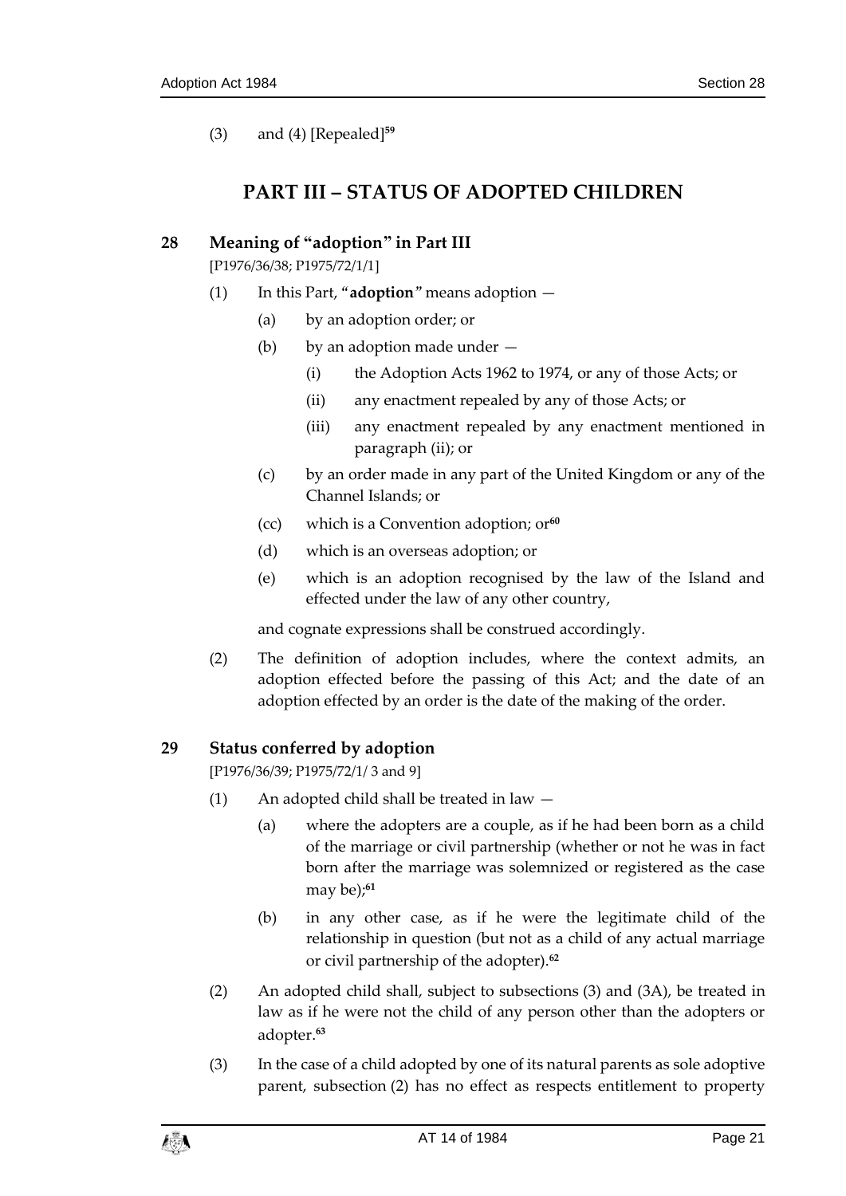(3) and (4) [Repealed][59]

## PART III – STATUS OF ADOPTED CHILDREN

### 28 Meaning of "adoption" in Part III

[P1976/36/38; P1975/72/1/1]

(1) In this Part, "**adoption**" means adoption —

(a) by an adoption order; or

(b) by an adoption made under —

(i) the Adoption Acts 1962 to 1974, or any of those Acts; or

(ii) any enactment repealed by any of those Acts; or

(iii) any enactment repealed by any enactment mentioned in paragraph (ii); or

(c) by an order made in any part of the United Kingdom or any of the Channel Islands; or

(cc) which is a Convention adoption; or[60]

(d) which is an overseas adoption; or

(e) which is an adoption recognised by the law of the Island and effected under the law of any other country,

and cognate expressions shall be construed accordingly.

(2) The definition of adoption includes, where the context admits, an adoption effected before the passing of this Act; and the date of an adoption effected by an order is the date of the making of the order.

### 29 Status conferred by adoption

[P1976/36/39; P1975/72/1/ 3 and 9]

(1) An adopted child shall be treated in law —

(a) where the adopters are a couple, as if he had been born as a child of the marriage or civil partnership (whether or not he was in fact born after the marriage was solemnized or registered as the case may be);[61]

(b) in any other case, as if he were the legitimate child of the relationship in question (but not as a child of any actual marriage or civil partnership of the adopter).[62]

(2) An adopted child shall, subject to subsections (3) and (3A), be treated in law as if he were not the child of any person other than the adopters or adopter.[63]

(3) In the case of a child adopted by one of its natural parents as sole adoptive parent, subsection (2) has no effect as respects entitlement to property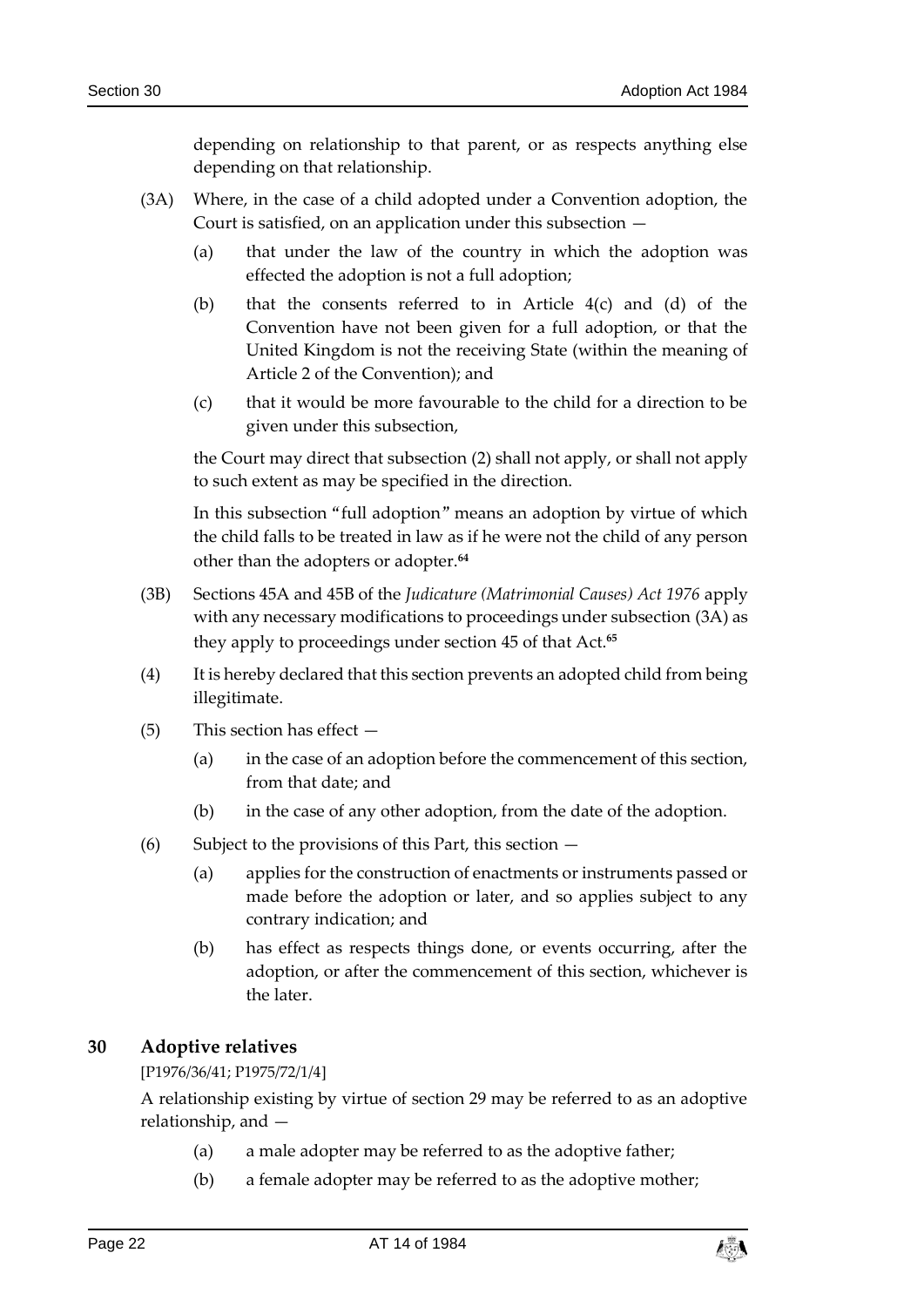depending on relationship to that parent, or as respects anything else depending on that relationship.

(3A) Where, in the case of a child adopted under a Convention adoption, the Court is satisfied, on an application under this subsection —

(a) that under the law of the country in which the adoption was effected the adoption is not a full adoption;

(b) that the consents referred to in Article 4(c) and (d) of the Convention have not been given for a full adoption, or that the United Kingdom is not the receiving State (within the meaning of Article 2 of the Convention); and

(c) that it would be more favourable to the child for a direction to be given under this subsection,

the Court may direct that subsection (2) shall not apply, or shall not apply to such extent as may be specified in the direction.

In this subsection "full adoption" means an adoption by virtue of which the child falls to be treated in law as if he were not the child of any person other than the adopters or adopter.[64]

(3B) Sections 45A and 45B of the *Judicature (Matrimonial Causes) Act 1976* apply with any necessary modifications to proceedings under subsection (3A) as they apply to proceedings under section 45 of that Act.[65]

(4) It is hereby declared that this section prevents an adopted child from being illegitimate.

(5) This section has effect —

(a) in the case of an adoption before the commencement of this section, from that date; and

(b) in the case of any other adoption, from the date of the adoption.

(6) Subject to the provisions of this Part, this section —

(a) applies for the construction of enactments or instruments passed or made before the adoption or later, and so applies subject to any contrary indication; and

(b) has effect as respects things done, or events occurring, after the adoption, or after the commencement of this section, whichever is the later.

## 30 Adoptive relatives

[P1976/36/41; P1975/72/1/4]

A relationship existing by virtue of section 29 may be referred to as an adoptive relationship, and —

(a) a male adopter may be referred to as the adoptive father;

(b) a female adopter may be referred to as the adoptive mother;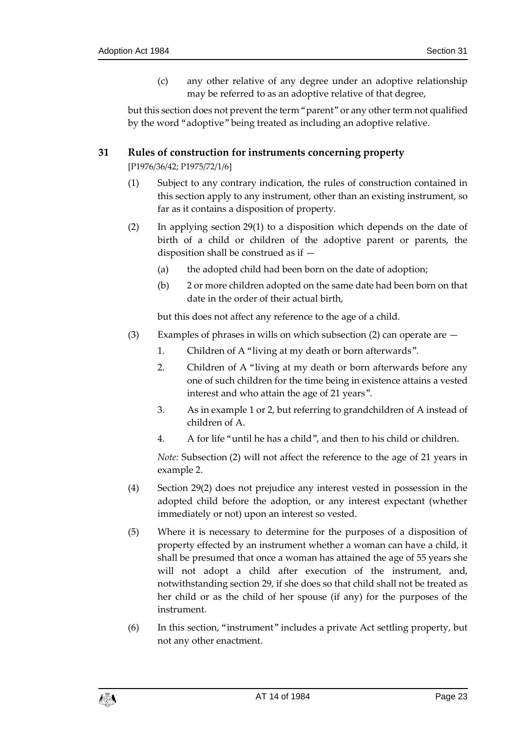(c) any other relative of any degree under an adoptive relationship may be referred to as an adoptive relative of that degree,

but this section does not prevent the term "parent" or any other term not qualified by the word "adoptive" being treated as including an adoptive relative.

## 31 Rules of construction for instruments concerning property

[P1976/36/42; P1975/72/1/6]

(1) Subject to any contrary indication, the rules of construction contained in this section apply to any instrument, other than an existing instrument, so far as it contains a disposition of property.

(2) In applying section 29(1) to a disposition which depends on the date of birth of a child or children of the adoptive parent or parents, the disposition shall be construed as if —

(a) the adopted child had been born on the date of adoption;

(b) 2 or more children adopted on the same date had been born on that date in the order of their actual birth,

but this does not affect any reference to the age of a child.

(3) Examples of phrases in wills on which subsection (2) can operate are —

1. Children of A "living at my death or born afterwards".

2. Children of A "living at my death or born afterwards before any one of such children for the time being in existence attains a vested interest and who attain the age of 21 years".

3. As in example 1 or 2, but referring to grandchildren of A instead of children of A.

4. A for life "until he has a child", and then to his child or children.

*Note:* Subsection (2) will not affect the reference to the age of 21 years in example 2.

(4) Section 29(2) does not prejudice any interest vested in possession in the adopted child before the adoption, or any interest expectant (whether immediately or not) upon an interest so vested.

(5) Where it is necessary to determine for the purposes of a disposition of property effected by an instrument whether a woman can have a child, it shall be presumed that once a woman has attained the age of 55 years she will not adopt a child after execution of the instrument, and, notwithstanding section 29, if she does so that child shall not be treated as her child or as the child of her spouse (if any) for the purposes of the instrument.

(6) In this section, "instrument" includes a private Act settling property, but not any other enactment.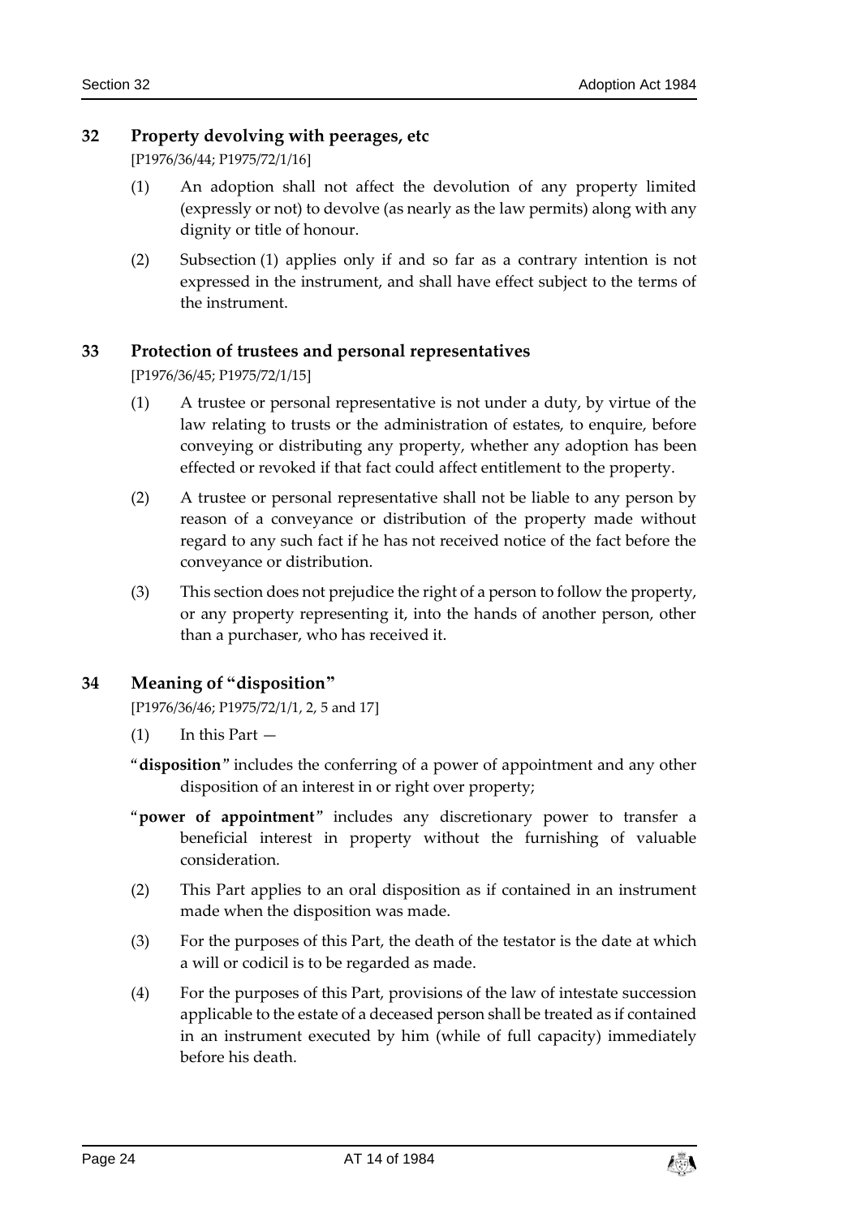## 32 Property devolving with peerages, etc

[P1976/36/44; P1975/72/1/16]

(1) An adoption shall not affect the devolution of any property limited (expressly or not) to devolve (as nearly as the law permits) along with any dignity or title of honour.

(2) Subsection (1) applies only if and so far as a contrary intention is not expressed in the instrument, and shall have effect subject to the terms of the instrument.

## 33 Protection of trustees and personal representatives

[P1976/36/45; P1975/72/1/15]

(1) A trustee or personal representative is not under a duty, by virtue of the law relating to trusts or the administration of estates, to enquire, before conveying or distributing any property, whether any adoption has been effected or revoked if that fact could affect entitlement to the property.

(2) A trustee or personal representative shall not be liable to any person by reason of a conveyance or distribution of the property made without regard to any such fact if he has not received notice of the fact before the conveyance or distribution.

(3) This section does not prejudice the right of a person to follow the property, or any property representing it, into the hands of another person, other than a purchaser, who has received it.

## 34 Meaning of "disposition"

[P1976/36/46; P1975/72/1/1, 2, 5 and 17]

(1) In this Part —

"**disposition**" includes the conferring of a power of appointment and any other disposition of an interest in or right over property;

"**power of appointment**" includes any discretionary power to transfer a beneficial interest in property without the furnishing of valuable consideration.

(2) This Part applies to an oral disposition as if contained in an instrument made when the disposition was made.

(3) For the purposes of this Part, the death of the testator is the date at which a will or codicil is to be regarded as made.

(4) For the purposes of this Part, provisions of the law of intestate succession applicable to the estate of a deceased person shall be treated as if contained in an instrument executed by him (while of full capacity) immediately before his death.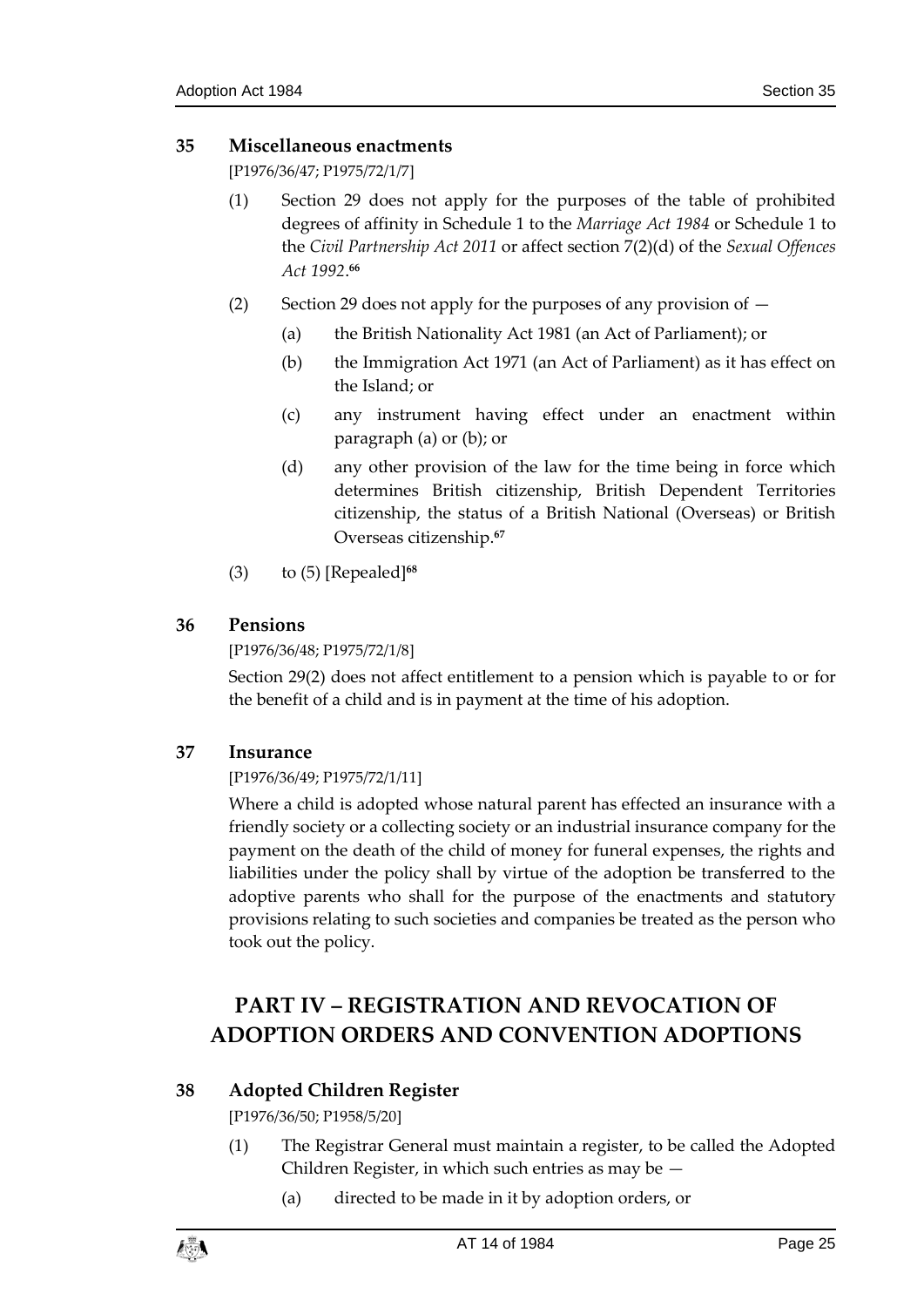## 35 Miscellaneous enactments

[P1976/36/47; P1975/72/1/7]

(1) Section 29 does not apply for the purposes of the table of prohibited degrees of affinity in Schedule 1 to the *Marriage Act 1984* or Schedule 1 to the *Civil Partnership Act 2011* or affect section 7(2)(d) of the *Sexual Offences Act 1992*.[66]

(2) Section 29 does not apply for the purposes of any provision of —

(a) the British Nationality Act 1981 (an Act of Parliament); or

(b) the Immigration Act 1971 (an Act of Parliament) as it has effect on the Island; or

(c) any instrument having effect under an enactment within paragraph (a) or (b); or

(d) any other provision of the law for the time being in force which determines British citizenship, British Dependent Territories citizenship, the status of a British National (Overseas) or British Overseas citizenship.[67]

(3) to (5) [Repealed][68]

## 36 Pensions

[P1976/36/48; P1975/72/1/8]

Section 29(2) does not affect entitlement to a pension which is payable to or for the benefit of a child and is in payment at the time of his adoption.

## 37 Insurance

[P1976/36/49; P1975/72/1/11]

Where a child is adopted whose natural parent has effected an insurance with a friendly society or a collecting society or an industrial insurance company for the payment on the death of the child of money for funeral expenses, the rights and liabilities under the policy shall by virtue of the adoption be transferred to the adoptive parents who shall for the purpose of the enactments and statutory provisions relating to such societies and companies be treated as the person who took out the policy.

# PART IV – REGISTRATION AND REVOCATION OF ADOPTION ORDERS AND CONVENTION ADOPTIONS

## 38 Adopted Children Register

[P1976/36/50; P1958/5/20]

(1) The Registrar General must maintain a register, to be called the Adopted Children Register, in which such entries as may be —

(a) directed to be made in it by adoption orders, or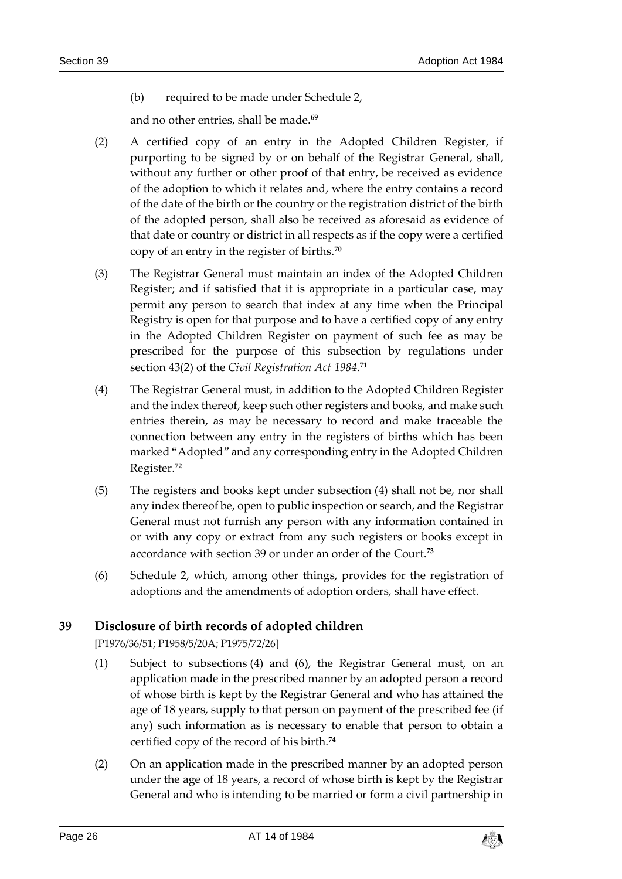(b) required to be made under Schedule 2,

and no other entries, shall be made.[69]

(2) A certified copy of an entry in the Adopted Children Register, if purporting to be signed by or on behalf of the Registrar General, shall, without any further or other proof of that entry, be received as evidence of the adoption to which it relates and, where the entry contains a record of the date of the birth or the country or the registration district of the birth of the adopted person, shall also be received as aforesaid as evidence of that date or country or district in all respects as if the copy were a certified copy of an entry in the register of births.[70]

(3) The Registrar General must maintain an index of the Adopted Children Register; and if satisfied that it is appropriate in a particular case, may permit any person to search that index at any time when the Principal Registry is open for that purpose and to have a certified copy of any entry in the Adopted Children Register on payment of such fee as may be prescribed for the purpose of this subsection by regulations under section 43(2) of the *Civil Registration Act 1984*.[71]

(4) The Registrar General must, in addition to the Adopted Children Register and the index thereof, keep such other registers and books, and make such entries therein, as may be necessary to record and make traceable the connection between any entry in the registers of births which has been marked "Adopted" and any corresponding entry in the Adopted Children Register.[72]

(5) The registers and books kept under subsection (4) shall not be, nor shall any index thereof be, open to public inspection or search, and the Registrar General must not furnish any person with any information contained in or with any copy or extract from any such registers or books except in accordance with section 39 or under an order of the Court.[73]

(6) Schedule 2, which, among other things, provides for the registration of adoptions and the amendments of adoption orders, shall have effect.

## 39 Disclosure of birth records of adopted children

[P1976/36/51; P1958/5/20A; P1975/72/26]

(1) Subject to subsections (4) and (6), the Registrar General must, on an application made in the prescribed manner by an adopted person a record of whose birth is kept by the Registrar General and who has attained the age of 18 years, supply to that person on payment of the prescribed fee (if any) such information as is necessary to enable that person to obtain a certified copy of the record of his birth.[74]

(2) On an application made in the prescribed manner by an adopted person under the age of 18 years, a record of whose birth is kept by the Registrar General and who is intending to be married or form a civil partnership in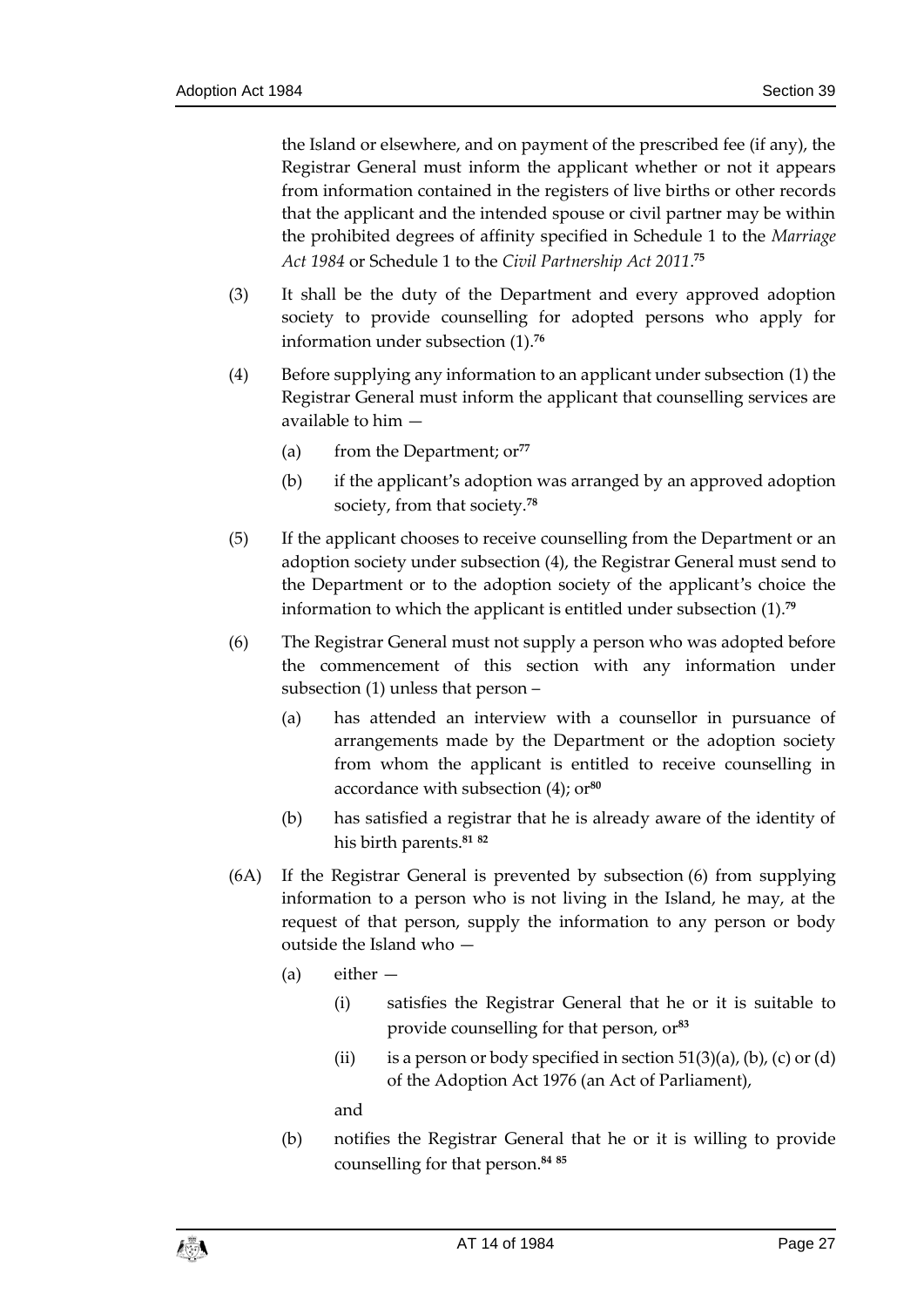the Island or elsewhere, and on payment of the prescribed fee (if any), the Registrar General must inform the applicant whether or not it appears from information contained in the registers of live births or other records that the applicant and the intended spouse or civil partner may be within the prohibited degrees of affinity specified in Schedule 1 to the *Marriage Act 1984* or Schedule 1 to the *Civil Partnership Act 2011*.[75]

(3) It shall be the duty of the Department and every approved adoption society to provide counselling for adopted persons who apply for information under subsection (1).[76]

(4) Before supplying any information to an applicant under subsection (1) the Registrar General must inform the applicant that counselling services are available to him —

  (a) from the Department; or[77]

  (b) if the applicant's adoption was arranged by an approved adoption society, from that society.[78]

(5) If the applicant chooses to receive counselling from the Department or an adoption society under subsection (4), the Registrar General must send to the Department or to the adoption society of the applicant's choice the information to which the applicant is entitled under subsection (1).[79]

(6) The Registrar General must not supply a person who was adopted before the commencement of this section with any information under subsection (1) unless that person –

  (a) has attended an interview with a counsellor in pursuance of arrangements made by the Department or the adoption society from whom the applicant is entitled to receive counselling in accordance with subsection (4); or[80]

  (b) has satisfied a registrar that he is already aware of the identity of his birth parents.[81] [82]

(6A) If the Registrar General is prevented by subsection (6) from supplying information to a person who is not living in the Island, he may, at the request of that person, supply the information to any person or body outside the Island who —

  (a) either —

    (i) satisfies the Registrar General that he or it is suitable to provide counselling for that person, or[83]

    (ii) is a person or body specified in section 51(3)(a), (b), (c) or (d) of the Adoption Act 1976 (an Act of Parliament),

  and

  (b) notifies the Registrar General that he or it is willing to provide counselling for that person.[84] [85]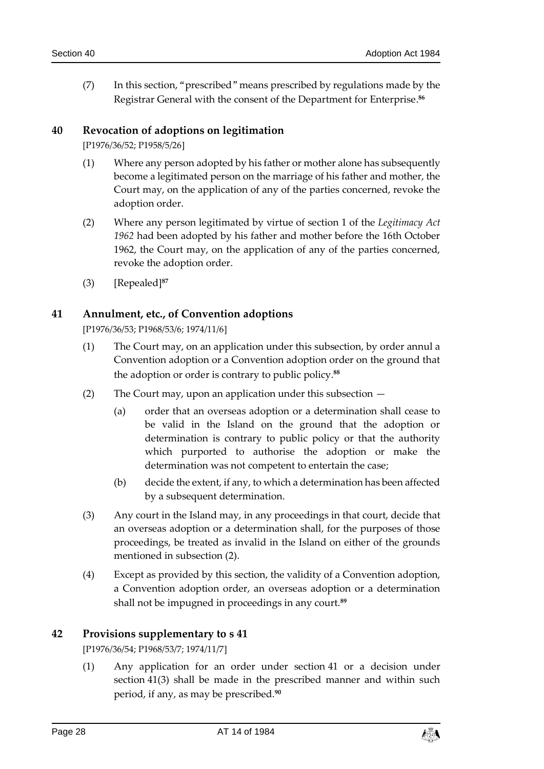(7) In this section, "prescribed" means prescribed by regulations made by the Registrar General with the consent of the Department for Enterprise.[86]

## 40 Revocation of adoptions on legitimation

[P1976/36/52; P1958/5/26]

(1) Where any person adopted by his father or mother alone has subsequently become a legitimated person on the marriage of his father and mother, the Court may, on the application of any of the parties concerned, revoke the adoption order.

(2) Where any person legitimated by virtue of section 1 of the *Legitimacy Act 1962* had been adopted by his father and mother before the 16th October 1962, the Court may, on the application of any of the parties concerned, revoke the adoption order.

(3) [Repealed][87]

## 41 Annulment, etc., of Convention adoptions

[P1976/36/53; P1968/53/6; 1974/11/6]

(1) The Court may, on an application under this subsection, by order annul a Convention adoption or a Convention adoption order on the ground that the adoption or order is contrary to public policy.[88]

(2) The Court may, upon an application under this subsection —

(a) order that an overseas adoption or a determination shall cease to be valid in the Island on the ground that the adoption or determination is contrary to public policy or that the authority which purported to authorise the adoption or make the determination was not competent to entertain the case;

(b) decide the extent, if any, to which a determination has been affected by a subsequent determination.

(3) Any court in the Island may, in any proceedings in that court, decide that an overseas adoption or a determination shall, for the purposes of those proceedings, be treated as invalid in the Island on either of the grounds mentioned in subsection (2).

(4) Except as provided by this section, the validity of a Convention adoption, a Convention adoption order, an overseas adoption or a determination shall not be impugned in proceedings in any court.[89]

## 42 Provisions supplementary to s 41

[P1976/36/54; P1968/53/7; 1974/11/7]

(1) Any application for an order under section 41 or a decision under section 41(3) shall be made in the prescribed manner and within such period, if any, as may be prescribed.[90]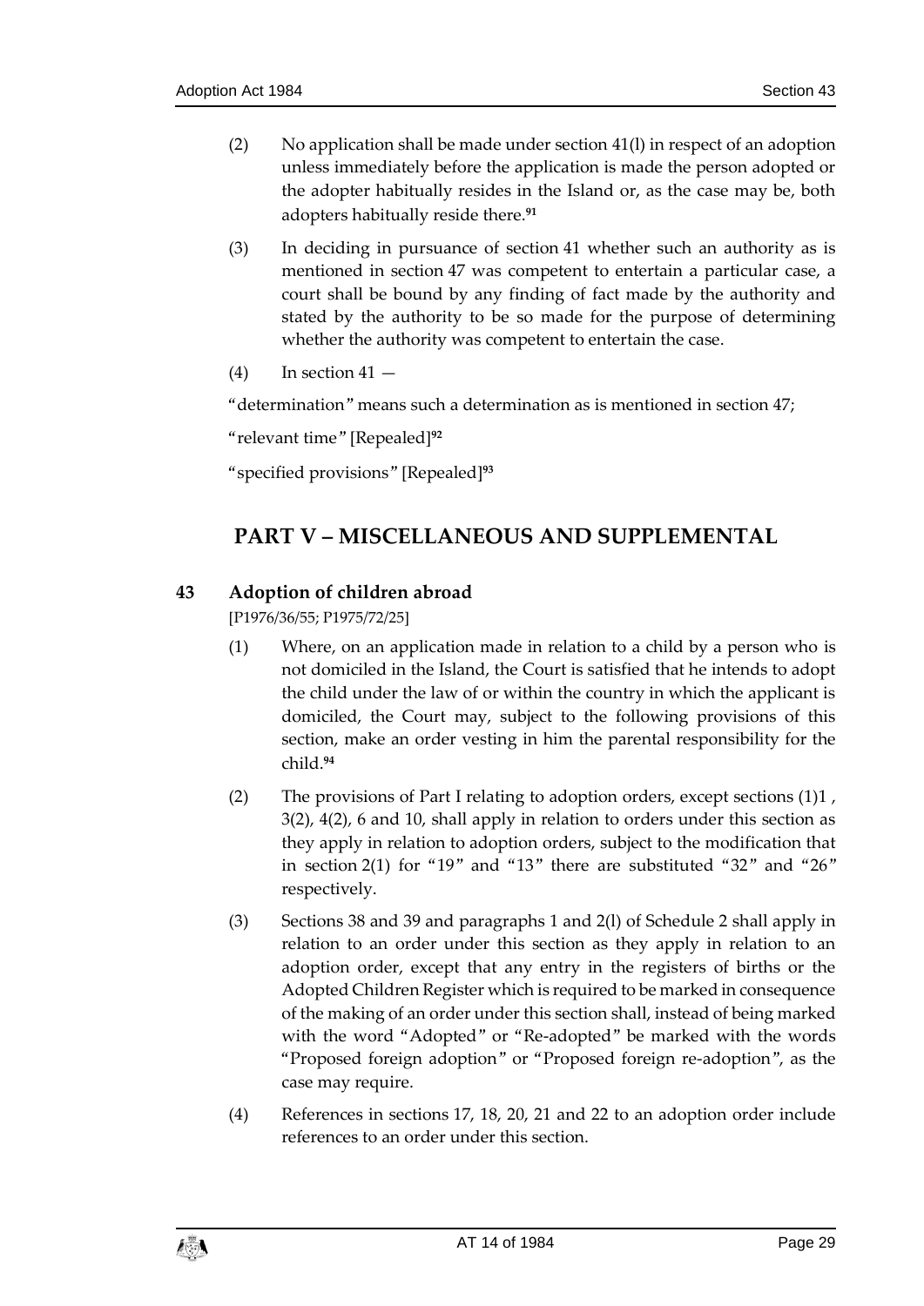(2) No application shall be made under section 41(l) in respect of an adoption unless immediately before the application is made the person adopted or the adopter habitually resides in the Island or, as the case may be, both adopters habitually reside there.[91]

(3) In deciding in pursuance of section 41 whether such an authority as is mentioned in section 47 was competent to entertain a particular case, a court shall be bound by any finding of fact made by the authority and stated by the authority to be so made for the purpose of determining whether the authority was competent to entertain the case.

(4) In section 41 —

"determination" means such a determination as is mentioned in section 47;

"relevant time" [Repealed][92]

"specified provisions" [Repealed][93]

## PART V – MISCELLANEOUS AND SUPPLEMENTAL

### 43 Adoption of children abroad

[P1976/36/55; P1975/72/25]

(1) Where, on an application made in relation to a child by a person who is not domiciled in the Island, the Court is satisfied that he intends to adopt the child under the law of or within the country in which the applicant is domiciled, the Court may, subject to the following provisions of this section, make an order vesting in him the parental responsibility for the child.[94]

(2) The provisions of Part I relating to adoption orders, except sections (1)1 , 3(2), 4(2), 6 and 10, shall apply in relation to orders under this section as they apply in relation to adoption orders, subject to the modification that in section 2(1) for "19" and "13" there are substituted "32" and "26" respectively.

(3) Sections 38 and 39 and paragraphs 1 and 2(l) of Schedule 2 shall apply in relation to an order under this section as they apply in relation to an adoption order, except that any entry in the registers of births or the Adopted Children Register which is required to be marked in consequence of the making of an order under this section shall, instead of being marked with the word "Adopted" or "Re-adopted" be marked with the words "Proposed foreign adoption" or "Proposed foreign re-adoption", as the case may require.

(4) References in sections 17, 18, 20, 21 and 22 to an adoption order include references to an order under this section.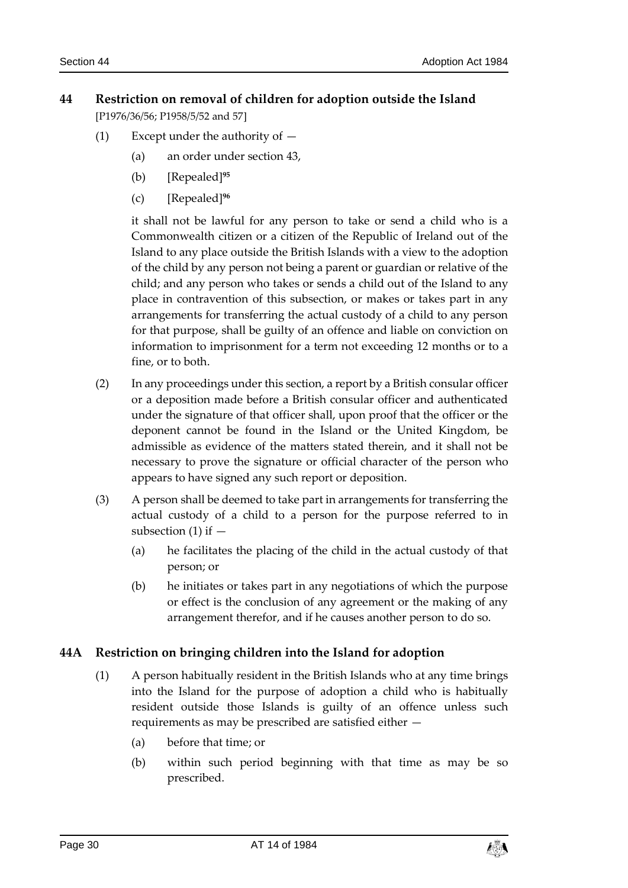## 44 Restriction on removal of children for adoption outside the Island

[P1976/36/56; P1958/5/52 and 57]

(1) Except under the authority of —

(a) an order under section 43,

(b) [Repealed][95]

(c) [Repealed][96]

it shall not be lawful for any person to take or send a child who is a Commonwealth citizen or a citizen of the Republic of Ireland out of the Island to any place outside the British Islands with a view to the adoption of the child by any person not being a parent or guardian or relative of the child; and any person who takes or sends a child out of the Island to any place in contravention of this subsection, or makes or takes part in any arrangements for transferring the actual custody of a child to any person for that purpose, shall be guilty of an offence and liable on conviction on information to imprisonment for a term not exceeding 12 months or to a fine, or to both.

(2) In any proceedings under this section, a report by a British consular officer or a deposition made before a British consular officer and authenticated under the signature of that officer shall, upon proof that the officer or the deponent cannot be found in the Island or the United Kingdom, be admissible as evidence of the matters stated therein, and it shall not be necessary to prove the signature or official character of the person who appears to have signed any such report or deposition.

(3) A person shall be deemed to take part in arrangements for transferring the actual custody of a child to a person for the purpose referred to in subsection (1) if —

(a) he facilitates the placing of the child in the actual custody of that person; or

(b) he initiates or takes part in any negotiations of which the purpose or effect is the conclusion of any agreement or the making of any arrangement therefor, and if he causes another person to do so.

## 44A Restriction on bringing children into the Island for adoption

(1) A person habitually resident in the British Islands who at any time brings into the Island for the purpose of adoption a child who is habitually resident outside those Islands is guilty of an offence unless such requirements as may be prescribed are satisfied either —

(a) before that time; or

(b) within such period beginning with that time as may be so prescribed.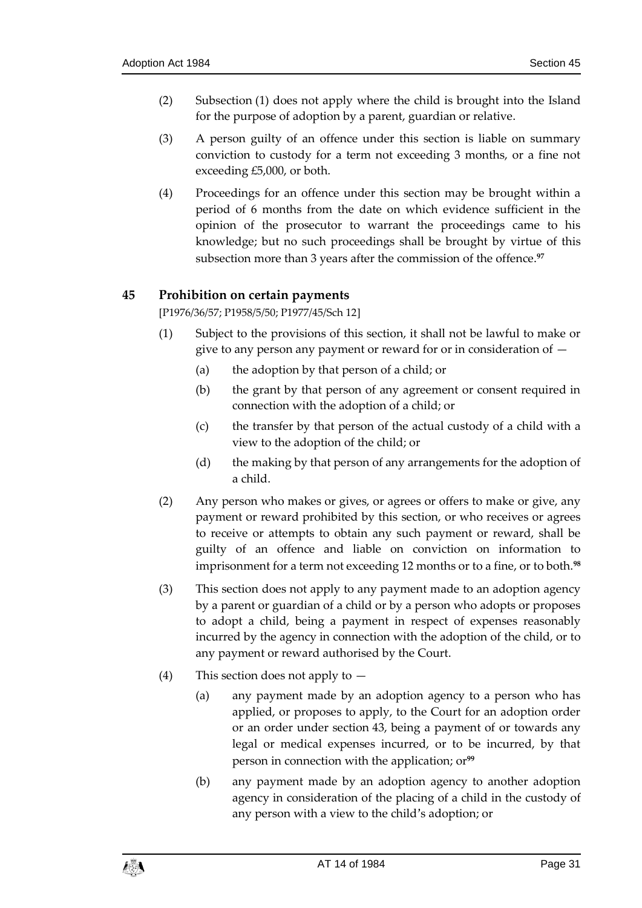(2) Subsection (1) does not apply where the child is brought into the Island for the purpose of adoption by a parent, guardian or relative.

(3) A person guilty of an offence under this section is liable on summary conviction to custody for a term not exceeding 3 months, or a fine not exceeding £5,000, or both.

(4) Proceedings for an offence under this section may be brought within a period of 6 months from the date on which evidence sufficient in the opinion of the prosecutor to warrant the proceedings came to his knowledge; but no such proceedings shall be brought by virtue of this subsection more than 3 years after the commission of the offence.[97]

## 45 Prohibition on certain payments

[P1976/36/57; P1958/5/50; P1977/45/Sch 12]

(1) Subject to the provisions of this section, it shall not be lawful to make or give to any person any payment or reward for or in consideration of —

(a) the adoption by that person of a child; or

(b) the grant by that person of any agreement or consent required in connection with the adoption of a child; or

(c) the transfer by that person of the actual custody of a child with a view to the adoption of the child; or

(d) the making by that person of any arrangements for the adoption of a child.

(2) Any person who makes or gives, or agrees or offers to make or give, any payment or reward prohibited by this section, or who receives or agrees to receive or attempts to obtain any such payment or reward, shall be guilty of an offence and liable on conviction on information to imprisonment for a term not exceeding 12 months or to a fine, or to both.[98]

(3) This section does not apply to any payment made to an adoption agency by a parent or guardian of a child or by a person who adopts or proposes to adopt a child, being a payment in respect of expenses reasonably incurred by the agency in connection with the adoption of the child, or to any payment or reward authorised by the Court.

(4) This section does not apply to —

(a) any payment made by an adoption agency to a person who has applied, or proposes to apply, to the Court for an adoption order or an order under section 43, being a payment of or towards any legal or medical expenses incurred, or to be incurred, by that person in connection with the application; or[99]

(b) any payment made by an adoption agency to another adoption agency in consideration of the placing of a child in the custody of any person with a view to the child's adoption; or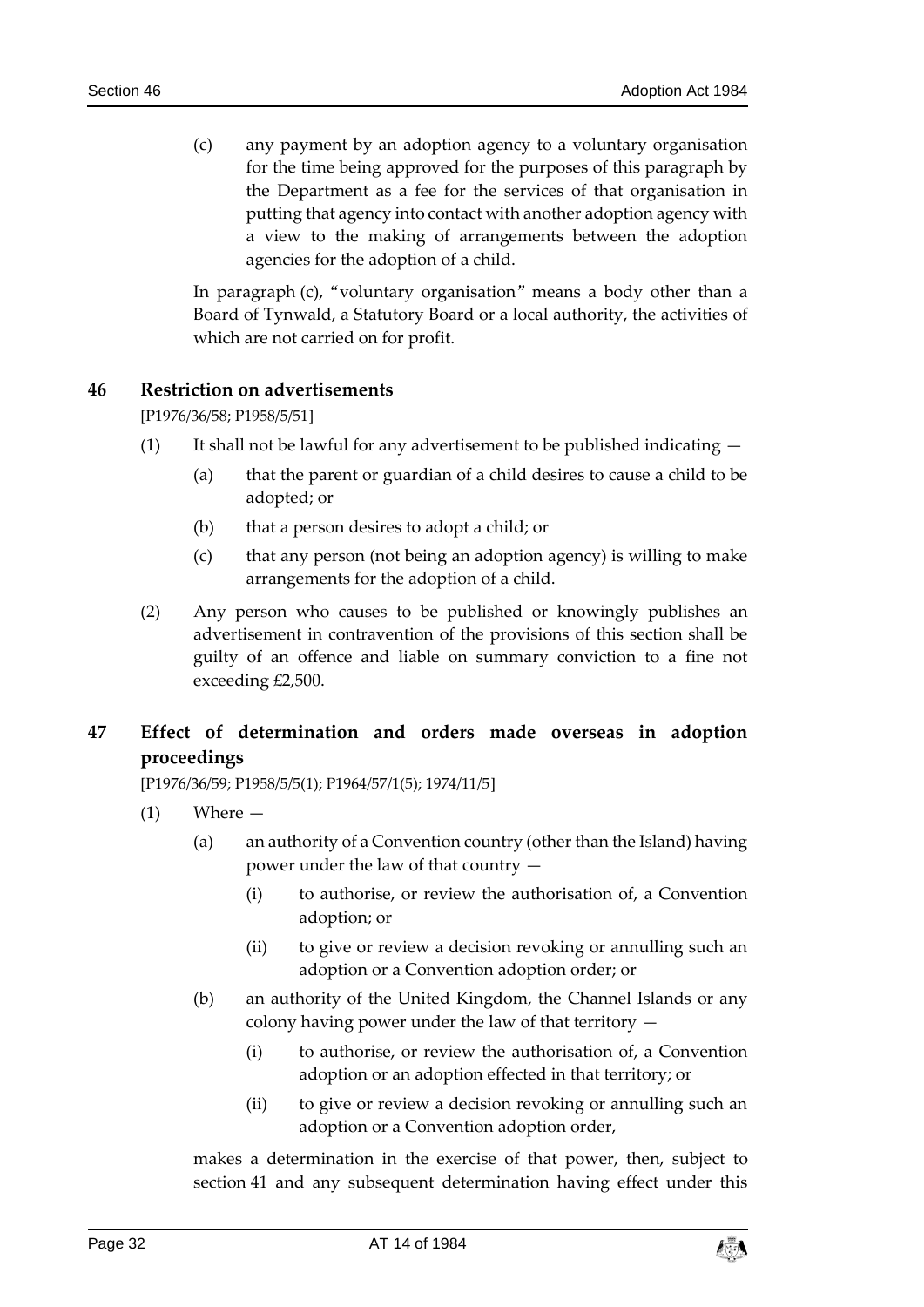(c) any payment by an adoption agency to a voluntary organisation for the time being approved for the purposes of this paragraph by the Department as a fee for the services of that organisation in putting that agency into contact with another adoption agency with a view to the making of arrangements between the adoption agencies for the adoption of a child.

In paragraph (c), "voluntary organisation" means a body other than a Board of Tynwald, a Statutory Board or a local authority, the activities of which are not carried on for profit.

## 46 Restriction on advertisements

[P1976/36/58; P1958/5/51]

(1) It shall not be lawful for any advertisement to be published indicating —

(a) that the parent or guardian of a child desires to cause a child to be adopted; or

(b) that a person desires to adopt a child; or

(c) that any person (not being an adoption agency) is willing to make arrangements for the adoption of a child.

(2) Any person who causes to be published or knowingly publishes an advertisement in contravention of the provisions of this section shall be guilty of an offence and liable on summary conviction to a fine not exceeding £2,500.

## 47 Effect of determination and orders made overseas in adoption proceedings

[P1976/36/59; P1958/5/5(1); P1964/57/1(5); 1974/11/5]

(1) Where —

(a) an authority of a Convention country (other than the Island) having power under the law of that country —

(i) to authorise, or review the authorisation of, a Convention adoption; or

(ii) to give or review a decision revoking or annulling such an adoption or a Convention adoption order; or

(b) an authority of the United Kingdom, the Channel Islands or any colony having power under the law of that territory —

(i) to authorise, or review the authorisation of, a Convention adoption or an adoption effected in that territory; or

(ii) to give or review a decision revoking or annulling such an adoption or a Convention adoption order,

makes a determination in the exercise of that power, then, subject to section 41 and any subsequent determination having effect under this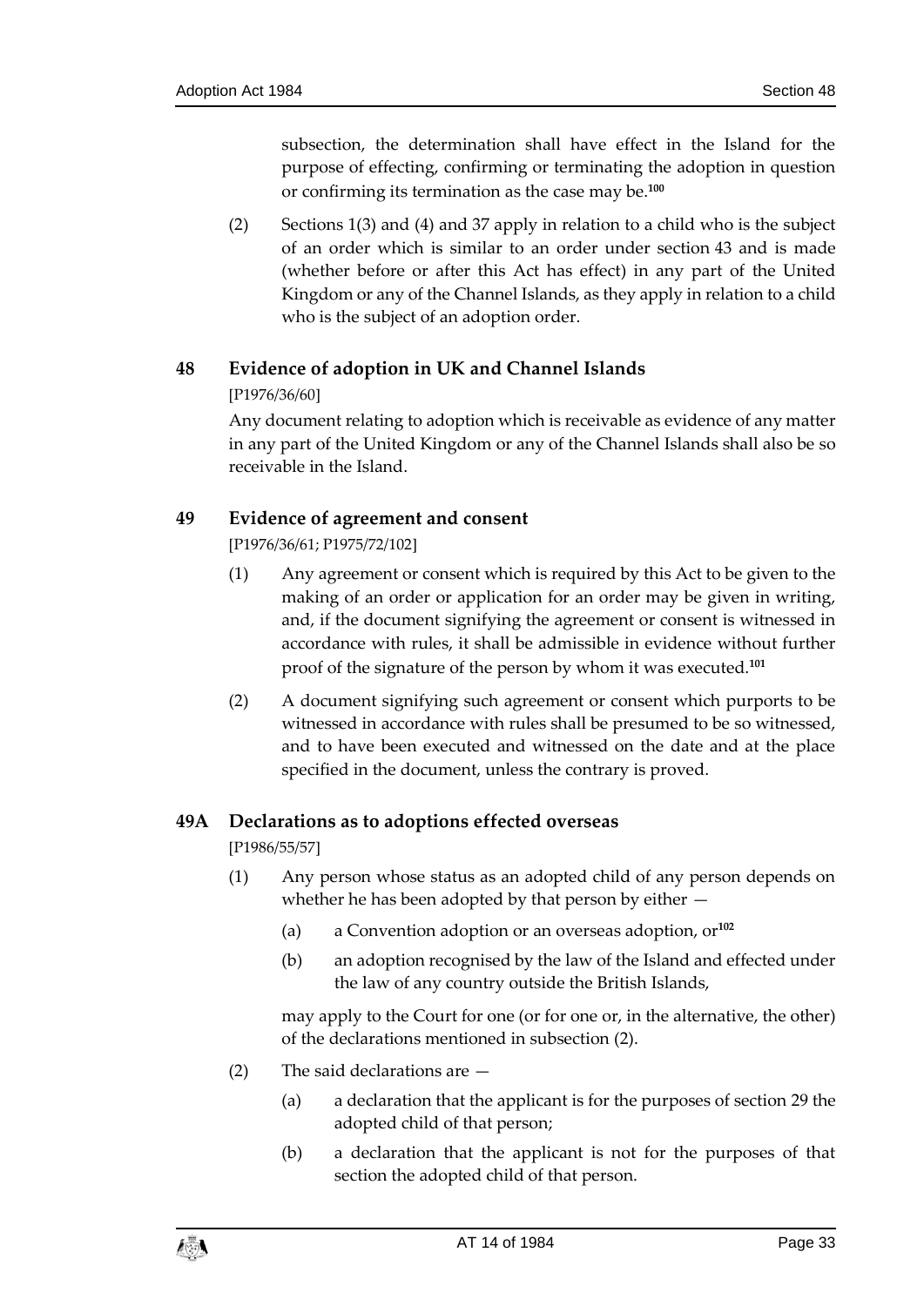subsection, the determination shall have effect in the Island for the purpose of effecting, confirming or terminating the adoption in question or confirming its termination as the case may be.[100]

(2) Sections 1(3) and (4) and 37 apply in relation to a child who is the subject of an order which is similar to an order under section 43 and is made (whether before or after this Act has effect) in any part of the United Kingdom or any of the Channel Islands, as they apply in relation to a child who is the subject of an adoption order.

## 48 Evidence of adoption in UK and Channel Islands

[P1976/36/60]

Any document relating to adoption which is receivable as evidence of any matter in any part of the United Kingdom or any of the Channel Islands shall also be so receivable in the Island.

## 49 Evidence of agreement and consent

[P1976/36/61; P1975/72/102]

(1) Any agreement or consent which is required by this Act to be given to the making of an order or application for an order may be given in writing, and, if the document signifying the agreement or consent is witnessed in accordance with rules, it shall be admissible in evidence without further proof of the signature of the person by whom it was executed.[101]

(2) A document signifying such agreement or consent which purports to be witnessed in accordance with rules shall be presumed to be so witnessed, and to have been executed and witnessed on the date and at the place specified in the document, unless the contrary is proved.

## 49A Declarations as to adoptions effected overseas

[P1986/55/57]

(1) Any person whose status as an adopted child of any person depends on whether he has been adopted by that person by either —

(a) a Convention adoption or an overseas adoption, or[102]

(b) an adoption recognised by the law of the Island and effected under the law of any country outside the British Islands,

may apply to the Court for one (or for one or, in the alternative, the other) of the declarations mentioned in subsection (2).

(2) The said declarations are —

(a) a declaration that the applicant is for the purposes of section 29 the adopted child of that person;

(b) a declaration that the applicant is not for the purposes of that section the adopted child of that person.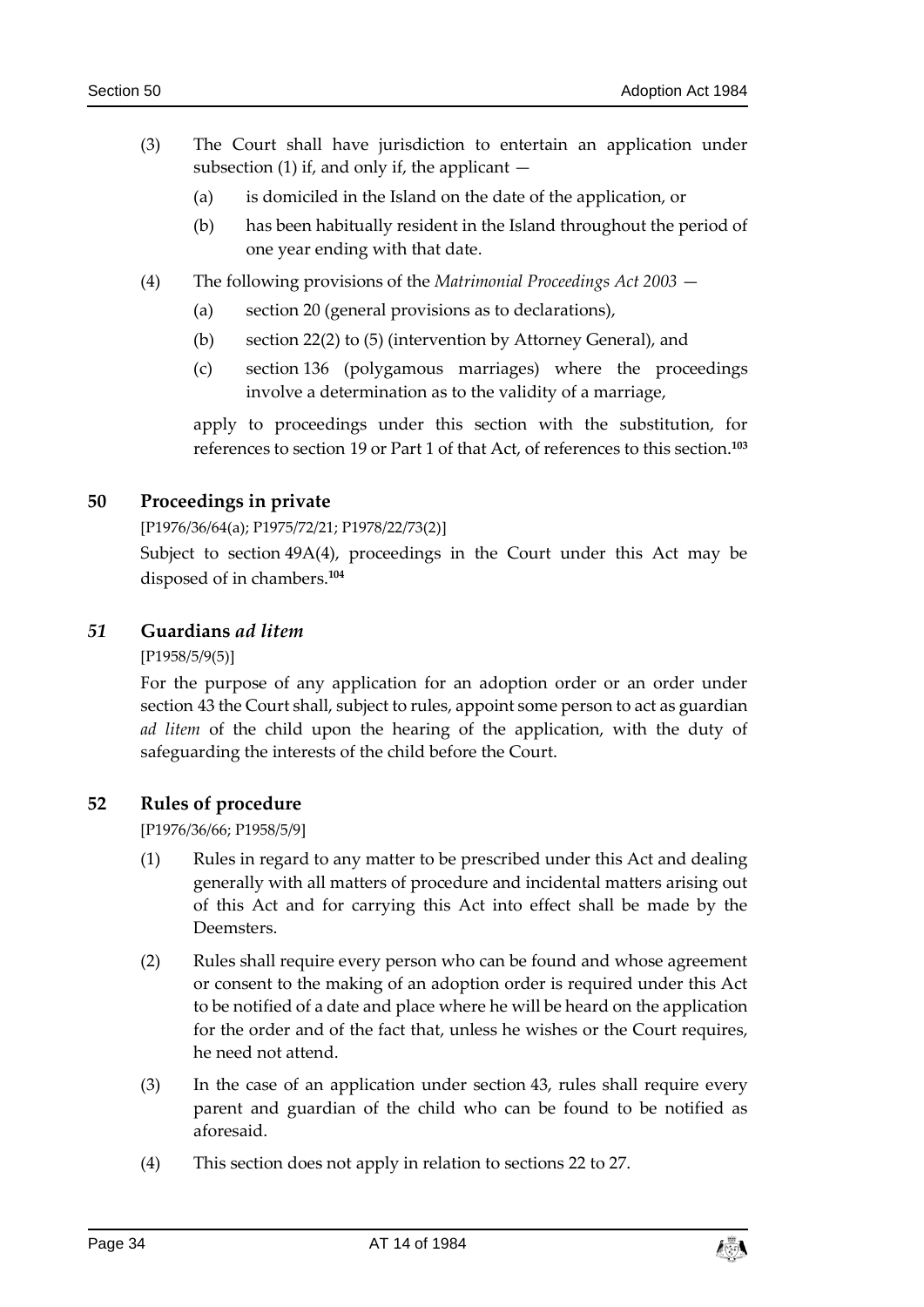(3) The Court shall have jurisdiction to entertain an application under subsection (1) if, and only if, the applicant —

(a) is domiciled in the Island on the date of the application, or

(b) has been habitually resident in the Island throughout the period of one year ending with that date.

(4) The following provisions of the *Matrimonial Proceedings Act 2003* —

(a) section 20 (general provisions as to declarations),

(b) section 22(2) to (5) (intervention by Attorney General), and

(c) section 136 (polygamous marriages) where the proceedings involve a determination as to the validity of a marriage,

apply to proceedings under this section with the substitution, for references to section 19 or Part 1 of that Act, of references to this section.[103]

## 50 Proceedings in private

[P1976/36/64(a); P1975/72/21; P1978/22/73(2)]

Subject to section 49A(4), proceedings in the Court under this Act may be disposed of in chambers.[104]

## *51* Guardians *ad litem*

[P1958/5/9(5)]

For the purpose of any application for an adoption order or an order under section 43 the Court shall, subject to rules, appoint some person to act as guardian *ad litem* of the child upon the hearing of the application, with the duty of safeguarding the interests of the child before the Court.

## 52 Rules of procedure

[P1976/36/66; P1958/5/9]

(1) Rules in regard to any matter to be prescribed under this Act and dealing generally with all matters of procedure and incidental matters arising out of this Act and for carrying this Act into effect shall be made by the Deemsters.

(2) Rules shall require every person who can be found and whose agreement or consent to the making of an adoption order is required under this Act to be notified of a date and place where he will be heard on the application for the order and of the fact that, unless he wishes or the Court requires, he need not attend.

(3) In the case of an application under section 43, rules shall require every parent and guardian of the child who can be found to be notified as aforesaid.

(4) This section does not apply in relation to sections 22 to 27.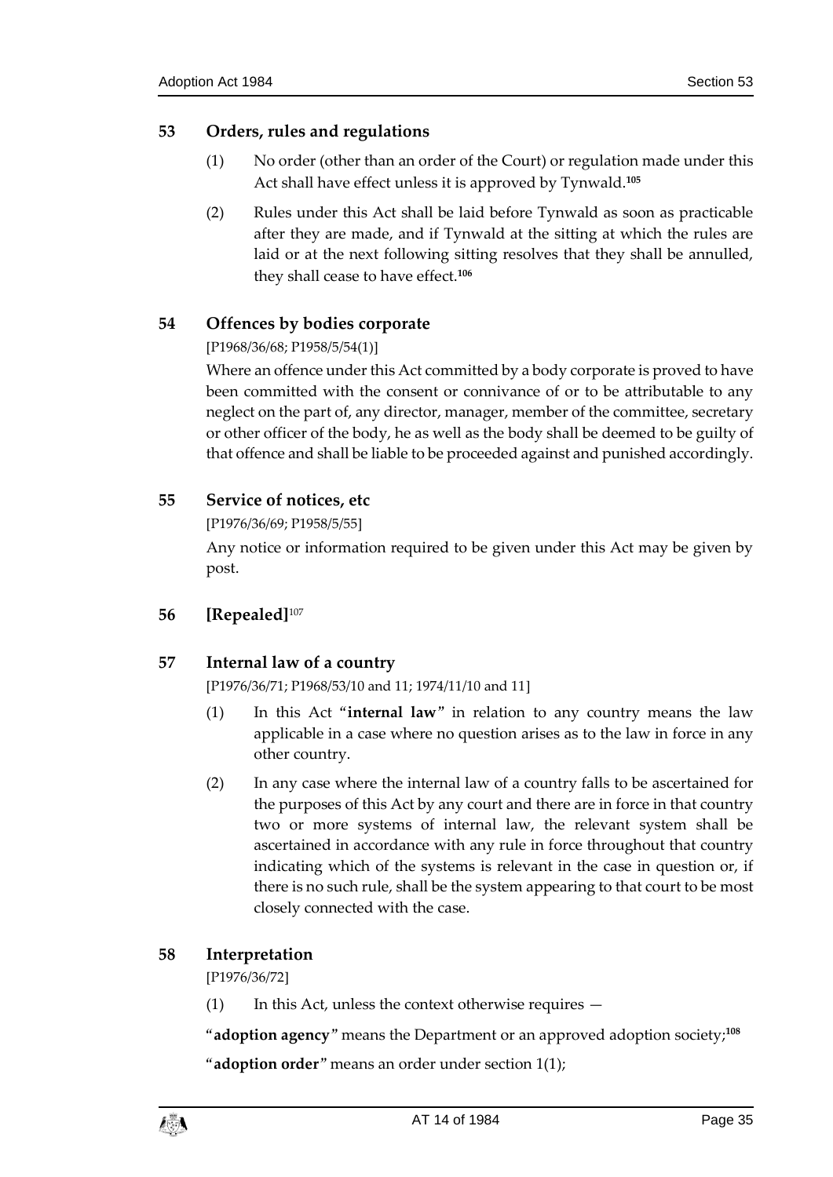## 53 Orders, rules and regulations

(1) No order (other than an order of the Court) or regulation made under this Act shall have effect unless it is approved by Tynwald.[105]

(2) Rules under this Act shall be laid before Tynwald as soon as practicable after they are made, and if Tynwald at the sitting at which the rules are laid or at the next following sitting resolves that they shall be annulled, they shall cease to have effect.[106]

## 54 Offences by bodies corporate

[P1968/36/68; P1958/5/54(1)]

Where an offence under this Act committed by a body corporate is proved to have been committed with the consent or connivance of or to be attributable to any neglect on the part of, any director, manager, member of the committee, secretary or other officer of the body, he as well as the body shall be deemed to be guilty of that offence and shall be liable to be proceeded against and punished accordingly.

## 55 Service of notices, etc

[P1976/36/69; P1958/5/55]

Any notice or information required to be given under this Act may be given by post.

## 56 [Repealed][107]

## 57 Internal law of a country

[P1976/36/71; P1968/53/10 and 11; 1974/11/10 and 11]

(1) In this Act "**internal law**" in relation to any country means the law applicable in a case where no question arises as to the law in force in any other country.

(2) In any case where the internal law of a country falls to be ascertained for the purposes of this Act by any court and there are in force in that country two or more systems of internal law, the relevant system shall be ascertained in accordance with any rule in force throughout that country indicating which of the systems is relevant in the case in question or, if there is no such rule, shall be the system appearing to that court to be most closely connected with the case.

## 58 Interpretation

[P1976/36/72]

(1) In this Act, unless the context otherwise requires —

"**adoption agency**" means the Department or an approved adoption society;[108]

"**adoption order**" means an order under section 1(1);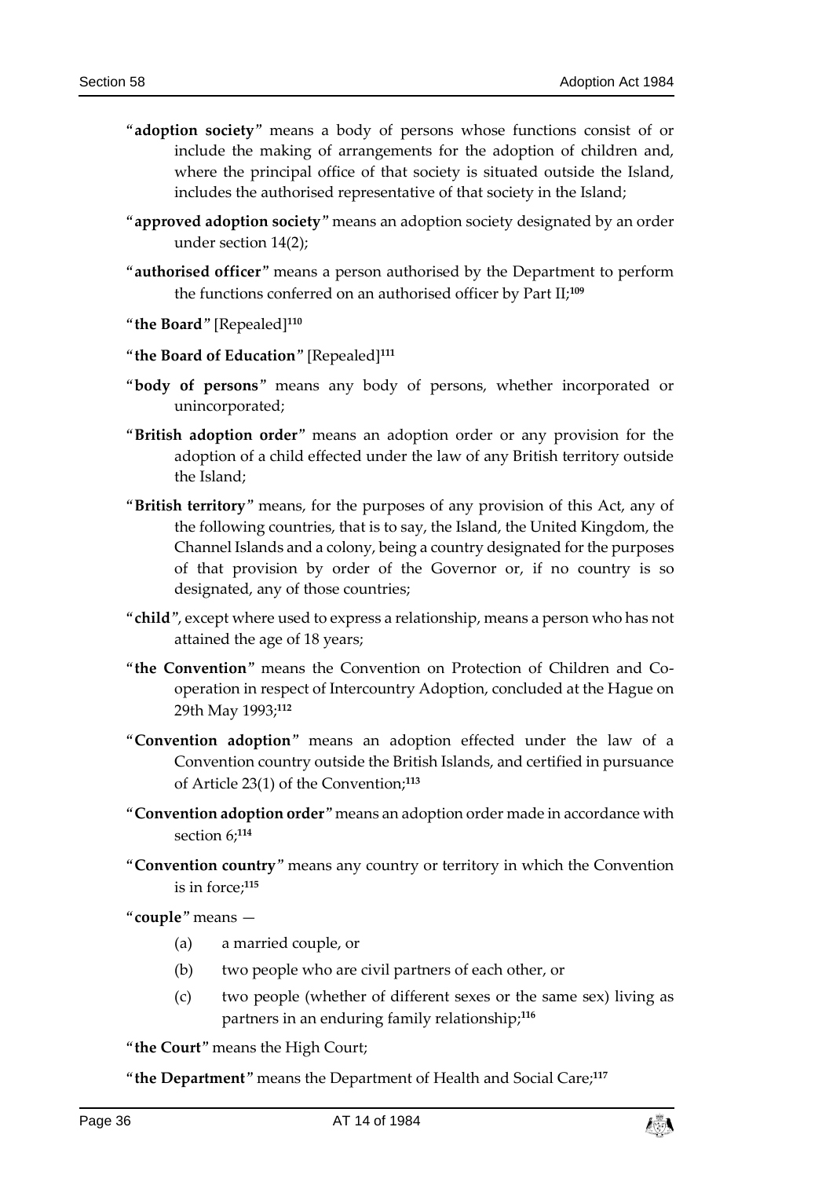"**adoption society**" means a body of persons whose functions consist of or include the making of arrangements for the adoption of children and, where the principal office of that society is situated outside the Island, includes the authorised representative of that society in the Island;

"**approved adoption society**" means an adoption society designated by an order under section 14(2);

"**authorised officer**" means a person authorised by the Department to perform the functions conferred on an authorised officer by Part II;[109]

"**the Board**" [Repealed][110]

"**the Board of Education**" [Repealed][111]

"**body of persons**" means any body of persons, whether incorporated or unincorporated;

"**British adoption order**" means an adoption order or any provision for the adoption of a child effected under the law of any British territory outside the Island;

"**British territory**" means, for the purposes of any provision of this Act, any of the following countries, that is to say, the Island, the United Kingdom, the Channel Islands and a colony, being a country designated for the purposes of that provision by order of the Governor or, if no country is so designated, any of those countries;

"**child**", except where used to express a relationship, means a person who has not attained the age of 18 years;

"**the Convention**" means the Convention on Protection of Children and Co-operation in respect of Intercountry Adoption, concluded at the Hague on 29th May 1993;[112]

"**Convention adoption**" means an adoption effected under the law of a Convention country outside the British Islands, and certified in pursuance of Article 23(1) of the Convention;[113]

"**Convention adoption order**" means an adoption order made in accordance with section 6;[114]

"**Convention country**" means any country or territory in which the Convention is in force;[115]

"**couple**" means —

(a) a married couple, or

(b) two people who are civil partners of each other, or

(c) two people (whether of different sexes or the same sex) living as partners in an enduring family relationship;[116]

"**the Court**" means the High Court;

"**the Department**" means the Department of Health and Social Care;[117]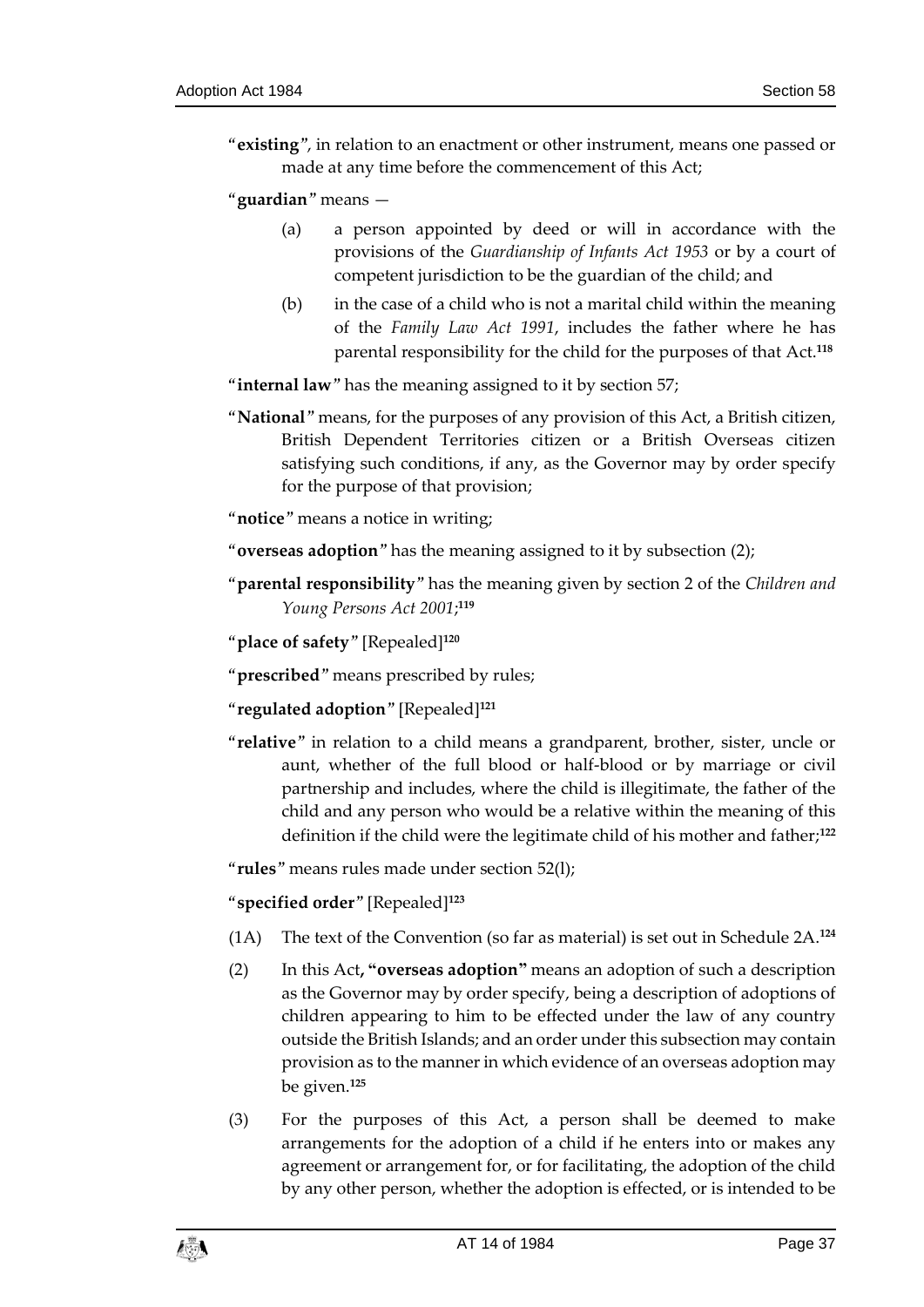"**existing**", in relation to an enactment or other instrument, means one passed or made at any time before the commencement of this Act;

"**guardian**" means —

(a) a person appointed by deed or will in accordance with the provisions of the *Guardianship of Infants Act 1953* or by a court of competent jurisdiction to be the guardian of the child; and

(b) in the case of a child who is not a marital child within the meaning of the *Family Law Act 1991*, includes the father where he has parental responsibility for the child for the purposes of that Act.[118]

"**internal law**" has the meaning assigned to it by section 57;

"**National**" means, for the purposes of any provision of this Act, a British citizen, British Dependent Territories citizen or a British Overseas citizen satisfying such conditions, if any, as the Governor may by order specify for the purpose of that provision;

"**notice**" means a notice in writing;

"**overseas adoption**" has the meaning assigned to it by subsection (2);

"**parental responsibility**" has the meaning given by section 2 of the *Children and Young Persons Act 2001*;[119]

"**place of safety**" [Repealed][120]

"**prescribed**" means prescribed by rules;

"**regulated adoption**" [Repealed][121]

"**relative**" in relation to a child means a grandparent, brother, sister, uncle or aunt, whether of the full blood or half-blood or by marriage or civil partnership and includes, where the child is illegitimate, the father of the child and any person who would be a relative within the meaning of this definition if the child were the legitimate child of his mother and father;[122]

"**rules**" means rules made under section 52(l);

"**specified order**" [Repealed][123]

(1A) The text of the Convention (so far as material) is set out in Schedule 2A.[124]

(2) In this Act**, "overseas adoption"** means an adoption of such a description as the Governor may by order specify, being a description of adoptions of children appearing to him to be effected under the law of any country outside the British Islands; and an order under this subsection may contain provision as to the manner in which evidence of an overseas adoption may be given.[125]

(3) For the purposes of this Act, a person shall be deemed to make arrangements for the adoption of a child if he enters into or makes any agreement or arrangement for, or for facilitating, the adoption of the child by any other person, whether the adoption is effected, or is intended to be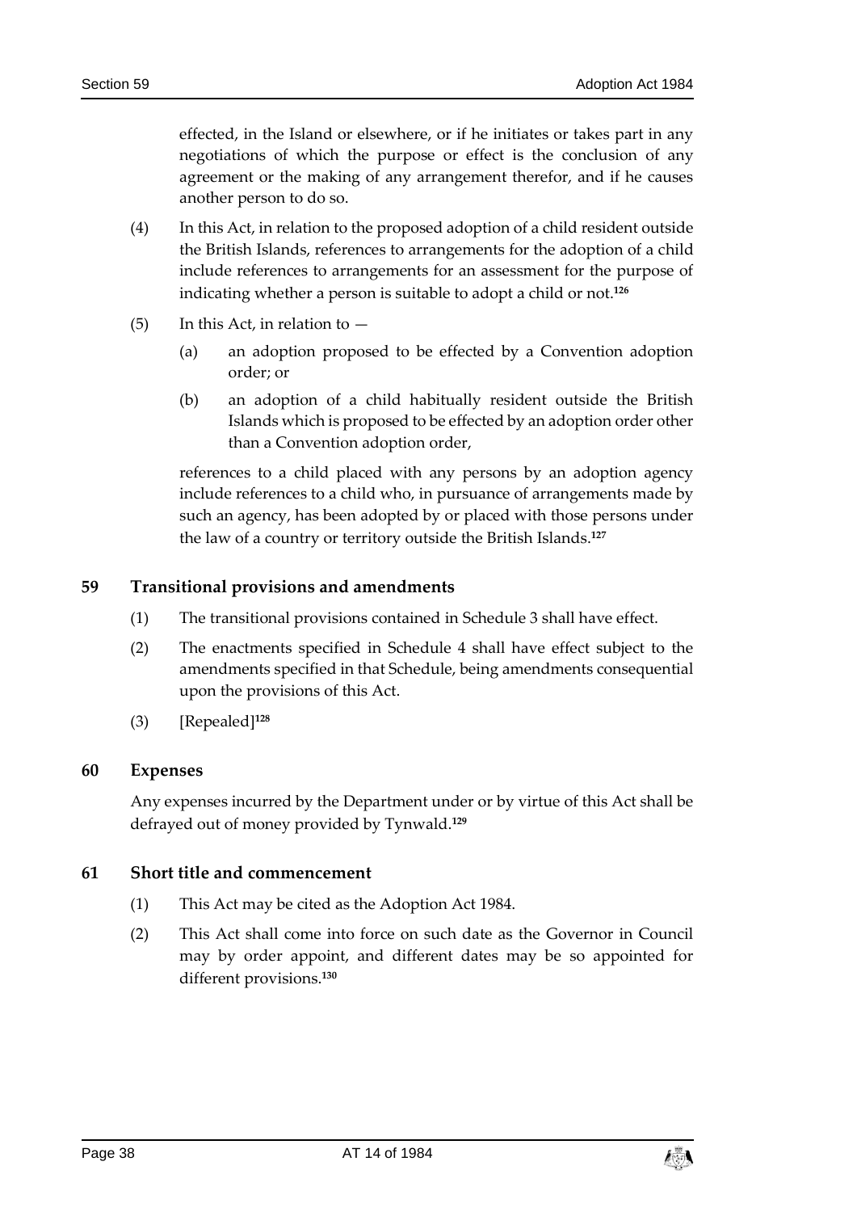effected, in the Island or elsewhere, or if he initiates or takes part in any negotiations of which the purpose or effect is the conclusion of any agreement or the making of any arrangement therefor, and if he causes another person to do so.

(4) In this Act, in relation to the proposed adoption of a child resident outside the British Islands, references to arrangements for the adoption of a child include references to arrangements for an assessment for the purpose of indicating whether a person is suitable to adopt a child or not.[126]

(5) In this Act, in relation to —

(a) an adoption proposed to be effected by a Convention adoption order; or

(b) an adoption of a child habitually resident outside the British Islands which is proposed to be effected by an adoption order other than a Convention adoption order,

references to a child placed with any persons by an adoption agency include references to a child who, in pursuance of arrangements made by such an agency, has been adopted by or placed with those persons under the law of a country or territory outside the British Islands.[127]

## 59 Transitional provisions and amendments

(1) The transitional provisions contained in Schedule 3 shall have effect.

(2) The enactments specified in Schedule 4 shall have effect subject to the amendments specified in that Schedule, being amendments consequential upon the provisions of this Act.

(3) [Repealed][128]

## 60 Expenses

Any expenses incurred by the Department under or by virtue of this Act shall be defrayed out of money provided by Tynwald.[129]

## 61 Short title and commencement

(1) This Act may be cited as the Adoption Act 1984.

(2) This Act shall come into force on such date as the Governor in Council may by order appoint, and different dates may be so appointed for different provisions.[130]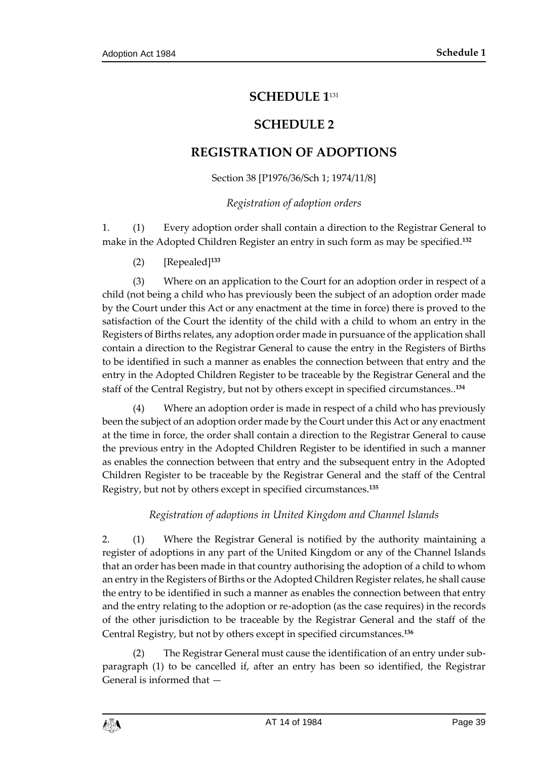# SCHEDULE 1[131]

# SCHEDULE 2

# REGISTRATION OF ADOPTIONS

Section 38 [P1976/36/Sch 1; 1974/11/8]

*Registration of adoption orders*

1. (1) Every adoption order shall contain a direction to the Registrar General to make in the Adopted Children Register an entry in such form as may be specified.[132]

(2) [Repealed][133]

(3) Where on an application to the Court for an adoption order in respect of a child (not being a child who has previously been the subject of an adoption order made by the Court under this Act or any enactment at the time in force) there is proved to the satisfaction of the Court the identity of the child with a child to whom an entry in the Registers of Births relates, any adoption order made in pursuance of the application shall contain a direction to the Registrar General to cause the entry in the Registers of Births to be identified in such a manner as enables the connection between that entry and the entry in the Adopted Children Register to be traceable by the Registrar General and the staff of the Central Registry, but not by others except in specified circumstances..[134]

(4) Where an adoption order is made in respect of a child who has previously been the subject of an adoption order made by the Court under this Act or any enactment at the time in force, the order shall contain a direction to the Registrar General to cause the previous entry in the Adopted Children Register to be identified in such a manner as enables the connection between that entry and the subsequent entry in the Adopted Children Register to be traceable by the Registrar General and the staff of the Central Registry, but not by others except in specified circumstances.[135]

*Registration of adoptions in United Kingdom and Channel Islands*

2. (1) Where the Registrar General is notified by the authority maintaining a register of adoptions in any part of the United Kingdom or any of the Channel Islands that an order has been made in that country authorising the adoption of a child to whom an entry in the Registers of Births or the Adopted Children Register relates, he shall cause the entry to be identified in such a manner as enables the connection between that entry and the entry relating to the adoption or re-adoption (as the case requires) in the records of the other jurisdiction to be traceable by the Registrar General and the staff of the Central Registry, but not by others except in specified circumstances.[136]

(2) The Registrar General must cause the identification of an entry under sub-paragraph (1) to be cancelled if, after an entry has been so identified, the Registrar General is informed that —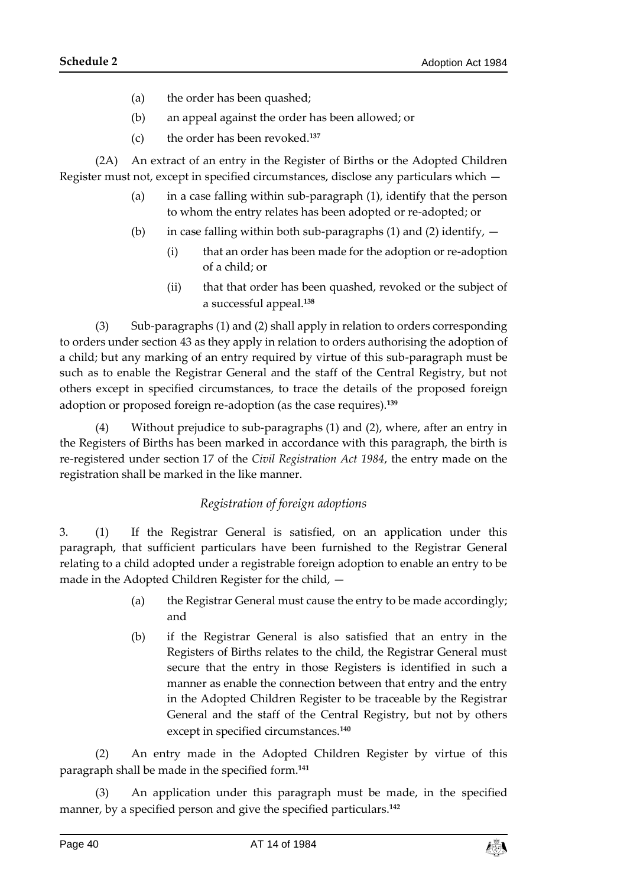(a) the order has been quashed;

(b) an appeal against the order has been allowed; or

(c) the order has been revoked.[137]

(2A) An extract of an entry in the Register of Births or the Adopted Children Register must not, except in specified circumstances, disclose any particulars which —

(a) in a case falling within sub-paragraph (1), identify that the person to whom the entry relates has been adopted or re-adopted; or

(b) in case falling within both sub-paragraphs (1) and (2) identify, —

(i) that an order has been made for the adoption or re-adoption of a child; or

(ii) that that order has been quashed, revoked or the subject of a successful appeal.[138]

(3) Sub-paragraphs (1) and (2) shall apply in relation to orders corresponding to orders under section 43 as they apply in relation to orders authorising the adoption of a child; but any marking of an entry required by virtue of this sub-paragraph must be such as to enable the Registrar General and the staff of the Central Registry, but not others except in specified circumstances, to trace the details of the proposed foreign adoption or proposed foreign re-adoption (as the case requires).[139]

(4) Without prejudice to sub-paragraphs (1) and (2), where, after an entry in the Registers of Births has been marked in accordance with this paragraph, the birth is re-registered under section 17 of the *Civil Registration Act 1984*, the entry made on the registration shall be marked in the like manner.

### *Registration of foreign adoptions*

3. (1) If the Registrar General is satisfied, on an application under this paragraph, that sufficient particulars have been furnished to the Registrar General relating to a child adopted under a registrable foreign adoption to enable an entry to be made in the Adopted Children Register for the child, —

(a) the Registrar General must cause the entry to be made accordingly; and

(b) if the Registrar General is also satisfied that an entry in the Registers of Births relates to the child, the Registrar General must secure that the entry in those Registers is identified in such a manner as enable the connection between that entry and the entry in the Adopted Children Register to be traceable by the Registrar General and the staff of the Central Registry, but not by others except in specified circumstances.[140]

(2) An entry made in the Adopted Children Register by virtue of this paragraph shall be made in the specified form.[141]

(3) An application under this paragraph must be made, in the specified manner, by a specified person and give the specified particulars.[142]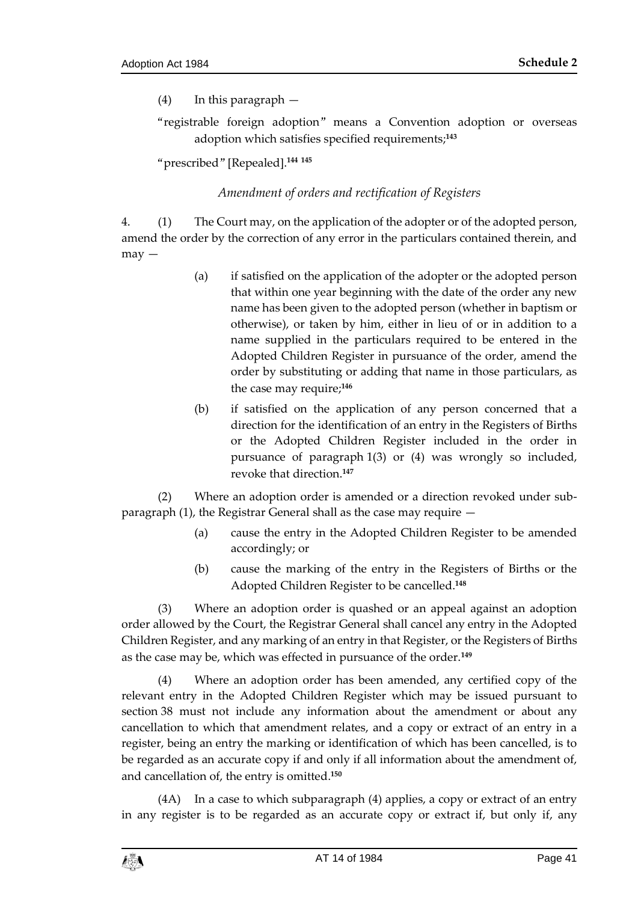(4) In this paragraph —

"registrable foreign adoption" means a Convention adoption or overseas adoption which satisfies specified requirements;[143]

"prescribed" [Repealed].[144] [145]

*Amendment of orders and rectification of Registers*

4. (1) The Court may, on the application of the adopter or of the adopted person, amend the order by the correction of any error in the particulars contained therein, and may —

(a) if satisfied on the application of the adopter or the adopted person that within one year beginning with the date of the order any new name has been given to the adopted person (whether in baptism or otherwise), or taken by him, either in lieu of or in addition to a name supplied in the particulars required to be entered in the Adopted Children Register in pursuance of the order, amend the order by substituting or adding that name in those particulars, as the case may require;[146]

(b) if satisfied on the application of any person concerned that a direction for the identification of an entry in the Registers of Births or the Adopted Children Register included in the order in pursuance of paragraph 1(3) or (4) was wrongly so included, revoke that direction.[147]

(2) Where an adoption order is amended or a direction revoked under sub-paragraph (1), the Registrar General shall as the case may require —

(a) cause the entry in the Adopted Children Register to be amended accordingly; or

(b) cause the marking of the entry in the Registers of Births or the Adopted Children Register to be cancelled.[148]

(3) Where an adoption order is quashed or an appeal against an adoption order allowed by the Court, the Registrar General shall cancel any entry in the Adopted Children Register, and any marking of an entry in that Register, or the Registers of Births as the case may be, which was effected in pursuance of the order.[149]

(4) Where an adoption order has been amended, any certified copy of the relevant entry in the Adopted Children Register which may be issued pursuant to section 38 must not include any information about the amendment or about any cancellation to which that amendment relates, and a copy or extract of an entry in a register, being an entry the marking or identification of which has been cancelled, is to be regarded as an accurate copy if and only if all information about the amendment of, and cancellation of, the entry is omitted.[150]

(4A) In a case to which subparagraph (4) applies, a copy or extract of an entry in any register is to be regarded as an accurate copy or extract if, but only if, any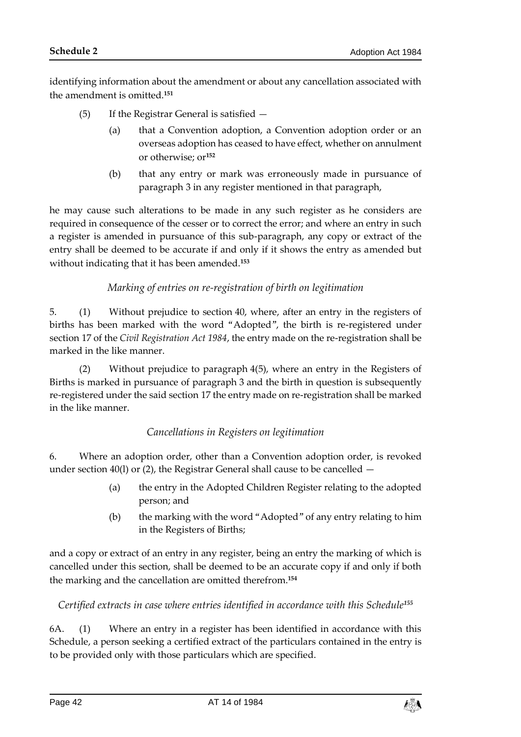identifying information about the amendment or about any cancellation associated with the amendment is omitted.[151]

(5) If the Registrar General is satisfied —

(a) that a Convention adoption, a Convention adoption order or an overseas adoption has ceased to have effect, whether on annulment or otherwise; or[152]

(b) that any entry or mark was erroneously made in pursuance of paragraph 3 in any register mentioned in that paragraph,

he may cause such alterations to be made in any such register as he considers are required in consequence of the cesser or to correct the error; and where an entry in such a register is amended in pursuance of this sub-paragraph, any copy or extract of the entry shall be deemed to be accurate if and only if it shows the entry as amended but without indicating that it has been amended.[153]

*Marking of entries on re-registration of birth on legitimation*

5. (1) Without prejudice to section 40, where, after an entry in the registers of births has been marked with the word "Adopted", the birth is re-registered under section 17 of the *Civil Registration Act 1984*, the entry made on the re-registration shall be marked in the like manner.

(2) Without prejudice to paragraph 4(5), where an entry in the Registers of Births is marked in pursuance of paragraph 3 and the birth in question is subsequently re-registered under the said section 17 the entry made on re-registration shall be marked in the like manner.

*Cancellations in Registers on legitimation*

6. Where an adoption order, other than a Convention adoption order, is revoked under section 40(l) or (2), the Registrar General shall cause to be cancelled —

(a) the entry in the Adopted Children Register relating to the adopted person; and

(b) the marking with the word "Adopted" of any entry relating to him in the Registers of Births;

and a copy or extract of an entry in any register, being an entry the marking of which is cancelled under this section, shall be deemed to be an accurate copy if and only if both the marking and the cancellation are omitted therefrom.[154]

*Certified extracts in case where entries identified in accordance with this Schedule[155]*

6A. (1) Where an entry in a register has been identified in accordance with this Schedule, a person seeking a certified extract of the particulars contained in the entry is to be provided only with those particulars which are specified.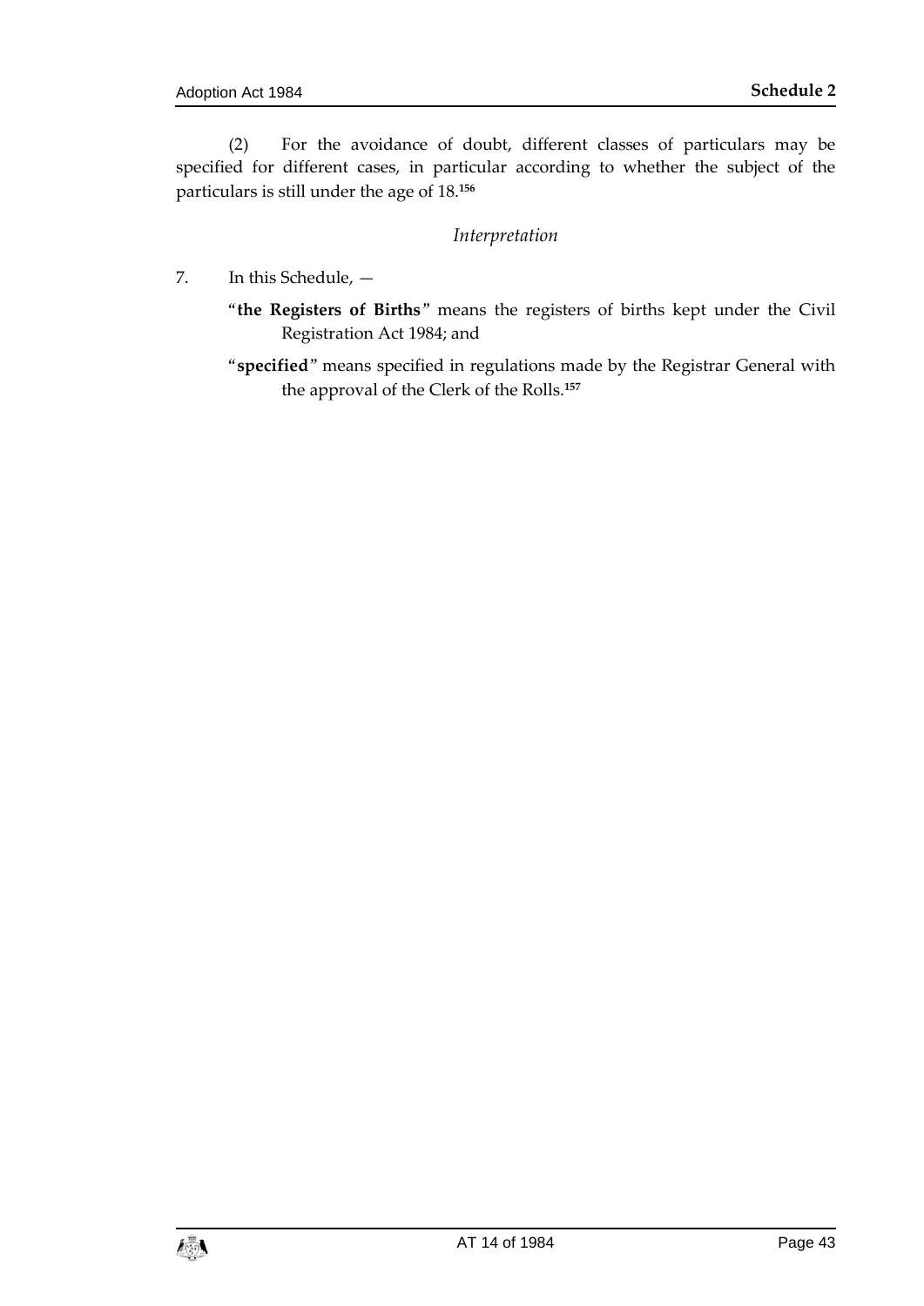(2) For the avoidance of doubt, different classes of particulars may be specified for different cases, in particular according to whether the subject of the particulars is still under the age of 18.[156]

*Interpretation*

7. In this Schedule, —

"**the Registers of Births**" means the registers of births kept under the Civil Registration Act 1984; and

"**specified**" means specified in regulations made by the Registrar General with the approval of the Clerk of the Rolls.[157]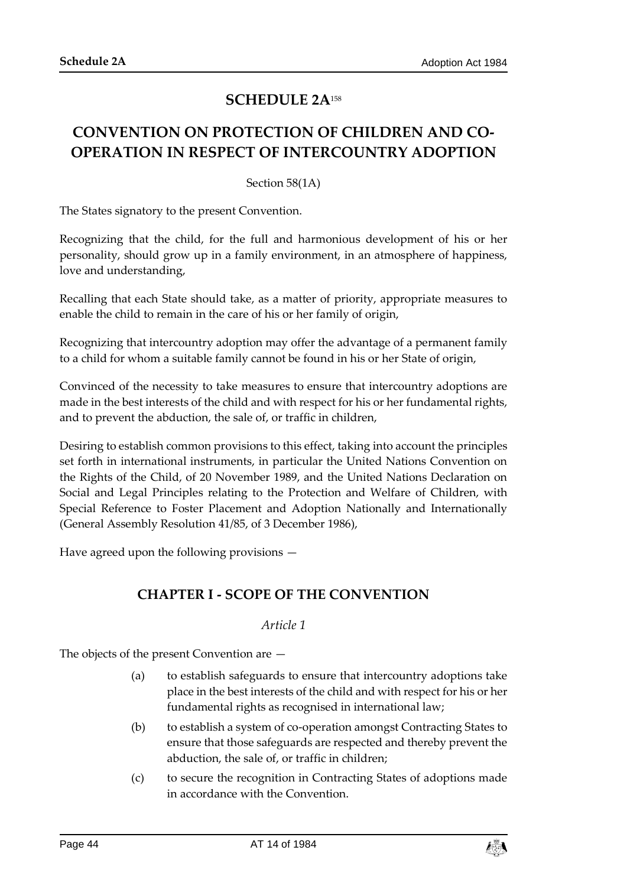# SCHEDULE 2A[158]

# CONVENTION ON PROTECTION OF CHILDREN AND CO-OPERATION IN RESPECT OF INTERCOUNTRY ADOPTION

Section 58(1A)

The States signatory to the present Convention.

Recognizing that the child, for the full and harmonious development of his or her personality, should grow up in a family environment, in an atmosphere of happiness, love and understanding,

Recalling that each State should take, as a matter of priority, appropriate measures to enable the child to remain in the care of his or her family of origin,

Recognizing that intercountry adoption may offer the advantage of a permanent family to a child for whom a suitable family cannot be found in his or her State of origin,

Convinced of the necessity to take measures to ensure that intercountry adoptions are made in the best interests of the child and with respect for his or her fundamental rights, and to prevent the abduction, the sale of, or traffic in children,

Desiring to establish common provisions to this effect, taking into account the principles set forth in international instruments, in particular the United Nations Convention on the Rights of the Child, of 20 November 1989, and the United Nations Declaration on Social and Legal Principles relating to the Protection and Welfare of Children, with Special Reference to Foster Placement and Adoption Nationally and Internationally (General Assembly Resolution 41/85, of 3 December 1986),

Have agreed upon the following provisions —

## CHAPTER I - SCOPE OF THE CONVENTION

*Article 1*

The objects of the present Convention are —

(a) to establish safeguards to ensure that intercountry adoptions take place in the best interests of the child and with respect for his or her fundamental rights as recognised in international law;

(b) to establish a system of co-operation amongst Contracting States to ensure that those safeguards are respected and thereby prevent the abduction, the sale of, or traffic in children;

(c) to secure the recognition in Contracting States of adoptions made in accordance with the Convention.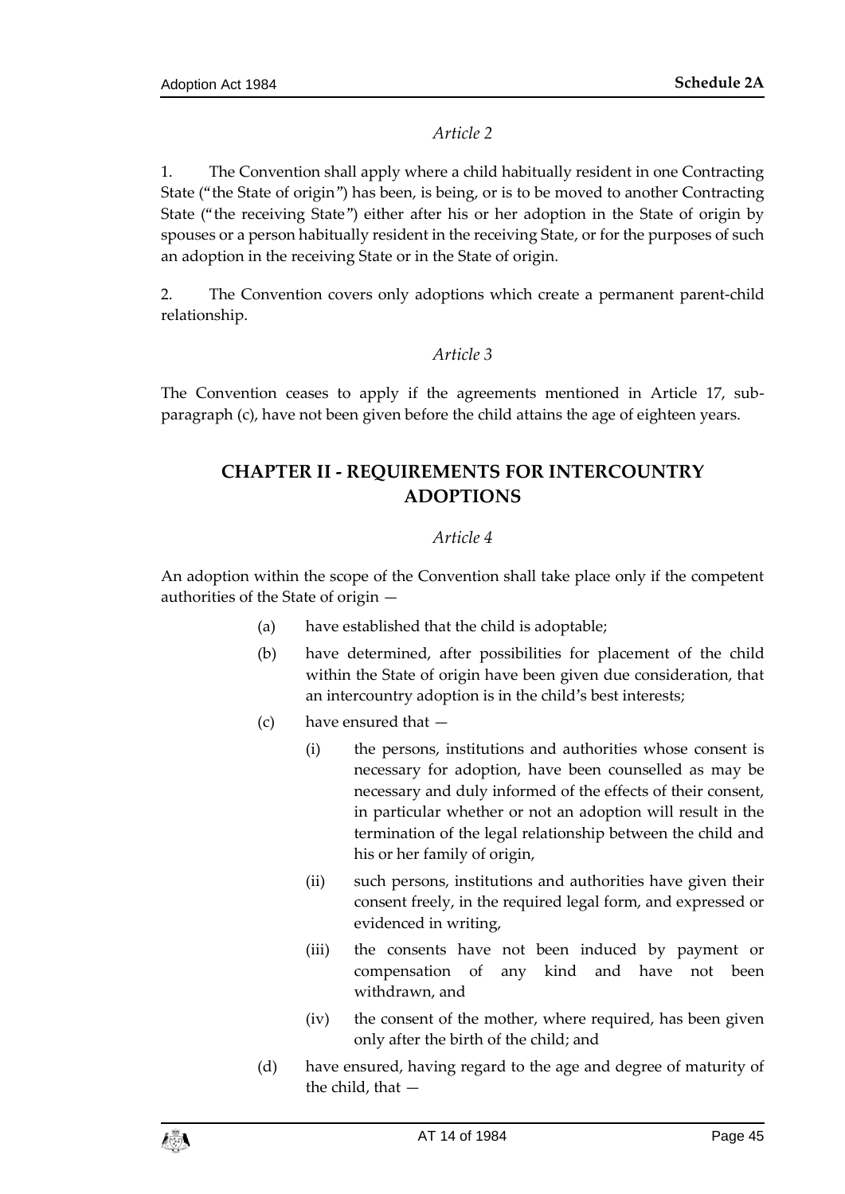*Article 2*

1. The Convention shall apply where a child habitually resident in one Contracting State ("the State of origin") has been, is being, or is to be moved to another Contracting State ("the receiving State") either after his or her adoption in the State of origin by spouses or a person habitually resident in the receiving State, or for the purposes of such an adoption in the receiving State or in the State of origin.

2. The Convention covers only adoptions which create a permanent parent-child relationship.

*Article 3*

The Convention ceases to apply if the agreements mentioned in Article 17, sub-paragraph (c), have not been given before the child attains the age of eighteen years.

## CHAPTER II - REQUIREMENTS FOR INTERCOUNTRY ADOPTIONS

*Article 4*

An adoption within the scope of the Convention shall take place only if the competent authorities of the State of origin —

(a) have established that the child is adoptable;

(b) have determined, after possibilities for placement of the child within the State of origin have been given due consideration, that an intercountry adoption is in the child's best interests;

(c) have ensured that —

  (i) the persons, institutions and authorities whose consent is necessary for adoption, have been counselled as may be necessary and duly informed of the effects of their consent, in particular whether or not an adoption will result in the termination of the legal relationship between the child and his or her family of origin,

  (ii) such persons, institutions and authorities have given their consent freely, in the required legal form, and expressed or evidenced in writing,

  (iii) the consents have not been induced by payment or compensation of any kind and have not been withdrawn, and

  (iv) the consent of the mother, where required, has been given only after the birth of the child; and

(d) have ensured, having regard to the age and degree of maturity of the child, that —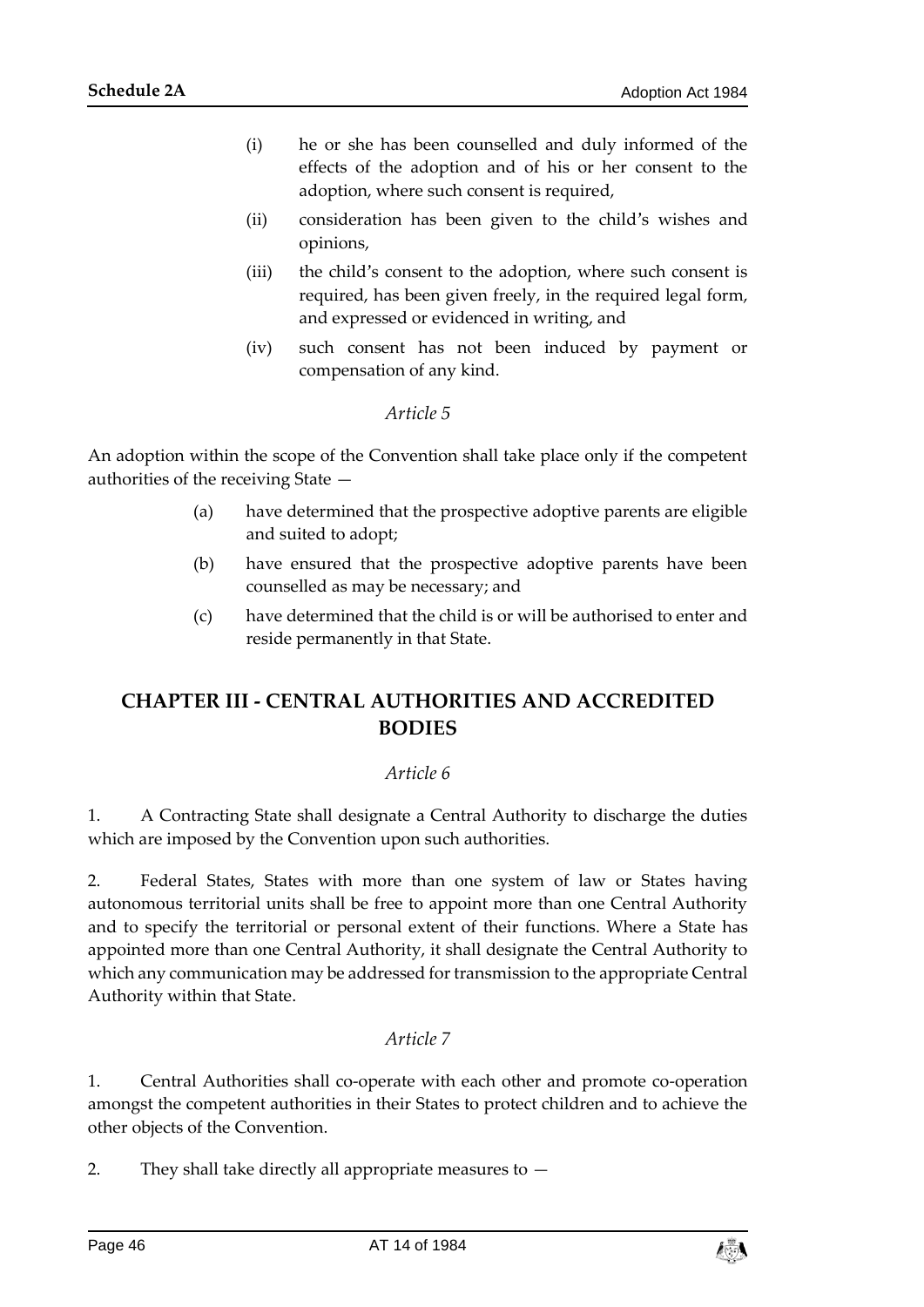(i) he or she has been counselled and duly informed of the effects of the adoption and of his or her consent to the adoption, where such consent is required,

(ii) consideration has been given to the child's wishes and opinions,

(iii) the child's consent to the adoption, where such consent is required, has been given freely, in the required legal form, and expressed or evidenced in writing, and

(iv) such consent has not been induced by payment or compensation of any kind.

*Article 5*

An adoption within the scope of the Convention shall take place only if the competent authorities of the receiving State —

(a) have determined that the prospective adoptive parents are eligible and suited to adopt;

(b) have ensured that the prospective adoptive parents have been counselled as may be necessary; and

(c) have determined that the child is or will be authorised to enter and reside permanently in that State.

## CHAPTER III - CENTRAL AUTHORITIES AND ACCREDITED BODIES

*Article 6*

1. A Contracting State shall designate a Central Authority to discharge the duties which are imposed by the Convention upon such authorities.

2. Federal States, States with more than one system of law or States having autonomous territorial units shall be free to appoint more than one Central Authority and to specify the territorial or personal extent of their functions. Where a State has appointed more than one Central Authority, it shall designate the Central Authority to which any communication may be addressed for transmission to the appropriate Central Authority within that State.

*Article 7*

1. Central Authorities shall co-operate with each other and promote co-operation amongst the competent authorities in their States to protect children and to achieve the other objects of the Convention.

2. They shall take directly all appropriate measures to —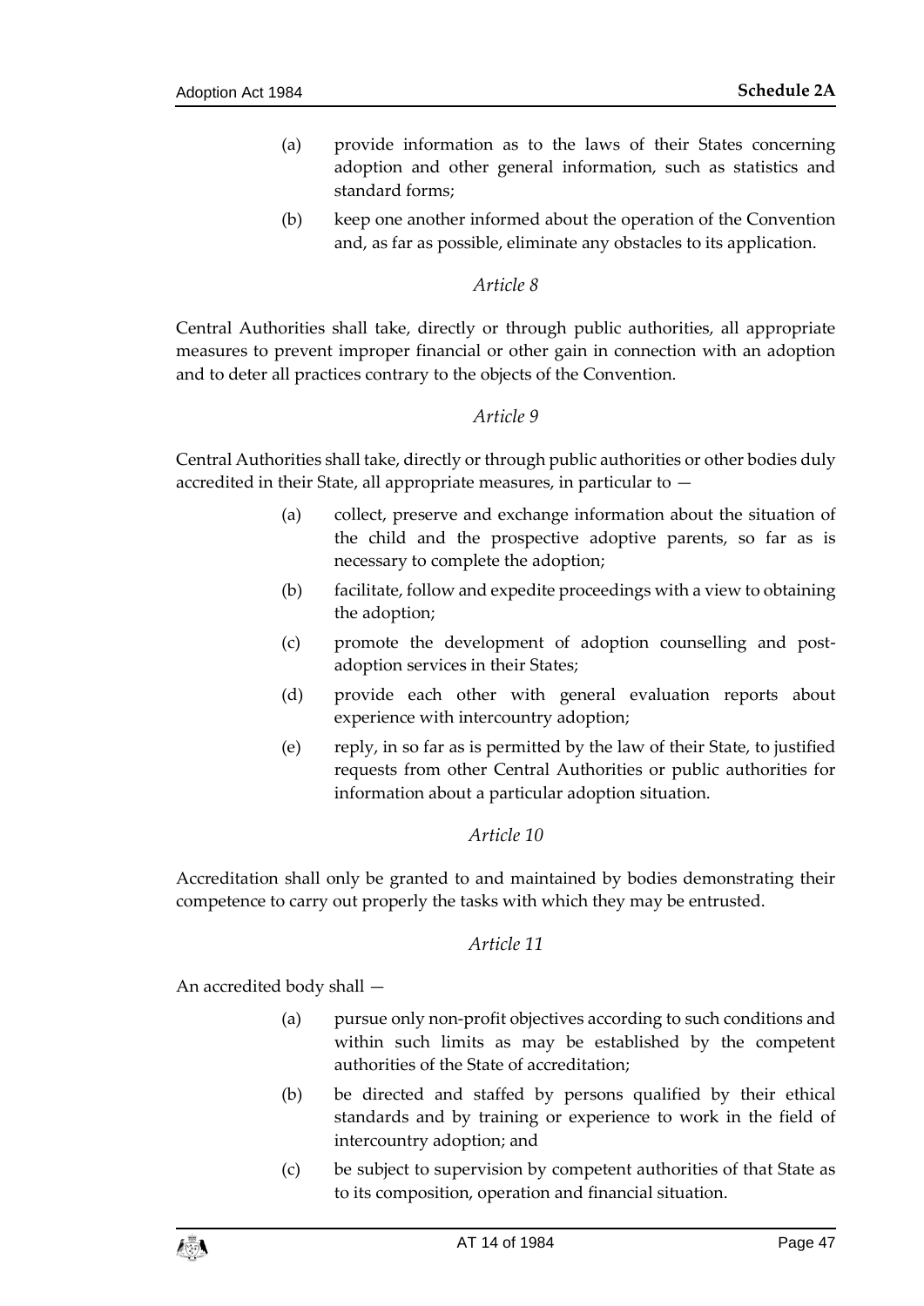(a) provide information as to the laws of their States concerning adoption and other general information, such as statistics and standard forms;

(b) keep one another informed about the operation of the Convention and, as far as possible, eliminate any obstacles to its application.

*Article 8*

Central Authorities shall take, directly or through public authorities, all appropriate measures to prevent improper financial or other gain in connection with an adoption and to deter all practices contrary to the objects of the Convention.

*Article 9*

Central Authorities shall take, directly or through public authorities or other bodies duly accredited in their State, all appropriate measures, in particular to —

(a) collect, preserve and exchange information about the situation of the child and the prospective adoptive parents, so far as is necessary to complete the adoption;

(b) facilitate, follow and expedite proceedings with a view to obtaining the adoption;

(c) promote the development of adoption counselling and post-adoption services in their States;

(d) provide each other with general evaluation reports about experience with intercountry adoption;

(e) reply, in so far as is permitted by the law of their State, to justified requests from other Central Authorities or public authorities for information about a particular adoption situation.

*Article 10*

Accreditation shall only be granted to and maintained by bodies demonstrating their competence to carry out properly the tasks with which they may be entrusted.

*Article 11*

An accredited body shall —

(a) pursue only non-profit objectives according to such conditions and within such limits as may be established by the competent authorities of the State of accreditation;

(b) be directed and staffed by persons qualified by their ethical standards and by training or experience to work in the field of intercountry adoption; and

(c) be subject to supervision by competent authorities of that State as to its composition, operation and financial situation.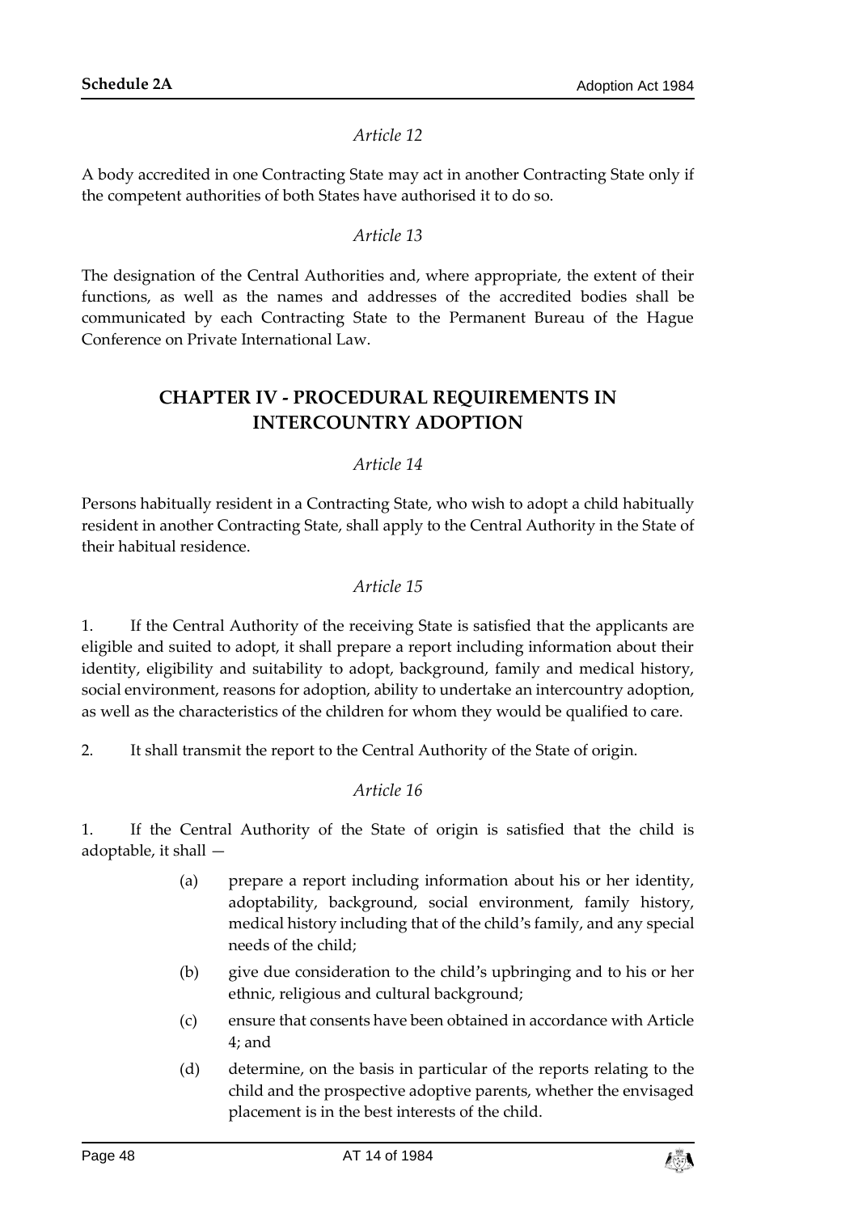*Article 12*

A body accredited in one Contracting State may act in another Contracting State only if the competent authorities of both States have authorised it to do so.

*Article 13*

The designation of the Central Authorities and, where appropriate, the extent of their functions, as well as the names and addresses of the accredited bodies shall be communicated by each Contracting State to the Permanent Bureau of the Hague Conference on Private International Law.

## CHAPTER IV - PROCEDURAL REQUIREMENTS IN INTERCOUNTRY ADOPTION

*Article 14*

Persons habitually resident in a Contracting State, who wish to adopt a child habitually resident in another Contracting State, shall apply to the Central Authority in the State of their habitual residence.

*Article 15*

1. If the Central Authority of the receiving State is satisfied that the applicants are eligible and suited to adopt, it shall prepare a report including information about their identity, eligibility and suitability to adopt, background, family and medical history, social environment, reasons for adoption, ability to undertake an intercountry adoption, as well as the characteristics of the children for whom they would be qualified to care.

2. It shall transmit the report to the Central Authority of the State of origin.

*Article 16*

1. If the Central Authority of the State of origin is satisfied that the child is adoptable, it shall —

(a) prepare a report including information about his or her identity, adoptability, background, social environment, family history, medical history including that of the child's family, and any special needs of the child;

(b) give due consideration to the child's upbringing and to his or her ethnic, religious and cultural background;

(c) ensure that consents have been obtained in accordance with Article 4; and

(d) determine, on the basis in particular of the reports relating to the child and the prospective adoptive parents, whether the envisaged placement is in the best interests of the child.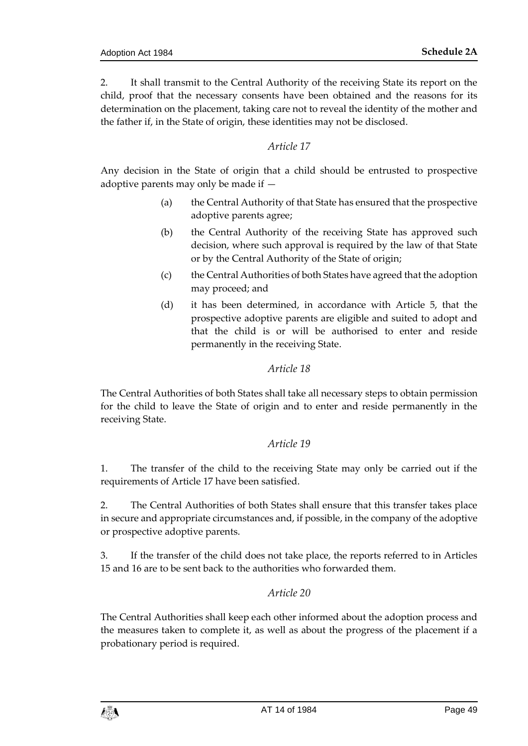2. It shall transmit to the Central Authority of the receiving State its report on the child, proof that the necessary consents have been obtained and the reasons for its determination on the placement, taking care not to reveal the identity of the mother and the father if, in the State of origin, these identities may not be disclosed.

*Article 17*

Any decision in the State of origin that a child should be entrusted to prospective adoptive parents may only be made if —

(a) the Central Authority of that State has ensured that the prospective adoptive parents agree;

(b) the Central Authority of the receiving State has approved such decision, where such approval is required by the law of that State or by the Central Authority of the State of origin;

(c) the Central Authorities of both States have agreed that the adoption may proceed; and

(d) it has been determined, in accordance with Article 5, that the prospective adoptive parents are eligible and suited to adopt and that the child is or will be authorised to enter and reside permanently in the receiving State.

*Article 18*

The Central Authorities of both States shall take all necessary steps to obtain permission for the child to leave the State of origin and to enter and reside permanently in the receiving State.

*Article 19*

1. The transfer of the child to the receiving State may only be carried out if the requirements of Article 17 have been satisfied.

2. The Central Authorities of both States shall ensure that this transfer takes place in secure and appropriate circumstances and, if possible, in the company of the adoptive or prospective adoptive parents.

3. If the transfer of the child does not take place, the reports referred to in Articles 15 and 16 are to be sent back to the authorities who forwarded them.

*Article 20*

The Central Authorities shall keep each other informed about the adoption process and the measures taken to complete it, as well as about the progress of the placement if a probationary period is required.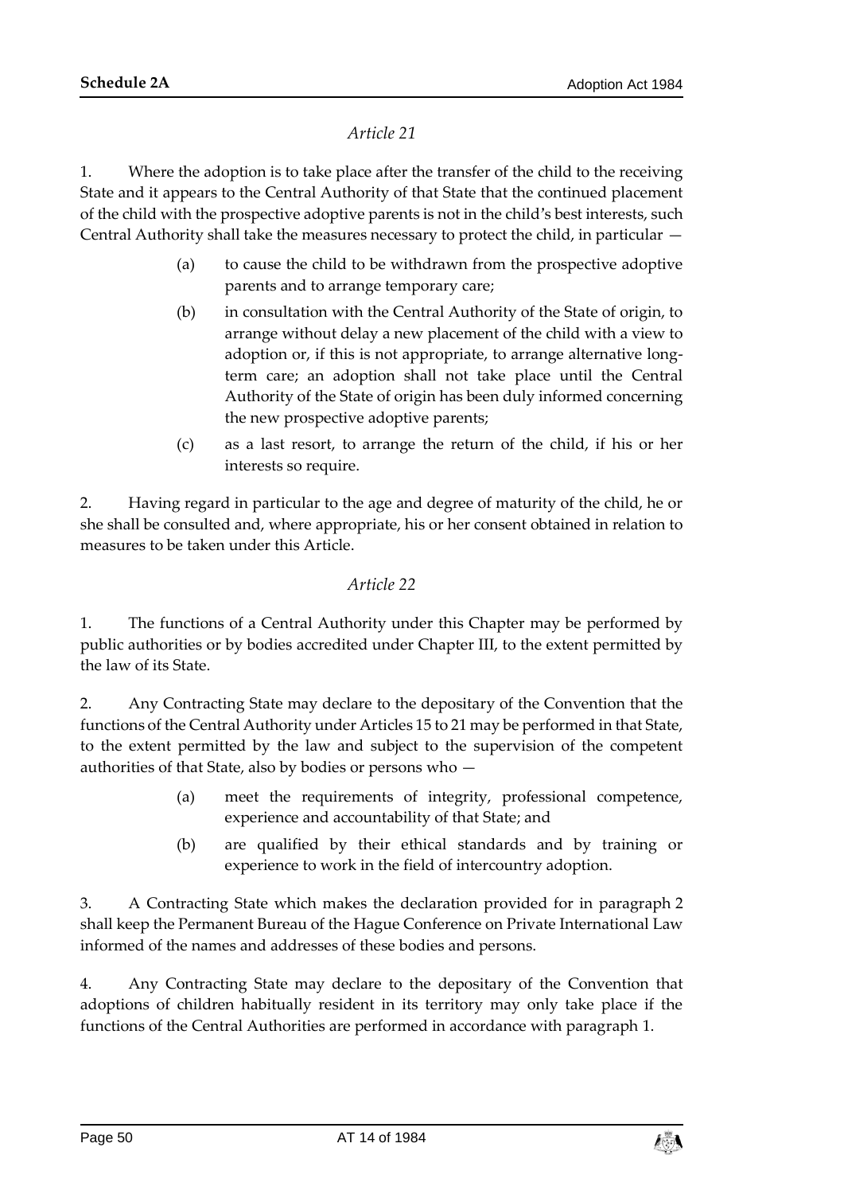*Article 21*

1. Where the adoption is to take place after the transfer of the child to the receiving State and it appears to the Central Authority of that State that the continued placement of the child with the prospective adoptive parents is not in the child's best interests, such Central Authority shall take the measures necessary to protect the child, in particular —

(a) to cause the child to be withdrawn from the prospective adoptive parents and to arrange temporary care;

(b) in consultation with the Central Authority of the State of origin, to arrange without delay a new placement of the child with a view to adoption or, if this is not appropriate, to arrange alternative long-term care; an adoption shall not take place until the Central Authority of the State of origin has been duly informed concerning the new prospective adoptive parents;

(c) as a last resort, to arrange the return of the child, if his or her interests so require.

2. Having regard in particular to the age and degree of maturity of the child, he or she shall be consulted and, where appropriate, his or her consent obtained in relation to measures to be taken under this Article.

*Article 22*

1. The functions of a Central Authority under this Chapter may be performed by public authorities or by bodies accredited under Chapter III, to the extent permitted by the law of its State.

2. Any Contracting State may declare to the depositary of the Convention that the functions of the Central Authority under Articles 15 to 21 may be performed in that State, to the extent permitted by the law and subject to the supervision of the competent authorities of that State, also by bodies or persons who —

(a) meet the requirements of integrity, professional competence, experience and accountability of that State; and

(b) are qualified by their ethical standards and by training or experience to work in the field of intercountry adoption.

3. A Contracting State which makes the declaration provided for in paragraph 2 shall keep the Permanent Bureau of the Hague Conference on Private International Law informed of the names and addresses of these bodies and persons.

4. Any Contracting State may declare to the depositary of the Convention that adoptions of children habitually resident in its territory may only take place if the functions of the Central Authorities are performed in accordance with paragraph 1.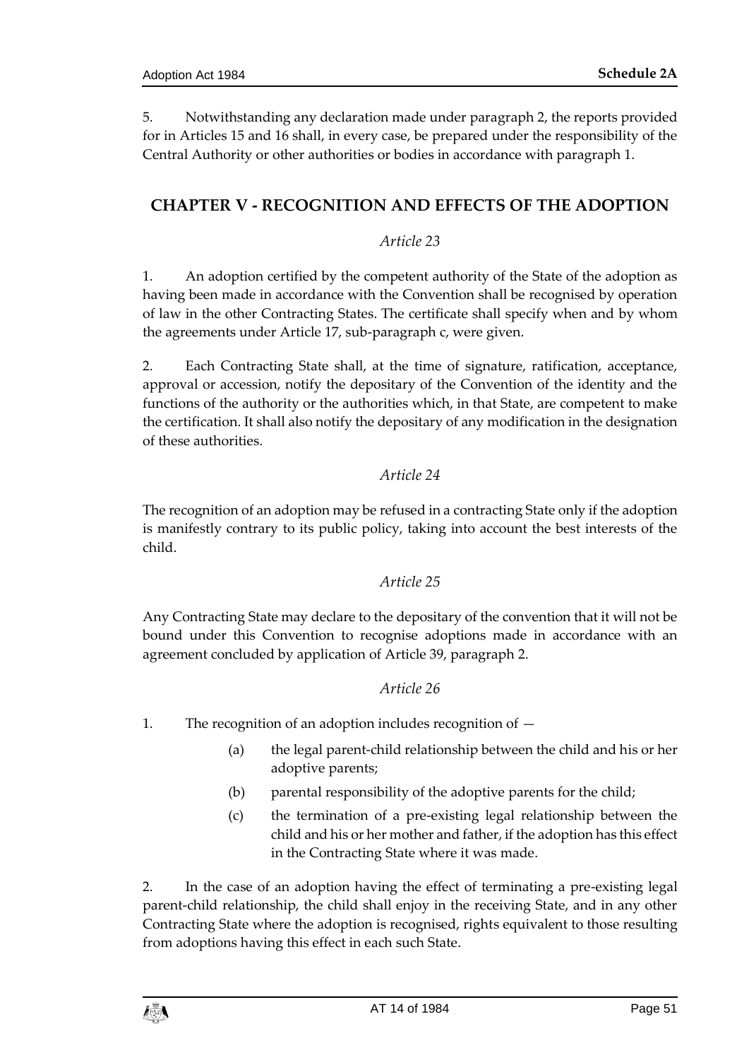5. Notwithstanding any declaration made under paragraph 2, the reports provided for in Articles 15 and 16 shall, in every case, be prepared under the responsibility of the Central Authority or other authorities or bodies in accordance with paragraph 1.

## CHAPTER V - RECOGNITION AND EFFECTS OF THE ADOPTION

*Article 23*

1. An adoption certified by the competent authority of the State of the adoption as having been made in accordance with the Convention shall be recognised by operation of law in the other Contracting States. The certificate shall specify when and by whom the agreements under Article 17, sub-paragraph c, were given.

2. Each Contracting State shall, at the time of signature, ratification, acceptance, approval or accession, notify the depositary of the Convention of the identity and the functions of the authority or the authorities which, in that State, are competent to make the certification. It shall also notify the depositary of any modification in the designation of these authorities.

*Article 24*

The recognition of an adoption may be refused in a contracting State only if the adoption is manifestly contrary to its public policy, taking into account the best interests of the child.

*Article 25*

Any Contracting State may declare to the depositary of the convention that it will not be bound under this Convention to recognise adoptions made in accordance with an agreement concluded by application of Article 39, paragraph 2.

*Article 26*

1. The recognition of an adoption includes recognition of —

   (a) the legal parent-child relationship between the child and his or her adoptive parents;

   (b) parental responsibility of the adoptive parents for the child;

   (c) the termination of a pre-existing legal relationship between the child and his or her mother and father, if the adoption has this effect in the Contracting State where it was made.

2. In the case of an adoption having the effect of terminating a pre-existing legal parent-child relationship, the child shall enjoy in the receiving State, and in any other Contracting State where the adoption is recognised, rights equivalent to those resulting from adoptions having this effect in each such State.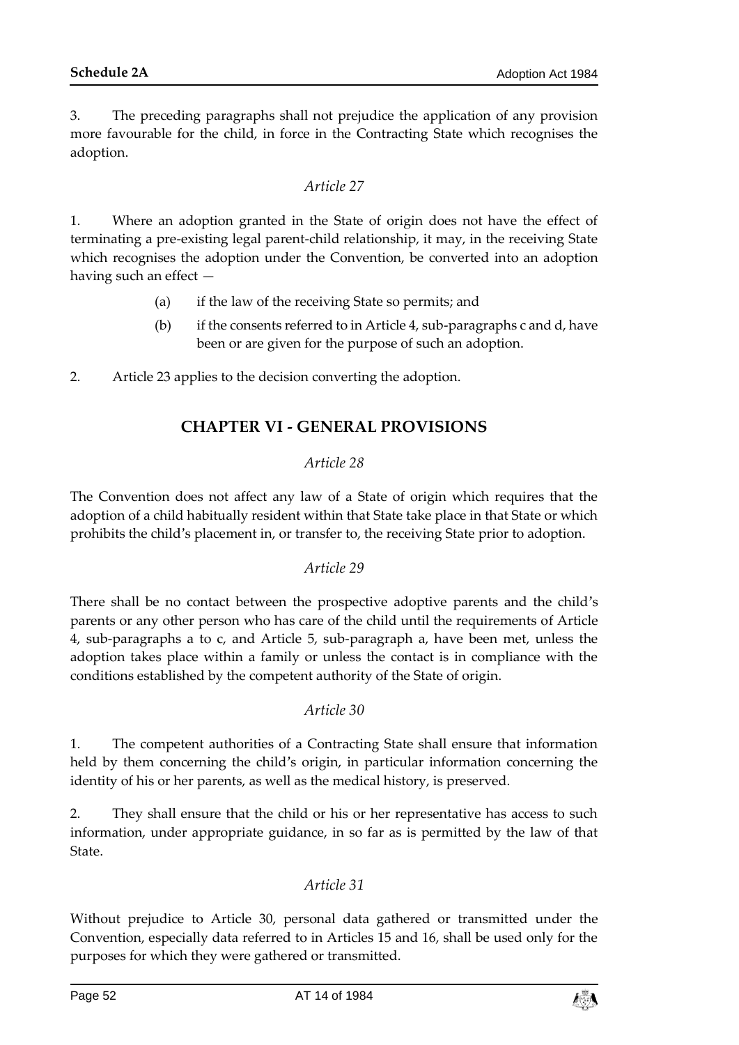3. The preceding paragraphs shall not prejudice the application of any provision more favourable for the child, in force in the Contracting State which recognises the adoption.

*Article 27*

1. Where an adoption granted in the State of origin does not have the effect of terminating a pre-existing legal parent-child relationship, it may, in the receiving State which recognises the adoption under the Convention, be converted into an adoption having such an effect —

- (a) if the law of the receiving State so permits; and
- (b) if the consents referred to in Article 4, sub-paragraphs c and d, have been or are given for the purpose of such an adoption.

2. Article 23 applies to the decision converting the adoption.

## CHAPTER VI - GENERAL PROVISIONS

*Article 28*

The Convention does not affect any law of a State of origin which requires that the adoption of a child habitually resident within that State take place in that State or which prohibits the child's placement in, or transfer to, the receiving State prior to adoption.

*Article 29*

There shall be no contact between the prospective adoptive parents and the child's parents or any other person who has care of the child until the requirements of Article 4, sub-paragraphs a to c, and Article 5, sub-paragraph a, have been met, unless the adoption takes place within a family or unless the contact is in compliance with the conditions established by the competent authority of the State of origin.

*Article 30*

1. The competent authorities of a Contracting State shall ensure that information held by them concerning the child's origin, in particular information concerning the identity of his or her parents, as well as the medical history, is preserved.

2. They shall ensure that the child or his or her representative has access to such information, under appropriate guidance, in so far as is permitted by the law of that State.

*Article 31*

Without prejudice to Article 30, personal data gathered or transmitted under the Convention, especially data referred to in Articles 15 and 16, shall be used only for the purposes for which they were gathered or transmitted.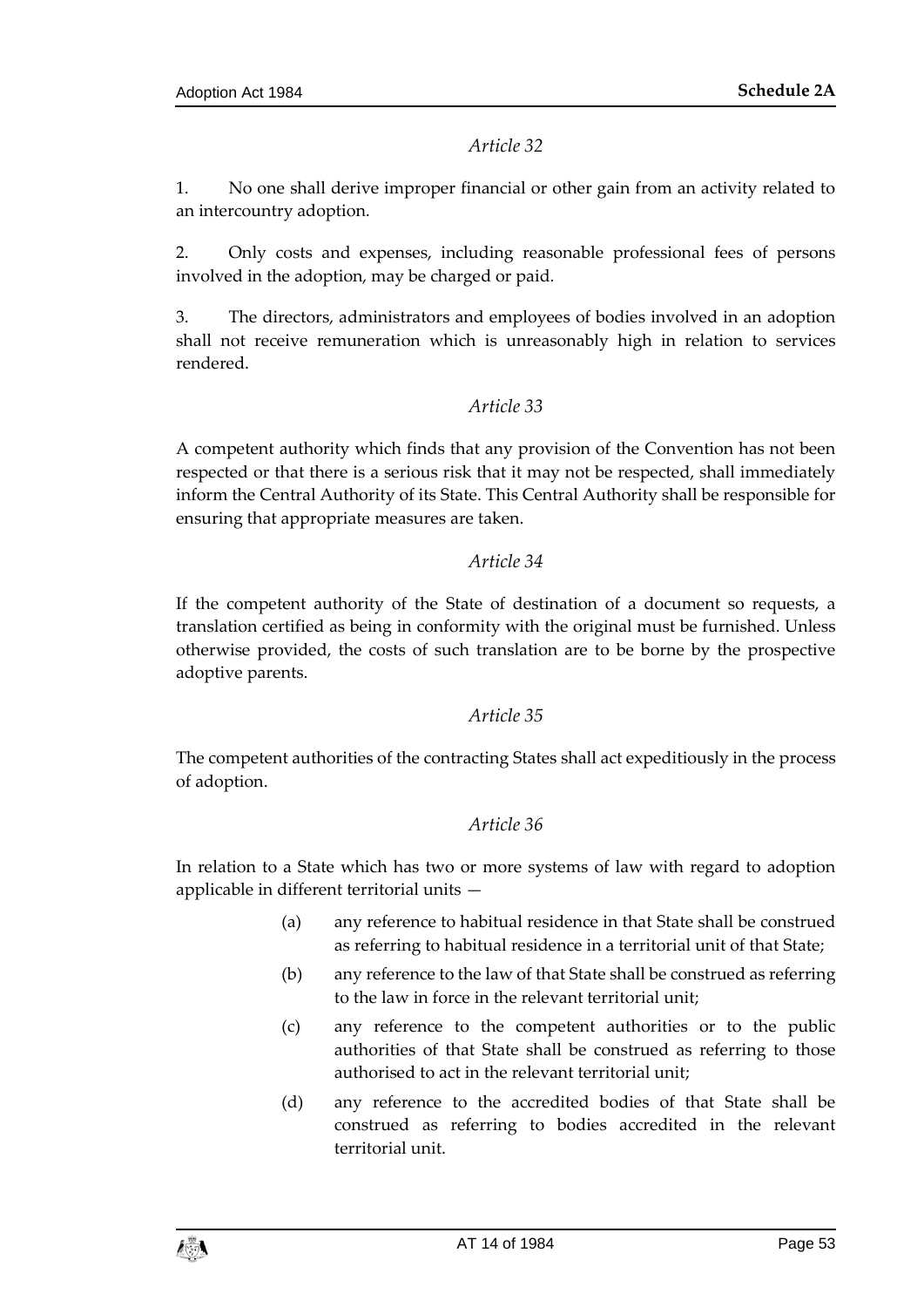*Article 32*

1. No one shall derive improper financial or other gain from an activity related to an intercountry adoption.

2. Only costs and expenses, including reasonable professional fees of persons involved in the adoption, may be charged or paid.

3. The directors, administrators and employees of bodies involved in an adoption shall not receive remuneration which is unreasonably high in relation to services rendered.

*Article 33*

A competent authority which finds that any provision of the Convention has not been respected or that there is a serious risk that it may not be respected, shall immediately inform the Central Authority of its State. This Central Authority shall be responsible for ensuring that appropriate measures are taken.

*Article 34*

If the competent authority of the State of destination of a document so requests, a translation certified as being in conformity with the original must be furnished. Unless otherwise provided, the costs of such translation are to be borne by the prospective adoptive parents.

*Article 35*

The competent authorities of the contracting States shall act expeditiously in the process of adoption.

*Article 36*

In relation to a State which has two or more systems of law with regard to adoption applicable in different territorial units —

(a) any reference to habitual residence in that State shall be construed as referring to habitual residence in a territorial unit of that State;

(b) any reference to the law of that State shall be construed as referring to the law in force in the relevant territorial unit;

(c) any reference to the competent authorities or to the public authorities of that State shall be construed as referring to those authorised to act in the relevant territorial unit;

(d) any reference to the accredited bodies of that State shall be construed as referring to bodies accredited in the relevant territorial unit.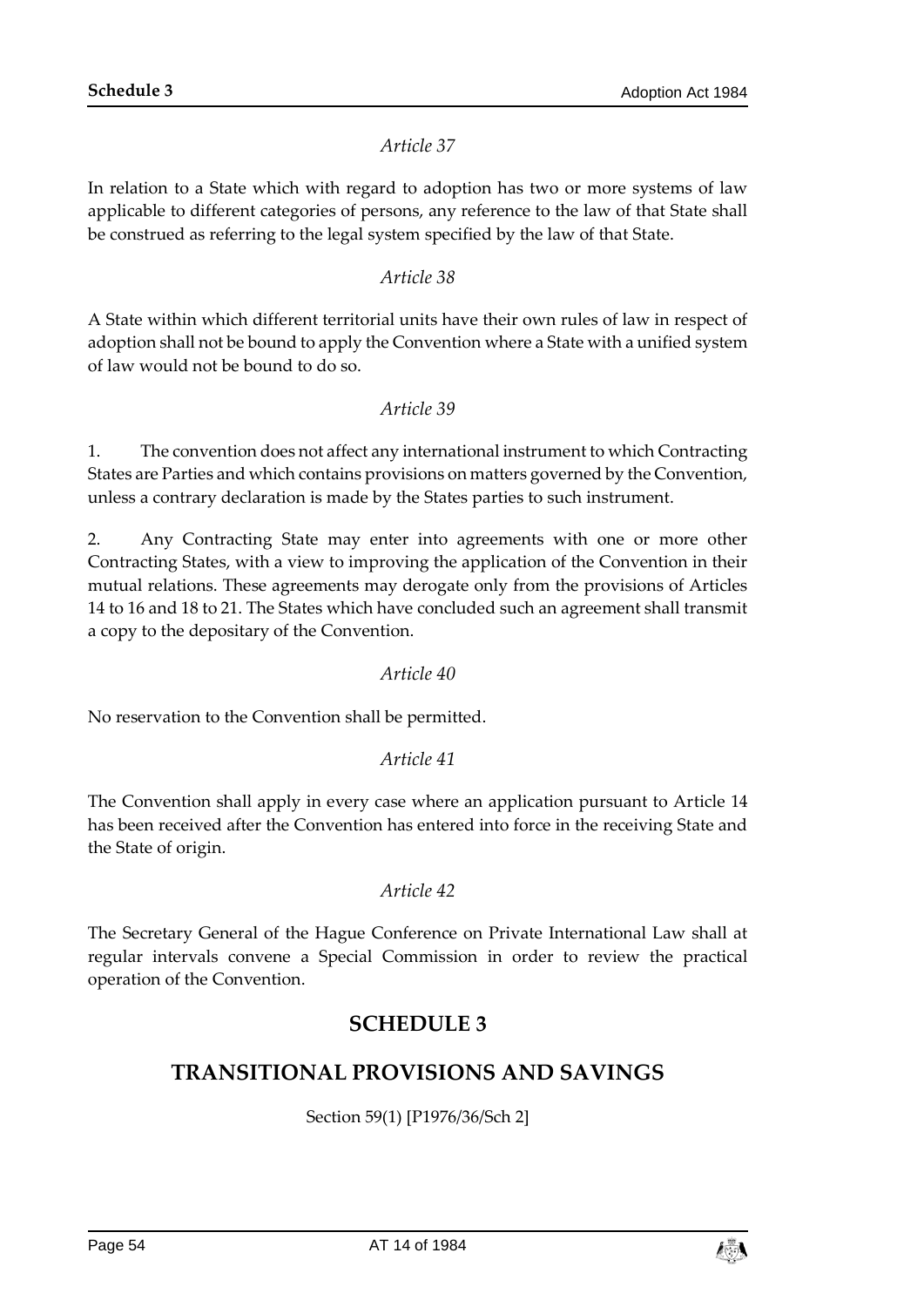*Article 37*

In relation to a State which with regard to adoption has two or more systems of law applicable to different categories of persons, any reference to the law of that State shall be construed as referring to the legal system specified by the law of that State.

*Article 38*

A State within which different territorial units have their own rules of law in respect of adoption shall not be bound to apply the Convention where a State with a unified system of law would not be bound to do so.

*Article 39*

1. The convention does not affect any international instrument to which Contracting States are Parties and which contains provisions on matters governed by the Convention, unless a contrary declaration is made by the States parties to such instrument.

2. Any Contracting State may enter into agreements with one or more other Contracting States, with a view to improving the application of the Convention in their mutual relations. These agreements may derogate only from the provisions of Articles 14 to 16 and 18 to 21. The States which have concluded such an agreement shall transmit a copy to the depositary of the Convention.

*Article 40*

No reservation to the Convention shall be permitted.

*Article 41*

The Convention shall apply in every case where an application pursuant to Article 14 has been received after the Convention has entered into force in the receiving State and the State of origin.

*Article 42*

The Secretary General of the Hague Conference on Private International Law shall at regular intervals convene a Special Commission in order to review the practical operation of the Convention.

## SCHEDULE 3

## TRANSITIONAL PROVISIONS AND SAVINGS

Section 59(1) [P1976/36/Sch 2]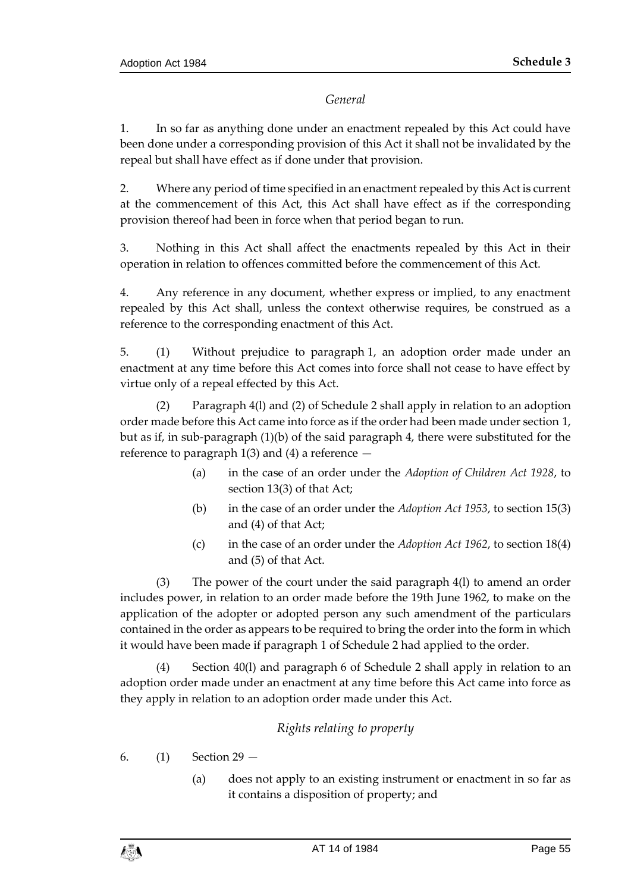*General*

1. In so far as anything done under an enactment repealed by this Act could have been done under a corresponding provision of this Act it shall not be invalidated by the repeal but shall have effect as if done under that provision.

2. Where any period of time specified in an enactment repealed by this Act is current at the commencement of this Act, this Act shall have effect as if the corresponding provision thereof had been in force when that period began to run.

3. Nothing in this Act shall affect the enactments repealed by this Act in their operation in relation to offences committed before the commencement of this Act.

4. Any reference in any document, whether express or implied, to any enactment repealed by this Act shall, unless the context otherwise requires, be construed as a reference to the corresponding enactment of this Act.

5. (1) Without prejudice to paragraph 1, an adoption order made under an enactment at any time before this Act comes into force shall not cease to have effect by virtue only of a repeal effected by this Act.

(2) Paragraph 4(l) and (2) of Schedule 2 shall apply in relation to an adoption order made before this Act came into force as if the order had been made under section 1, but as if, in sub-paragraph (1)(b) of the said paragraph 4, there were substituted for the reference to paragraph 1(3) and (4) a reference —

(a) in the case of an order under the *Adoption of Children Act 1928*, to section 13(3) of that Act;

(b) in the case of an order under the *Adoption Act 1953*, to section 15(3) and (4) of that Act;

(c) in the case of an order under the *Adoption Act 1962*, to section 18(4) and (5) of that Act.

(3) The power of the court under the said paragraph 4(l) to amend an order includes power, in relation to an order made before the 19th June 1962, to make on the application of the adopter or adopted person any such amendment of the particulars contained in the order as appears to be required to bring the order into the form in which it would have been made if paragraph 1 of Schedule 2 had applied to the order.

(4) Section 40(l) and paragraph 6 of Schedule 2 shall apply in relation to an adoption order made under an enactment at any time before this Act came into force as they apply in relation to an adoption order made under this Act.

*Rights relating to property*

6. (1) Section 29 —

(a) does not apply to an existing instrument or enactment in so far as it contains a disposition of property; and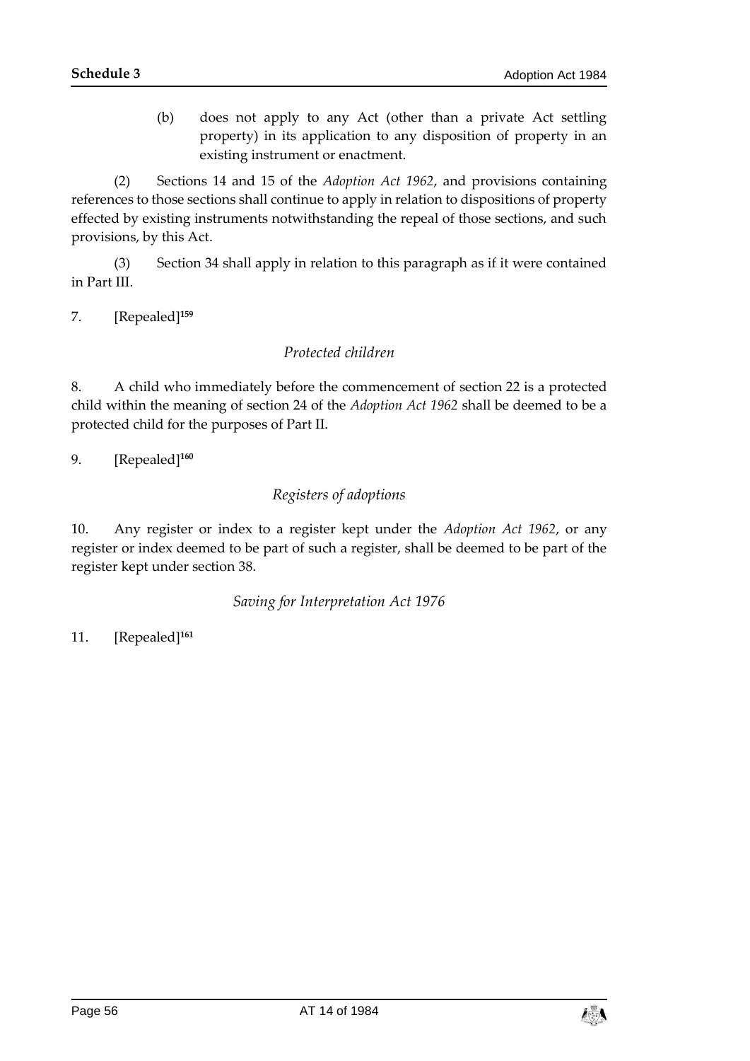(b) does not apply to any Act (other than a private Act settling property) in its application to any disposition of property in an existing instrument or enactment.

(2) Sections 14 and 15 of the *Adoption Act 1962*, and provisions containing references to those sections shall continue to apply in relation to dispositions of property effected by existing instruments notwithstanding the repeal of those sections, and such provisions, by this Act.

(3) Section 34 shall apply in relation to this paragraph as if it were contained in Part III.

7. [Repealed][159]

*Protected children*

8. A child who immediately before the commencement of section 22 is a protected child within the meaning of section 24 of the *Adoption Act 1962* shall be deemed to be a protected child for the purposes of Part II.

9. [Repealed][160]

*Registers of adoptions*

10. Any register or index to a register kept under the *Adoption Act 1962*, or any register or index deemed to be part of such a register, shall be deemed to be part of the register kept under section 38.

*Saving for Interpretation Act 1976*

11. [Repealed][161]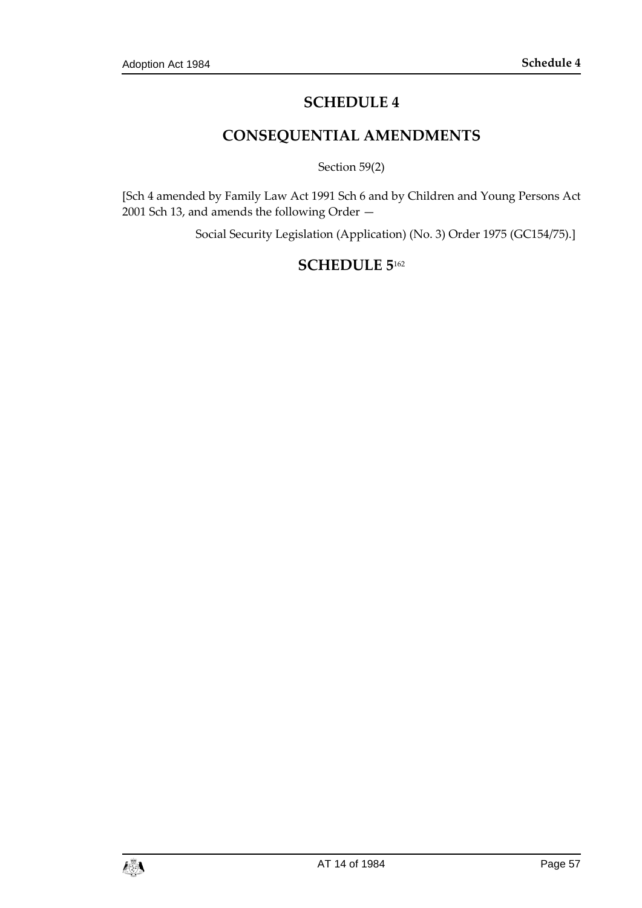# SCHEDULE 4

## CONSEQUENTIAL AMENDMENTS

Section 59(2)

[Sch 4 amended by Family Law Act 1991 Sch 6 and by Children and Young Persons Act 2001 Sch 13, and amends the following Order —

Social Security Legislation (Application) (No. 3) Order 1975 (GC154/75).]

# SCHEDULE 5[162]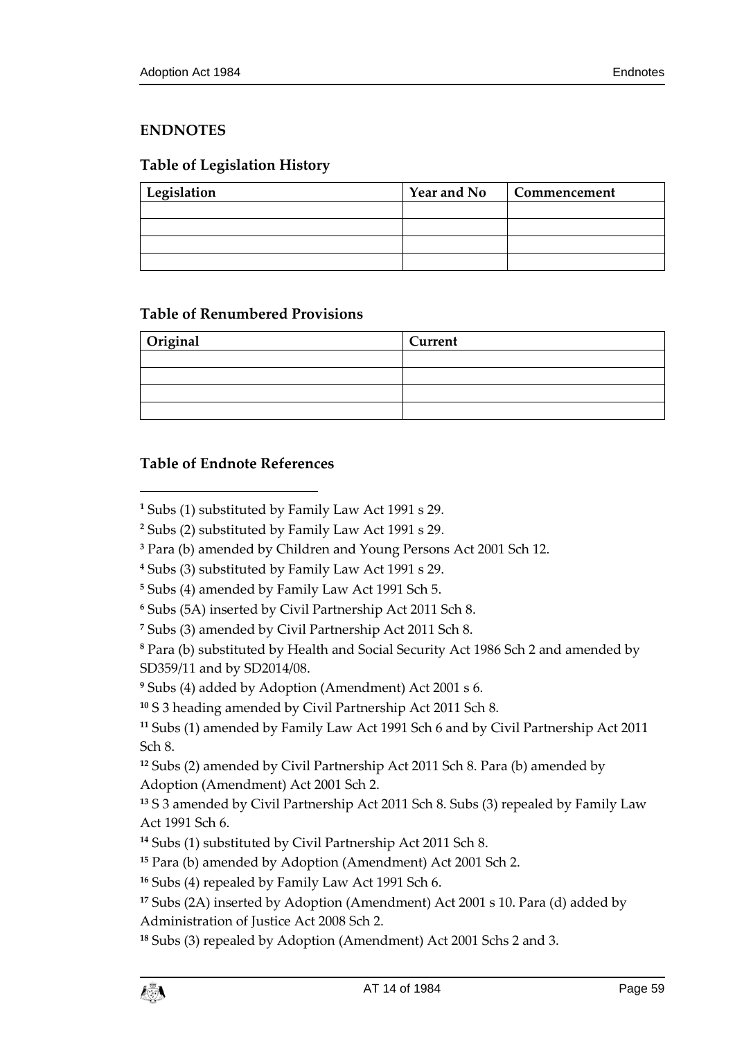## ENDNOTES

### Table of Legislation History

| Legislation | Year and No | Commencement |
| --- | --- | --- |
| | | |
| | | |
| | | |
| | | |

### Table of Renumbered Provisions

| Original | Current |
| --- | --- |
| | |
| | |
| | |
| | |

### Table of Endnote References

[1] Subs (1) substituted by Family Law Act 1991 s 29.

[2] Subs (2) substituted by Family Law Act 1991 s 29.

[3] Para (b) amended by Children and Young Persons Act 2001 Sch 12.

[4] Subs (3) substituted by Family Law Act 1991 s 29.

[5] Subs (4) amended by Family Law Act 1991 Sch 5.

[6] Subs (5A) inserted by Civil Partnership Act 2011 Sch 8.

[7] Subs (3) amended by Civil Partnership Act 2011 Sch 8.

[8] Para (b) substituted by Health and Social Security Act 1986 Sch 2 and amended by SD359/11 and by SD2014/08.

[9] Subs (4) added by Adoption (Amendment) Act 2001 s 6.

[10] S 3 heading amended by Civil Partnership Act 2011 Sch 8.

[11] Subs (1) amended by Family Law Act 1991 Sch 6 and by Civil Partnership Act 2011 Sch 8.

[12] Subs (2) amended by Civil Partnership Act 2011 Sch 8. Para (b) amended by Adoption (Amendment) Act 2001 Sch 2.

[13] S 3 amended by Civil Partnership Act 2011 Sch 8. Subs (3) repealed by Family Law Act 1991 Sch 6.

[14] Subs (1) substituted by Civil Partnership Act 2011 Sch 8.

[15] Para (b) amended by Adoption (Amendment) Act 2001 Sch 2.

[16] Subs (4) repealed by Family Law Act 1991 Sch 6.

[17] Subs (2A) inserted by Adoption (Amendment) Act 2001 s 10. Para (d) added by Administration of Justice Act 2008 Sch 2.

[18] Subs (3) repealed by Adoption (Amendment) Act 2001 Schs 2 and 3.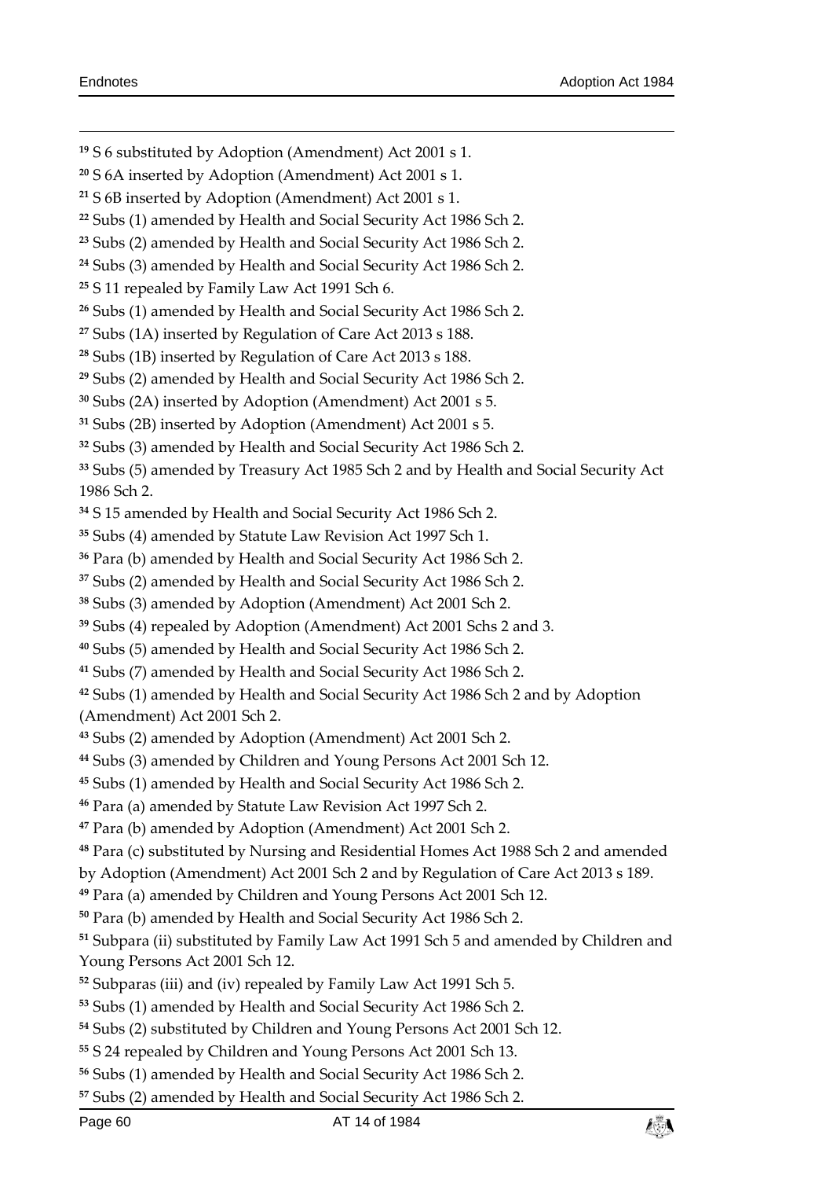[19] S 6 substituted by Adoption (Amendment) Act 2001 s 1.

[20] S 6A inserted by Adoption (Amendment) Act 2001 s 1.

[21] S 6B inserted by Adoption (Amendment) Act 2001 s 1.

[22] Subs (1) amended by Health and Social Security Act 1986 Sch 2.

[23] Subs (2) amended by Health and Social Security Act 1986 Sch 2.

[24] Subs (3) amended by Health and Social Security Act 1986 Sch 2.

[25] S 11 repealed by Family Law Act 1991 Sch 6.

[26] Subs (1) amended by Health and Social Security Act 1986 Sch 2.

[27] Subs (1A) inserted by Regulation of Care Act 2013 s 188.

[28] Subs (1B) inserted by Regulation of Care Act 2013 s 188.

[29] Subs (2) amended by Health and Social Security Act 1986 Sch 2.

[30] Subs (2A) inserted by Adoption (Amendment) Act 2001 s 5.

[31] Subs (2B) inserted by Adoption (Amendment) Act 2001 s 5.

[32] Subs (3) amended by Health and Social Security Act 1986 Sch 2.

[33] Subs (5) amended by Treasury Act 1985 Sch 2 and by Health and Social Security Act 1986 Sch 2.

[34] S 15 amended by Health and Social Security Act 1986 Sch 2.

[35] Subs (4) amended by Statute Law Revision Act 1997 Sch 1.

[36] Para (b) amended by Health and Social Security Act 1986 Sch 2.

[37] Subs (2) amended by Health and Social Security Act 1986 Sch 2.

[38] Subs (3) amended by Adoption (Amendment) Act 2001 Sch 2.

[39] Subs (4) repealed by Adoption (Amendment) Act 2001 Schs 2 and 3.

[40] Subs (5) amended by Health and Social Security Act 1986 Sch 2.

[41] Subs (7) amended by Health and Social Security Act 1986 Sch 2.

[42] Subs (1) amended by Health and Social Security Act 1986 Sch 2 and by Adoption (Amendment) Act 2001 Sch 2.

[43] Subs (2) amended by Adoption (Amendment) Act 2001 Sch 2.

[44] Subs (3) amended by Children and Young Persons Act 2001 Sch 12.

[45] Subs (1) amended by Health and Social Security Act 1986 Sch 2.

[46] Para (a) amended by Statute Law Revision Act 1997 Sch 2.

[47] Para (b) amended by Adoption (Amendment) Act 2001 Sch 2.

[48] Para (c) substituted by Nursing and Residential Homes Act 1988 Sch 2 and amended by Adoption (Amendment) Act 2001 Sch 2 and by Regulation of Care Act 2013 s 189.

[49] Para (a) amended by Children and Young Persons Act 2001 Sch 12.

[50] Para (b) amended by Health and Social Security Act 1986 Sch 2.

[51] Subpara (ii) substituted by Family Law Act 1991 Sch 5 and amended by Children and Young Persons Act 2001 Sch 12.

[52] Subparas (iii) and (iv) repealed by Family Law Act 1991 Sch 5.

[53] Subs (1) amended by Health and Social Security Act 1986 Sch 2.

[54] Subs (2) substituted by Children and Young Persons Act 2001 Sch 12.

[55] S 24 repealed by Children and Young Persons Act 2001 Sch 13.

[56] Subs (1) amended by Health and Social Security Act 1986 Sch 2.

[57] Subs (2) amended by Health and Social Security Act 1986 Sch 2.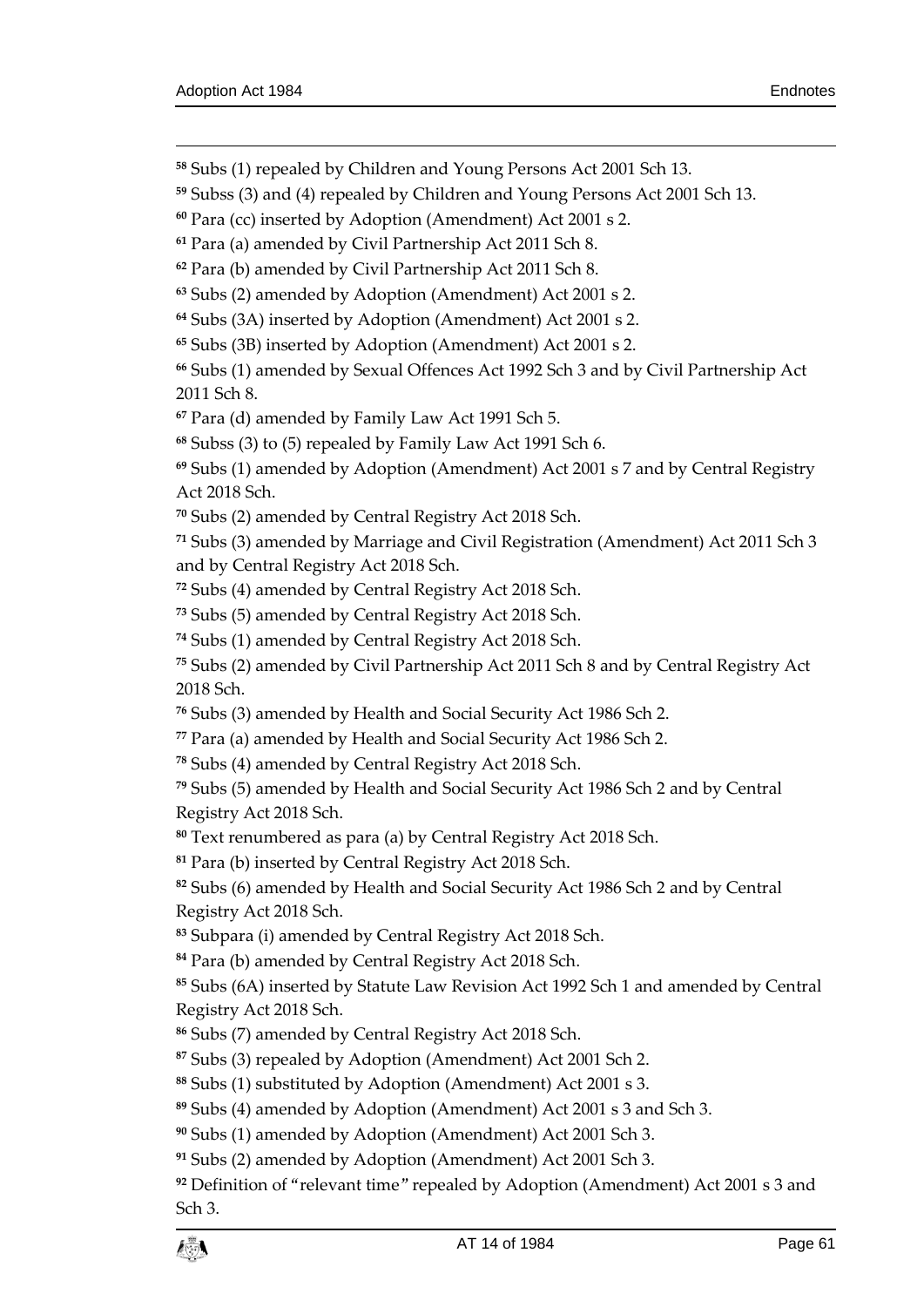[58] Subs (1) repealed by Children and Young Persons Act 2001 Sch 13.

[59] Subss (3) and (4) repealed by Children and Young Persons Act 2001 Sch 13.

[60] Para (cc) inserted by Adoption (Amendment) Act 2001 s 2.

[61] Para (a) amended by Civil Partnership Act 2011 Sch 8.

[62] Para (b) amended by Civil Partnership Act 2011 Sch 8.

[63] Subs (2) amended by Adoption (Amendment) Act 2001 s 2.

[64] Subs (3A) inserted by Adoption (Amendment) Act 2001 s 2.

[65] Subs (3B) inserted by Adoption (Amendment) Act 2001 s 2.

[66] Subs (1) amended by Sexual Offences Act 1992 Sch 3 and by Civil Partnership Act 2011 Sch 8.

[67] Para (d) amended by Family Law Act 1991 Sch 5.

[68] Subss (3) to (5) repealed by Family Law Act 1991 Sch 6.

[69] Subs (1) amended by Adoption (Amendment) Act 2001 s 7 and by Central Registry Act 2018 Sch.

[70] Subs (2) amended by Central Registry Act 2018 Sch.

[71] Subs (3) amended by Marriage and Civil Registration (Amendment) Act 2011 Sch 3 and by Central Registry Act 2018 Sch.

[72] Subs (4) amended by Central Registry Act 2018 Sch.

[73] Subs (5) amended by Central Registry Act 2018 Sch.

[74] Subs (1) amended by Central Registry Act 2018 Sch.

[75] Subs (2) amended by Civil Partnership Act 2011 Sch 8 and by Central Registry Act 2018 Sch.

[76] Subs (3) amended by Health and Social Security Act 1986 Sch 2.

[77] Para (a) amended by Health and Social Security Act 1986 Sch 2.

[78] Subs (4) amended by Central Registry Act 2018 Sch.

[79] Subs (5) amended by Health and Social Security Act 1986 Sch 2 and by Central Registry Act 2018 Sch.

[80] Text renumbered as para (a) by Central Registry Act 2018 Sch.

[81] Para (b) inserted by Central Registry Act 2018 Sch.

[82] Subs (6) amended by Health and Social Security Act 1986 Sch 2 and by Central Registry Act 2018 Sch.

[83] Subpara (i) amended by Central Registry Act 2018 Sch.

[84] Para (b) amended by Central Registry Act 2018 Sch.

[85] Subs (6A) inserted by Statute Law Revision Act 1992 Sch 1 and amended by Central Registry Act 2018 Sch.

[86] Subs (7) amended by Central Registry Act 2018 Sch.

[87] Subs (3) repealed by Adoption (Amendment) Act 2001 Sch 2.

[88] Subs (1) substituted by Adoption (Amendment) Act 2001 s 3.

[89] Subs (4) amended by Adoption (Amendment) Act 2001 s 3 and Sch 3.

[90] Subs (1) amended by Adoption (Amendment) Act 2001 Sch 3.

[91] Subs (2) amended by Adoption (Amendment) Act 2001 Sch 3.

[92] Definition of "relevant time" repealed by Adoption (Amendment) Act 2001 s 3 and Sch 3.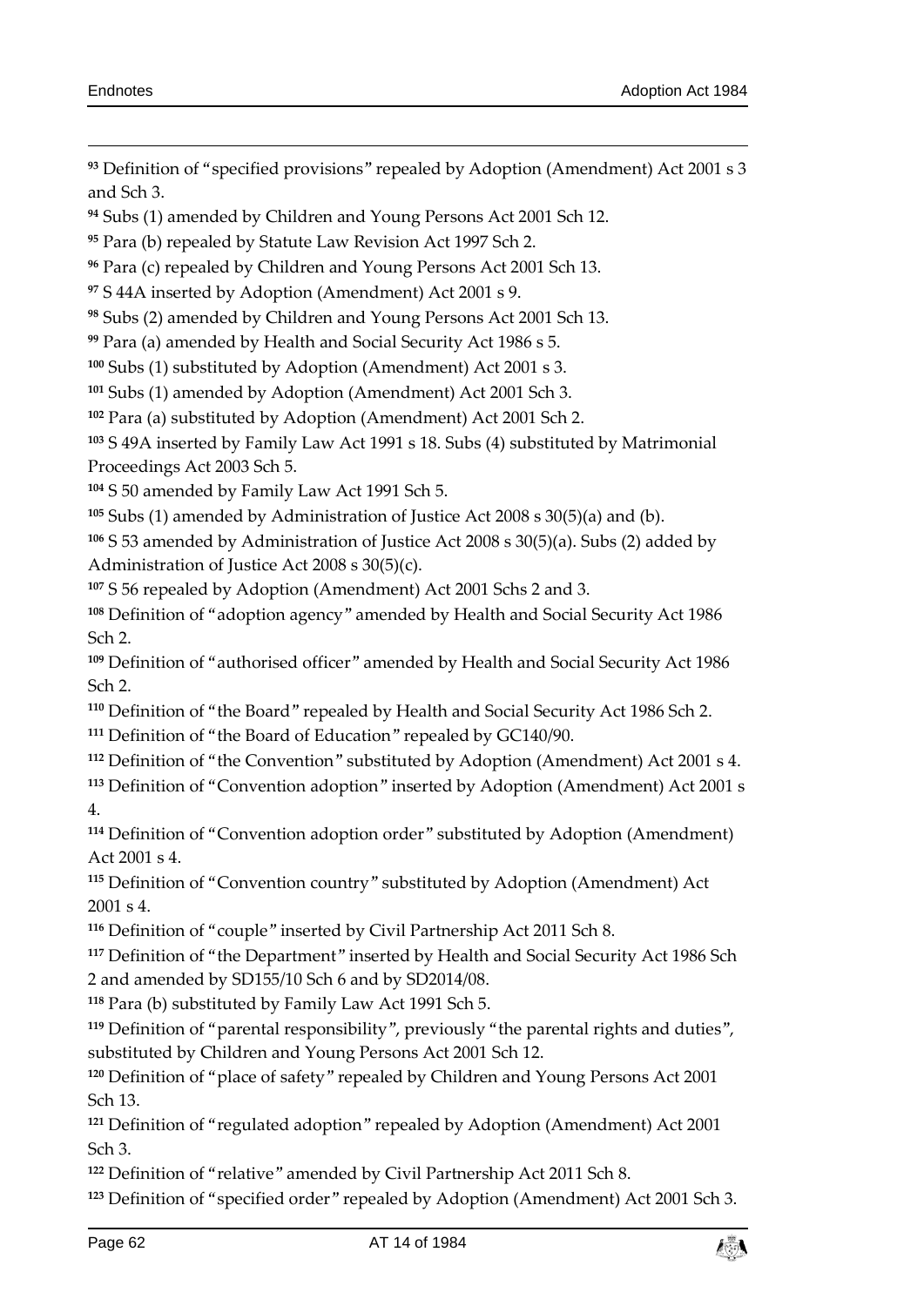[93] Definition of "specified provisions" repealed by Adoption (Amendment) Act 2001 s 3 and Sch 3.

[94] Subs (1) amended by Children and Young Persons Act 2001 Sch 12.

[95] Para (b) repealed by Statute Law Revision Act 1997 Sch 2.

[96] Para (c) repealed by Children and Young Persons Act 2001 Sch 13.

[97] S 44A inserted by Adoption (Amendment) Act 2001 s 9.

[98] Subs (2) amended by Children and Young Persons Act 2001 Sch 13.

[99] Para (a) amended by Health and Social Security Act 1986 s 5.

[100] Subs (1) substituted by Adoption (Amendment) Act 2001 s 3.

[101] Subs (1) amended by Adoption (Amendment) Act 2001 Sch 3.

[102] Para (a) substituted by Adoption (Amendment) Act 2001 Sch 2.

[103] S 49A inserted by Family Law Act 1991 s 18. Subs (4) substituted by Matrimonial Proceedings Act 2003 Sch 5.

[104] S 50 amended by Family Law Act 1991 Sch 5.

[105] Subs (1) amended by Administration of Justice Act 2008 s 30(5)(a) and (b).

[106] S 53 amended by Administration of Justice Act 2008 s 30(5)(a). Subs (2) added by Administration of Justice Act 2008 s 30(5)(c).

[107] S 56 repealed by Adoption (Amendment) Act 2001 Schs 2 and 3.

[108] Definition of "adoption agency" amended by Health and Social Security Act 1986 Sch 2.

[109] Definition of "authorised officer" amended by Health and Social Security Act 1986 Sch 2.

[110] Definition of "the Board" repealed by Health and Social Security Act 1986 Sch 2.

[111] Definition of "the Board of Education" repealed by GC140/90.

[112] Definition of "the Convention" substituted by Adoption (Amendment) Act 2001 s 4.

[113] Definition of "Convention adoption" inserted by Adoption (Amendment) Act 2001 s 4.

[114] Definition of "Convention adoption order" substituted by Adoption (Amendment) Act 2001 s 4.

[115] Definition of "Convention country" substituted by Adoption (Amendment) Act 2001 s 4.

[116] Definition of "couple" inserted by Civil Partnership Act 2011 Sch 8.

[117] Definition of "the Department" inserted by Health and Social Security Act 1986 Sch 2 and amended by SD155/10 Sch 6 and by SD2014/08.

[118] Para (b) substituted by Family Law Act 1991 Sch 5.

[119] Definition of "parental responsibility", previously "the parental rights and duties", substituted by Children and Young Persons Act 2001 Sch 12.

[120] Definition of "place of safety" repealed by Children and Young Persons Act 2001 Sch 13.

[121] Definition of "regulated adoption" repealed by Adoption (Amendment) Act 2001 Sch 3.

[122] Definition of "relative" amended by Civil Partnership Act 2011 Sch 8.

[123] Definition of "specified order" repealed by Adoption (Amendment) Act 2001 Sch 3.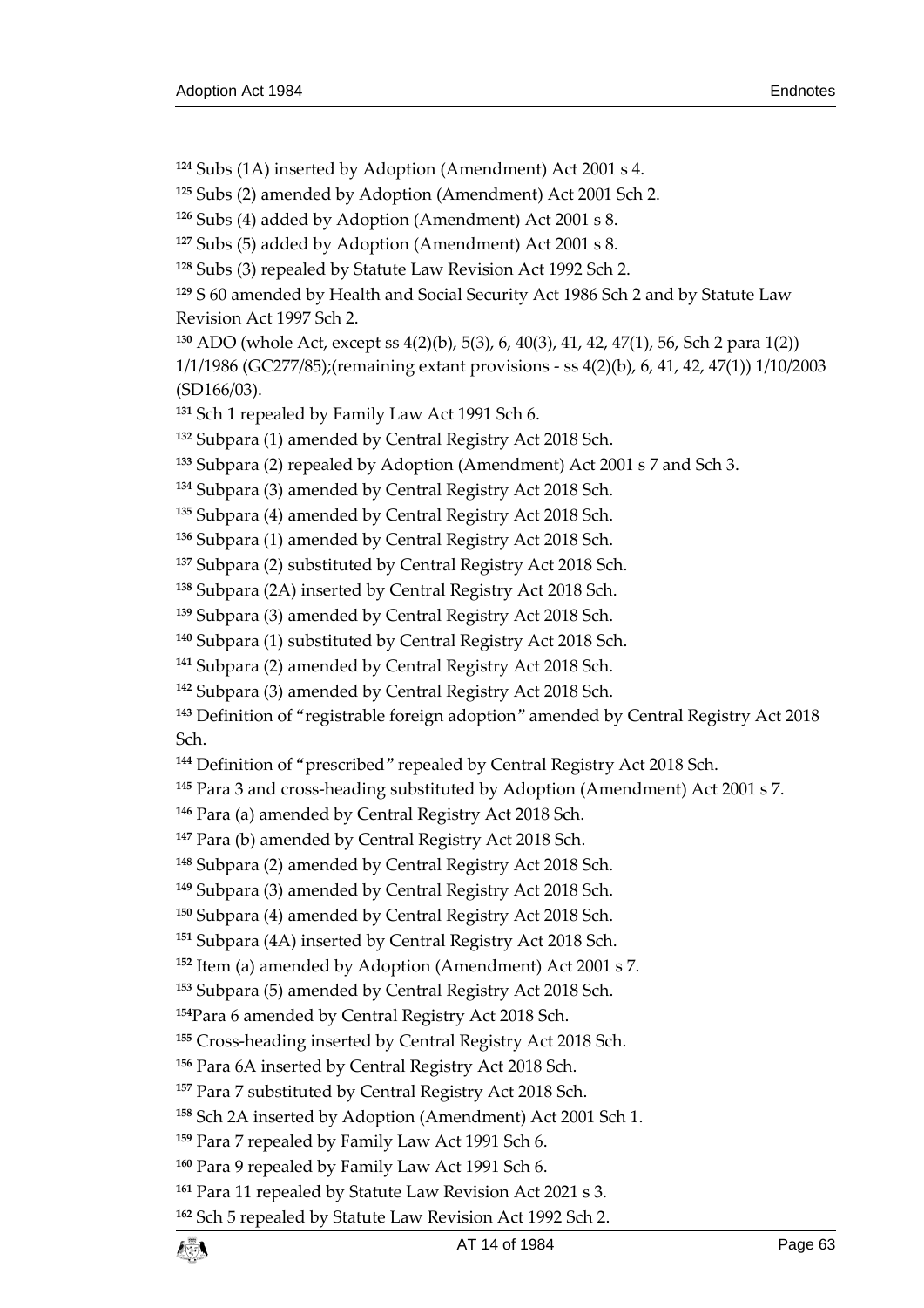[124] Subs (1A) inserted by Adoption (Amendment) Act 2001 s 4.

[125] Subs (2) amended by Adoption (Amendment) Act 2001 Sch 2.

[126] Subs (4) added by Adoption (Amendment) Act 2001 s 8.

[127] Subs (5) added by Adoption (Amendment) Act 2001 s 8.

[128] Subs (3) repealed by Statute Law Revision Act 1992 Sch 2.

[129] S 60 amended by Health and Social Security Act 1986 Sch 2 and by Statute Law Revision Act 1997 Sch 2.

[130] ADO (whole Act, except ss 4(2)(b), 5(3), 6, 40(3), 41, 42, 47(1), 56, Sch 2 para 1(2)) 1/1/1986 (GC277/85);(remaining extant provisions - ss 4(2)(b), 6, 41, 42, 47(1)) 1/10/2003 (SD166/03).

[131] Sch 1 repealed by Family Law Act 1991 Sch 6.

[132] Subpara (1) amended by Central Registry Act 2018 Sch.

[133] Subpara (2) repealed by Adoption (Amendment) Act 2001 s 7 and Sch 3.

[134] Subpara (3) amended by Central Registry Act 2018 Sch.

[135] Subpara (4) amended by Central Registry Act 2018 Sch.

[136] Subpara (1) amended by Central Registry Act 2018 Sch.

[137] Subpara (2) substituted by Central Registry Act 2018 Sch.

[138] Subpara (2A) inserted by Central Registry Act 2018 Sch.

[139] Subpara (3) amended by Central Registry Act 2018 Sch.

[140] Subpara (1) substituted by Central Registry Act 2018 Sch.

[141] Subpara (2) amended by Central Registry Act 2018 Sch.

[142] Subpara (3) amended by Central Registry Act 2018 Sch.

[143] Definition of "registrable foreign adoption" amended by Central Registry Act 2018 Sch.

[144] Definition of "prescribed" repealed by Central Registry Act 2018 Sch.

[145] Para 3 and cross-heading substituted by Adoption (Amendment) Act 2001 s 7.

[146] Para (a) amended by Central Registry Act 2018 Sch.

[147] Para (b) amended by Central Registry Act 2018 Sch.

[148] Subpara (2) amended by Central Registry Act 2018 Sch.

[149] Subpara (3) amended by Central Registry Act 2018 Sch.

[150] Subpara (4) amended by Central Registry Act 2018 Sch.

[151] Subpara (4A) inserted by Central Registry Act 2018 Sch.

[152] Item (a) amended by Adoption (Amendment) Act 2001 s 7.

[153] Subpara (5) amended by Central Registry Act 2018 Sch.

[154] Para 6 amended by Central Registry Act 2018 Sch.

[155] Cross-heading inserted by Central Registry Act 2018 Sch.

[156] Para 6A inserted by Central Registry Act 2018 Sch.

[157] Para 7 substituted by Central Registry Act 2018 Sch.

[158] Sch 2A inserted by Adoption (Amendment) Act 2001 Sch 1.

[159] Para 7 repealed by Family Law Act 1991 Sch 6.

[160] Para 9 repealed by Family Law Act 1991 Sch 6.

[161] Para 11 repealed by Statute Law Revision Act 2021 s 3.

[162] Sch 5 repealed by Statute Law Revision Act 1992 Sch 2.